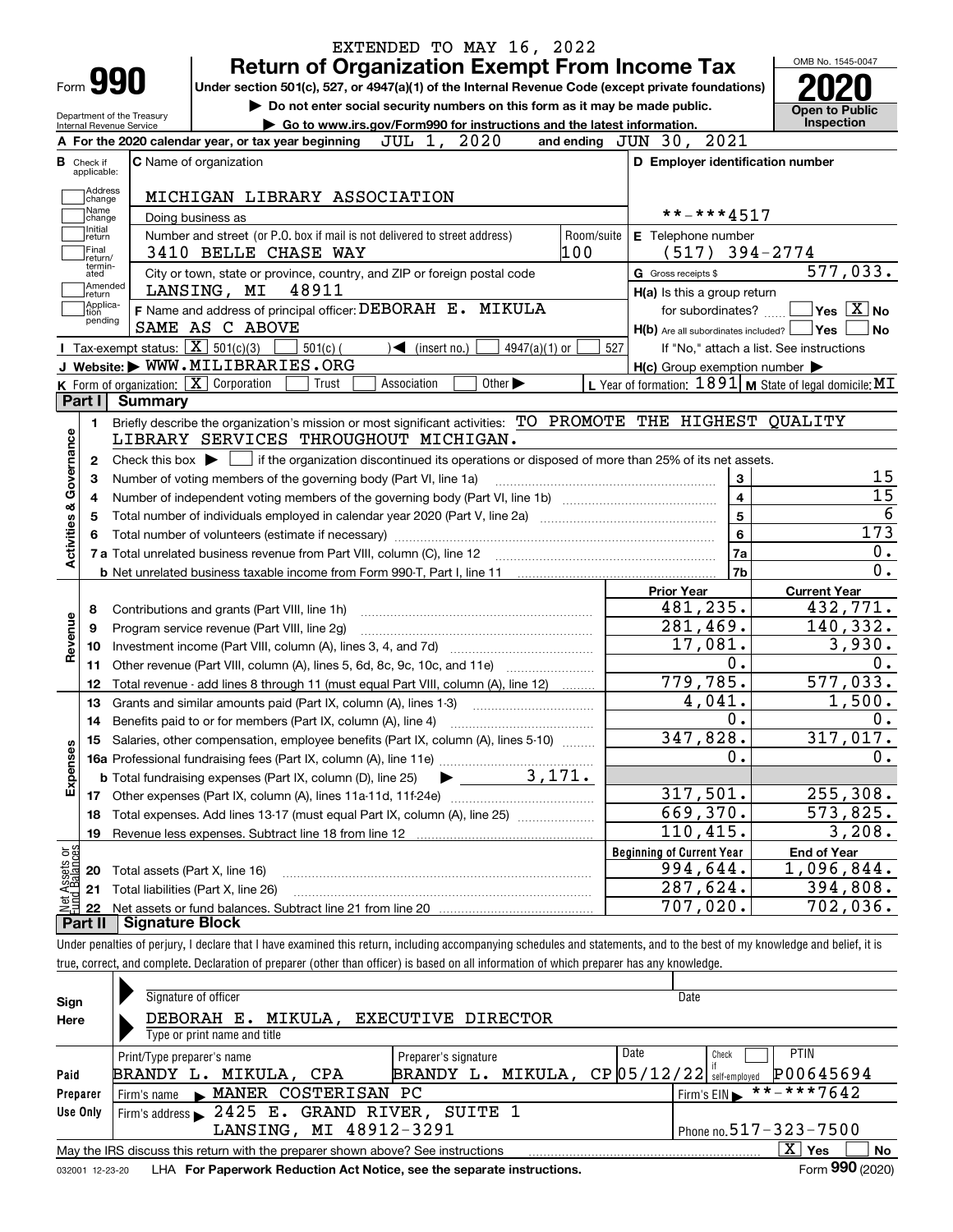EXTENDED TO MAY 16, 2022

Form **990**

# Return of Organization Exempt From Income Tax

**Under section 501(c), 527, or 4947(a)(1) of the Internal Revenue Code (except private foundations)**

▶ Do not enter social security numbers on this form as it may be made public.

▶ Go to www.irs.gov/Form990 for instructions and the latest information.

OMB No. 1545-0047

**2020**

**Open to Public Inspection**

Department of the Treasury
Internal Revenue Service

**A** For the 2020 calendar year, or tax year beginning JUL 1, 2020 and ending JUN 30, 2021

**B** Check if applicable: Address change, Name change, Initial return, Final return/terminated, Amended return, Application pending

**C** Name of organization: MICHIGAN LIBRARY ASSOCIATION

Doing business as

Number and street (or P.O. box if mail is not delivered to street address): 3410 BELLE CHASE WAY — Room/suite: 100

City or town, state or province, country, and ZIP or foreign postal code: LANSING, MI 48911

**D** Employer identification number: **-***4517

**E** Telephone number: (517) 394-2774

**G** Gross receipts $ 577,033.

**F** Name and address of principal officer: DEBORAH E. MIKULA, SAME AS C ABOVE

**H(a)** Is this a group return for subordinates? Yes [ ] No [X]

**H(b)** Are all subordinates included? Yes [ ] No [ ]
If "No," attach a list. See instructions

**H(c)** Group exemption number ▶

**I** Tax-exempt status: [X] 501(c)(3) [ ] 501(c) ( ) ◀ (insert no.) [ ] 4947(a)(1) or [ ] 527

**J** Website: ▶ WWW.MILIBRARIES.ORG

**K** Form of organization: [X] Corporation [ ] Trust [ ] Association [ ] Other ▶

**L** Year of formation: 1891 **M** State of legal domicile: MI

## Part I Summary

**Activities & Governance**

1. Briefly describe the organization's mission or most significant activities: TO PROMOTE THE HIGHEST QUALITY LIBRARY SERVICES THROUGHOUT MICHIGAN.
2. Check this box ▶ [ ] if the organization discontinued its operations or disposed of more than 25% of its net assets.

| | | | |
|---|---|---|---|
| 3 | Number of voting members of the governing body (Part VI, line 1a) | 3 | 15 |
| 4 | Number of independent voting members of the governing body (Part VI, line 1b) | 4 | 15 |
| 5 | Total number of individuals employed in calendar year 2020 (Part V, line 2a) | 5 | 6 |
| 6 | Total number of volunteers (estimate if necessary) | 6 | 173 |
| 7a | Total unrelated business revenue from Part VIII, column (C), line 12 | 7a | 0. |
| b | Net unrelated business taxable income from Form 990-T, Part I, line 11 | 7b | 0. |

| | | | Prior Year | Current Year |
|---|---|---|---|---|
| **Revenue** | 8 | Contributions and grants (Part VIII, line 1h) | 481,235. | 432,771. |
| | 9 | Program service revenue (Part VIII, line 2g) | 281,469. | 140,332. |
| | 10 | Investment income (Part VIII, column (A), lines 3, 4, and 7d) | 17,081. | 3,930. |
| | 11 | Other revenue (Part VIII, column (A), lines 5, 6d, 8c, 9c, 10c, and 11e) | 0. | 0. |
| | 12 | Total revenue - add lines 8 through 11 (must equal Part VIII, column (A), line 12) | 779,785. | 577,033. |
| **Expenses** | 13 | Grants and similar amounts paid (Part IX, column (A), lines 1-3) | 4,041. | 1,500. |
| | 14 | Benefits paid to or for members (Part IX, column (A), line 4) | 0. | 0. |
| | 15 | Salaries, other compensation, employee benefits (Part IX, column (A), lines 5-10) | 347,828. | 317,017. |
| | 16a | Professional fundraising fees (Part IX, column (A), line 11e) | 0. | 0. |
| | b | Total fundraising expenses (Part IX, column (D), line 25) ▶ 3,171. | | |
| | 17 | Other expenses (Part IX, column (A), lines 11a-11d, 11f-24e) | 317,501. | 255,308. |
| | 18 | Total expenses. Add lines 13-17 (must equal Part IX, column (A), line 25) | 669,370. | 573,825. |
| | 19 | Revenue less expenses. Subtract line 18 from line 12 | 110,415. | 3,208. |

| | | | Beginning of Current Year | End of Year |
|---|---|---|---|---|
| **Net Assets or Fund Balances** | 20 | Total assets (Part X, line 16) | 994,644. | 1,096,844. |
| | 21 | Total liabilities (Part X, line 26) | 287,624. | 394,808. |
| | 22 | Net assets or fund balances. Subtract line 21 from line 20 | 707,020. | 702,036. |

## Part II Signature Block

Under penalties of perjury, I declare that I have examined this return, including accompanying schedules and statements, and to the best of my knowledge and belief, it is true, correct, and complete. Declaration of preparer (other than officer) is based on all information of which preparer has any knowledge.

**Sign Here**

Signature of officer — Date

DEBORAH E. MIKULA, EXECUTIVE DIRECTOR
Type or print name and title

**Paid Preparer Use Only**

| Print/Type preparer's name | Preparer's signature | Date | Check [ ] if self-employed | PTIN |
|---|---|---|---|---|
| BRANDY L. MIKULA, CPA | BRANDY L. MIKULA, CP | 05/12/22 | | P00645694 |

Firm's name ▶ MANER COSTERISAN PC — Firm's EIN ▶ **-***7642

Firm's address ▶ 2425 E. GRAND RIVER, SUITE 1, LANSING, MI 48912-3291 — Phone no. 517-323-7500

May the IRS discuss this return with the preparer shown above? See instructions [X] Yes [ ] No

032001 12-23-20 LHA For Paperwork Reduction Act Notice, see the separate instructions. Form **990** (2020)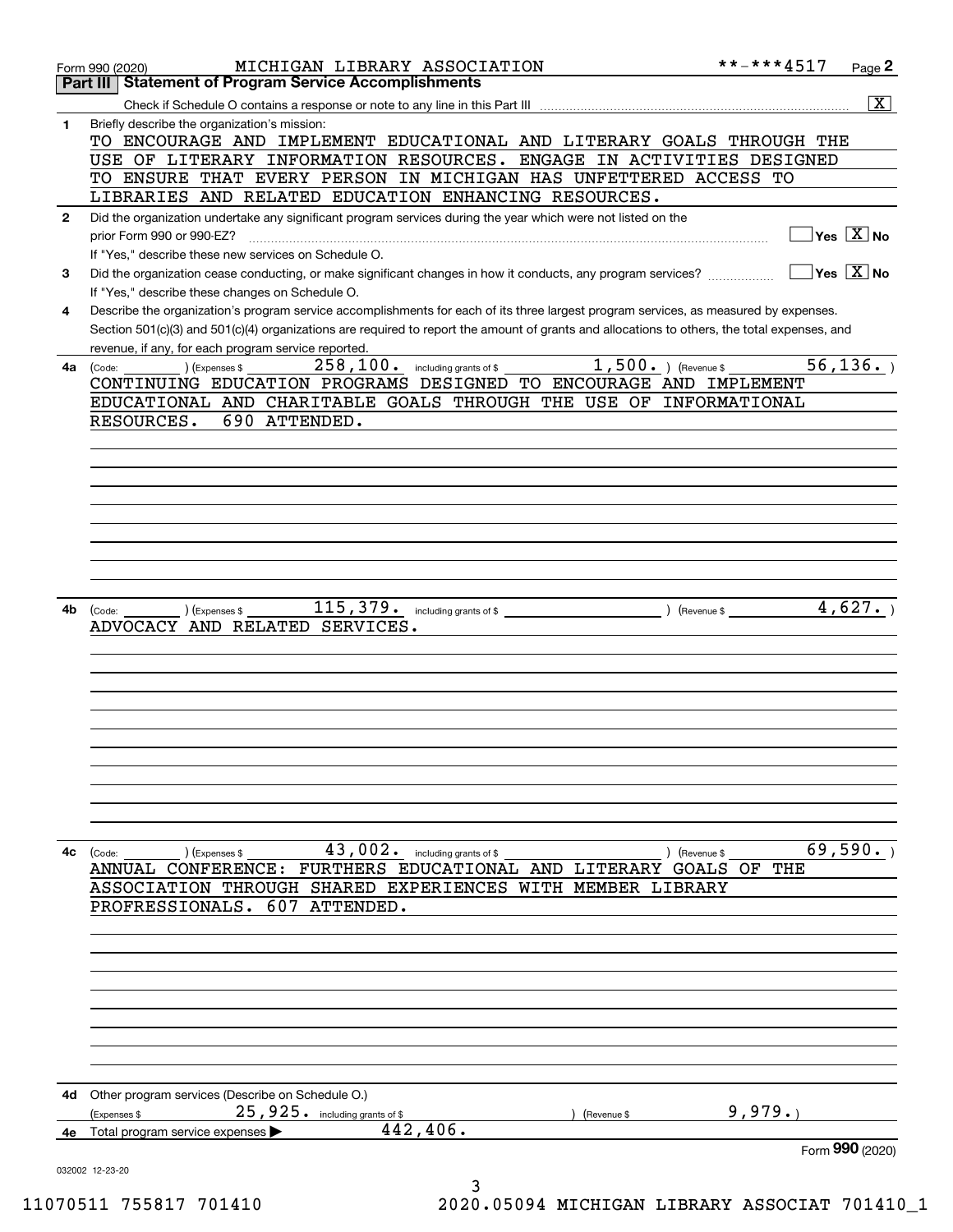Form 990 (2020) MICHIGAN LIBRARY ASSOCIATION **-***4517 Page 2

## Part III Statement of Program Service Accomplishments

Check if Schedule O contains a response or note to any line in this Part III .......... [X]

**1** Briefly describe the organization's mission:

TO ENCOURAGE AND IMPLEMENT EDUCATIONAL AND LITERARY GOALS THROUGH THE USE OF LITERARY INFORMATION RESOURCES. ENGAGE IN ACTIVITIES DESIGNED TO ENSURE THAT EVERY PERSON IN MICHIGAN HAS UNFETTERED ACCESS TO LIBRARIES AND RELATED EDUCATION ENHANCING RESOURCES.

**2** Did the organization undertake any significant program services during the year which were not listed on the prior Form 990 or 990-EZ? .......... [ ] Yes [X] No

If "Yes," describe these new services on Schedule O.

**3** Did the organization cease conducting, or make significant changes in how it conducts, any program services? .......... [ ] Yes [X] No

If "Yes," describe these changes on Schedule O.

**4** Describe the organization's program service accomplishments for each of its three largest program services, as measured by expenses. Section 501(c)(3) and 501(c)(4) organizations are required to report the amount of grants and allocations to others, the total expenses, and revenue, if any, for each program service reported.

**4a** (Code: ) (Expenses $ 258,100. including grants of $ 1,500. ) (Revenue $ 56,136. )

CONTINUING EDUCATION PROGRAMS DESIGNED TO ENCOURAGE AND IMPLEMENT EDUCATIONAL AND CHARITABLE GOALS THROUGH THE USE OF INFORMATIONAL RESOURCES. 690 ATTENDED.

**4b** (Code: ) (Expenses $ 115,379. including grants of $ ) (Revenue $ 4,627. )

ADVOCACY AND RELATED SERVICES.

**4c** (Code: ) (Expenses $ 43,002. including grants of $ ) (Revenue $ 69,590. )

ANNUAL CONFERENCE: FURTHERS EDUCATIONAL AND LITERARY GOALS OF THE ASSOCIATION THROUGH SHARED EXPERIENCES WITH MEMBER LIBRARY PROFRESSIONALS. 607 ATTENDED.

**4d** Other program services (Describe on Schedule O.)

(Expenses $ 25,925. including grants of $ ) (Revenue $ 9,979.)

**4e** Total program service expenses ▶ 442,406.

Form **990** (2020)

032002 12-23-20

11070511 755817 701410 2020.05094 MICHIGAN LIBRARY ASSOCIAT 701410_1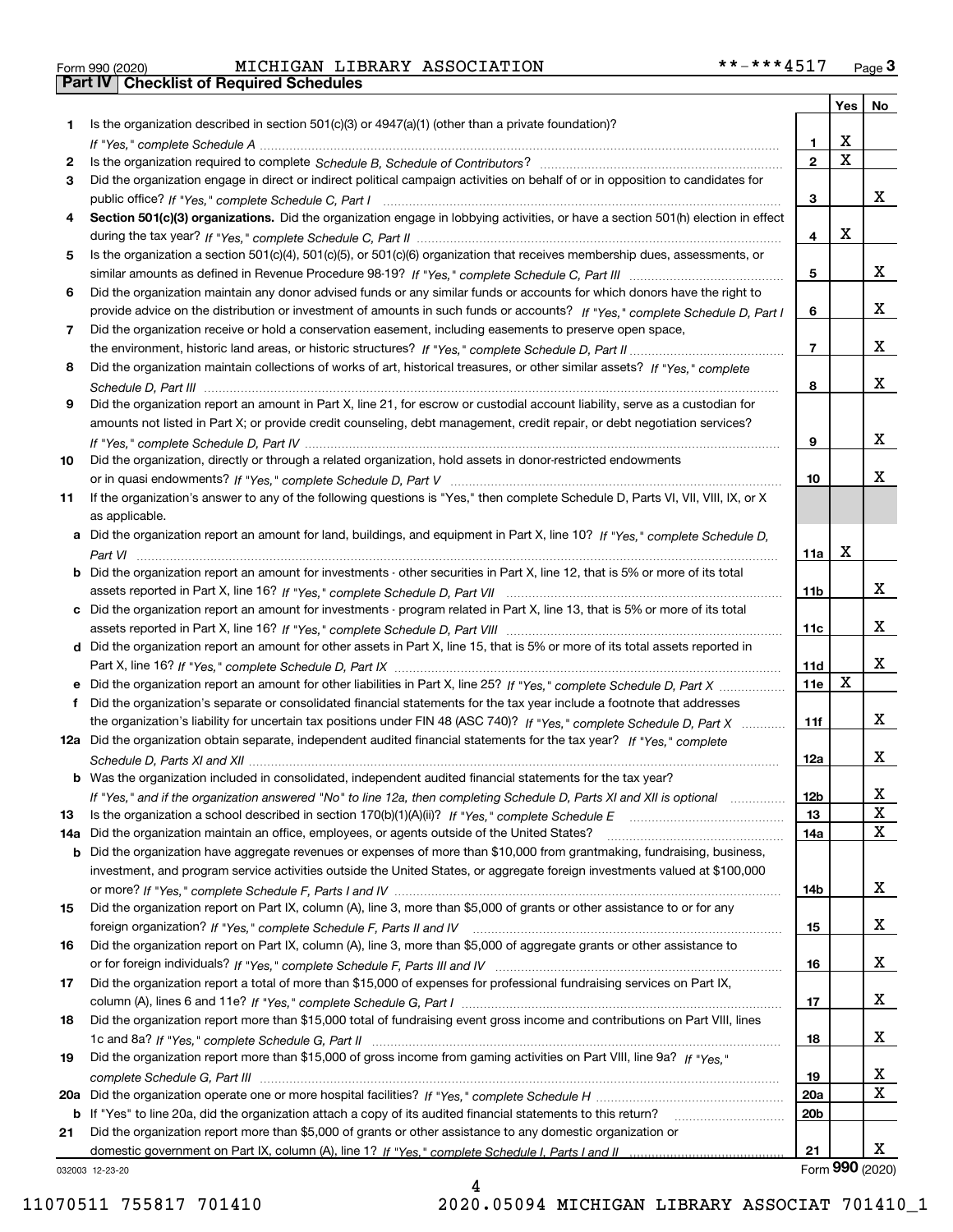Form 990 (2020) MICHIGAN LIBRARY ASSOCIATION **-***4517 Page 3

**Part IV | Checklist of Required Schedules**

| | | | Yes | No |
|---|---|---|---|---|
| 1 | Is the organization described in section 501(c)(3) or 4947(a)(1) (other than a private foundation)? *If "Yes," complete Schedule A* | 1 | X | |
| 2 | Is the organization required to complete *Schedule B, Schedule of Contributors*? | 2 | X | |
| 3 | Did the organization engage in direct or indirect political campaign activities on behalf of or in opposition to candidates for public office? *If "Yes," complete Schedule C, Part I* | 3 | | X |
| 4 | **Section 501(c)(3) organizations.** Did the organization engage in lobbying activities, or have a section 501(h) election in effect during the tax year? *If "Yes," complete Schedule C, Part II* | 4 | X | |
| 5 | Is the organization a section 501(c)(4), 501(c)(5), or 501(c)(6) organization that receives membership dues, assessments, or similar amounts as defined in Revenue Procedure 98-19? *If "Yes," complete Schedule C, Part III* | 5 | | X |
| 6 | Did the organization maintain any donor advised funds or any similar funds or accounts for which donors have the right to provide advice on the distribution or investment of amounts in such funds or accounts? *If "Yes," complete Schedule D, Part I* | 6 | | X |
| 7 | Did the organization receive or hold a conservation easement, including easements to preserve open space, the environment, historic land areas, or historic structures? *If "Yes," complete Schedule D, Part II* | 7 | | X |
| 8 | Did the organization maintain collections of works of art, historical treasures, or other similar assets? *If "Yes," complete Schedule D, Part III* | 8 | | X |
| 9 | Did the organization report an amount in Part X, line 21, for escrow or custodial account liability, serve as a custodian for amounts not listed in Part X; or provide credit counseling, debt management, credit repair, or debt negotiation services? *If "Yes," complete Schedule D, Part IV* | 9 | | X |
| 10 | Did the organization, directly or through a related organization, hold assets in donor-restricted endowments or in quasi endowments? *If "Yes," complete Schedule D, Part V* | 10 | | X |
| 11 | If the organization's answer to any of the following questions is "Yes," then complete Schedule D, Parts VI, VII, VIII, IX, or X as applicable. | | | |
| a | Did the organization report an amount for land, buildings, and equipment in Part X, line 10? *If "Yes," complete Schedule D, Part VI* | 11a | X | |
| b | Did the organization report an amount for investments - other securities in Part X, line 12, that is 5% or more of its total assets reported in Part X, line 16? *If "Yes," complete Schedule D, Part VII* | 11b | | X |
| c | Did the organization report an amount for investments - program related in Part X, line 13, that is 5% or more of its total assets reported in Part X, line 16? *If "Yes," complete Schedule D, Part VIII* | 11c | | X |
| d | Did the organization report an amount for other assets in Part X, line 15, that is 5% or more of its total assets reported in Part X, line 16? *If "Yes," complete Schedule D, Part IX* | 11d | | X |
| e | Did the organization report an amount for other liabilities in Part X, line 25? *If "Yes," complete Schedule D, Part X* | 11e | X | |
| f | Did the organization's separate or consolidated financial statements for the tax year include a footnote that addresses the organization's liability for uncertain tax positions under FIN 48 (ASC 740)? *If "Yes," complete Schedule D, Part X* | 11f | | X |
| 12a | Did the organization obtain separate, independent audited financial statements for the tax year? *If "Yes," complete Schedule D, Parts XI and XII* | 12a | | X |
| b | Was the organization included in consolidated, independent audited financial statements for the tax year? *If "Yes," and if the organization answered "No" to line 12a, then completing Schedule D, Parts XI and XII is optional* | 12b | | X |
| 13 | Is the organization a school described in section 170(b)(1)(A)(ii)? *If "Yes," complete Schedule E* | 13 | | X |
| 14a | Did the organization maintain an office, employees, or agents outside of the United States? | 14a | | X |
| b | Did the organization have aggregate revenues or expenses of more than $10,000 from grantmaking, fundraising, business, investment, and program service activities outside the United States, or aggregate foreign investments valued at $100,000 or more? *If "Yes," complete Schedule F, Parts I and IV* | 14b | | X |
| 15 | Did the organization report on Part IX, column (A), line 3, more than $5,000 of grants or other assistance to or for any foreign organization? *If "Yes," complete Schedule F, Parts II and IV* | 15 | | X |
| 16 | Did the organization report on Part IX, column (A), line 3, more than $5,000 of aggregate grants or other assistance to or for foreign individuals? *If "Yes," complete Schedule F, Parts III and IV* | 16 | | X |
| 17 | Did the organization report a total of more than $15,000 of expenses for professional fundraising services on Part IX, column (A), lines 6 and 11e? *If "Yes," complete Schedule G, Part I* | 17 | | X |
| 18 | Did the organization report more than $15,000 total of fundraising event gross income and contributions on Part VIII, lines 1c and 8a? *If "Yes," complete Schedule G, Part II* | 18 | | X |
| 19 | Did the organization report more than $15,000 of gross income from gaming activities on Part VIII, line 9a? *If "Yes," complete Schedule G, Part III* | 19 | | X |
| 20a | Did the organization operate one or more hospital facilities? *If "Yes," complete Schedule H* | 20a | | X |
| b | If "Yes" to line 20a, did the organization attach a copy of its audited financial statements to this return? | 20b | | |
| 21 | Did the organization report more than $5,000 of grants or other assistance to any domestic organization or domestic government on Part IX, column (A), line 1? *If "Yes," complete Schedule I, Parts I and II* | 21 | | X |

032003 12-23-20 Form **990** (2020)

11070511 755817 701410 2020.05094 MICHIGAN LIBRARY ASSOCIAT 701410_1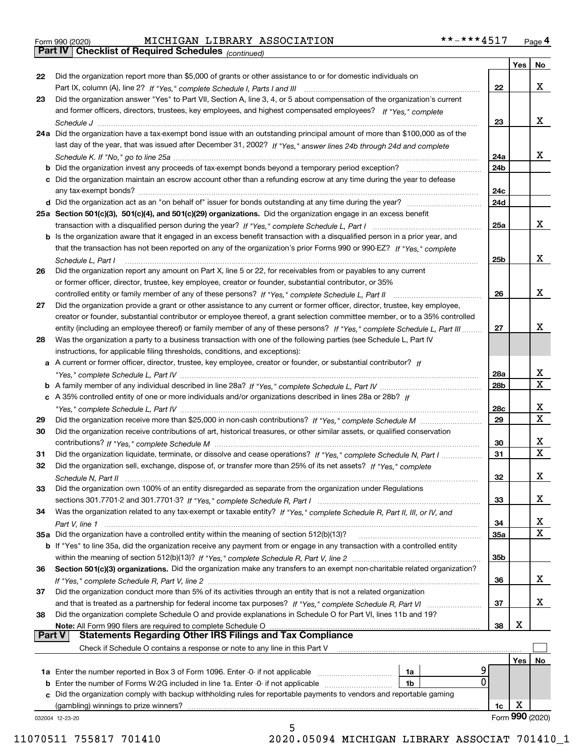Form 990 (2020) MICHIGAN LIBRARY ASSOCIATION **-***4517 Page 4

## Part IV Checklist of Required Schedules *(continued)*

| | | | Yes | No |
|---|---|---|---|---|
| 22 | Did the organization report more than $5,000 of grants or other assistance to or for domestic individuals on Part IX, column (A), line 2? *If "Yes," complete Schedule I, Parts I and III* | 22 | | X |
| 23 | Did the organization answer "Yes" to Part VII, Section A, line 3, 4, or 5 about compensation of the organization's current and former officers, directors, trustees, key employees, and highest compensated employees? *If "Yes," complete Schedule J* | 23 | | X |
| 24a | Did the organization have a tax-exempt bond issue with an outstanding principal amount of more than $100,000 as of the last day of the year, that was issued after December 31, 2002? *If "Yes," answer lines 24b through 24d and complete Schedule K. If "No," go to line 25a* | 24a | | X |
| b | Did the organization invest any proceeds of tax-exempt bonds beyond a temporary period exception? | 24b | | |
| c | Did the organization maintain an escrow account other than a refunding escrow at any time during the year to defease any tax-exempt bonds? | 24c | | |
| d | Did the organization act as an "on behalf of" issuer for bonds outstanding at any time during the year? | 24d | | |
| 25a | **Section 501(c)(3), 501(c)(4), and 501(c)(29) organizations.** Did the organization engage in an excess benefit transaction with a disqualified person during the year? *If "Yes," complete Schedule L, Part I* | 25a | | X |
| b | Is the organization aware that it engaged in an excess benefit transaction with a disqualified person in a prior year, and that the transaction has not been reported on any of the organization's prior Forms 990 or 990-EZ? *If "Yes," complete Schedule L, Part I* | 25b | | X |
| 26 | Did the organization report any amount on Part X, line 5 or 22, for receivables from or payables to any current or former officer, director, trustee, key employee, creator or founder, substantial contributor, or 35% controlled entity or family member of any of these persons? *If "Yes," complete Schedule L, Part II* | 26 | | X |
| 27 | Did the organization provide a grant or other assistance to any current or former officer, director, trustee, key employee, creator or founder, substantial contributor or employee thereof, a grant selection committee member, or to a 35% controlled entity (including an employee thereof) or family member of any of these persons? *If "Yes," complete Schedule L, Part III* | 27 | | X |
| 28 | Was the organization a party to a business transaction with one of the following parties (see Schedule L, Part IV instructions, for applicable filing thresholds, conditions, and exceptions): | | | |
| a | A current or former officer, director, trustee, key employee, creator or founder, or substantial contributor? *If "Yes," complete Schedule L, Part IV* | 28a | | X |
| b | A family member of any individual described in line 28a? *If "Yes," complete Schedule L, Part IV* | 28b | | X |
| c | A 35% controlled entity of one or more individuals and/or organizations described in lines 28a or 28b? *If "Yes," complete Schedule L, Part IV* | 28c | | X |
| 29 | Did the organization receive more than $25,000 in non-cash contributions? *If "Yes," complete Schedule M* | 29 | | X |
| 30 | Did the organization receive contributions of art, historical treasures, or other similar assets, or qualified conservation contributions? *If "Yes," complete Schedule M* | 30 | | X |
| 31 | Did the organization liquidate, terminate, or dissolve and cease operations? *If "Yes," complete Schedule N, Part I* | 31 | | X |
| 32 | Did the organization sell, exchange, dispose of, or transfer more than 25% of its net assets? *If "Yes," complete Schedule N, Part II* | 32 | | X |
| 33 | Did the organization own 100% of an entity disregarded as separate from the organization under Regulations sections 301.7701-2 and 301.7701-3? *If "Yes," complete Schedule R, Part I* | 33 | | X |
| 34 | Was the organization related to any tax-exempt or taxable entity? *If "Yes," complete Schedule R, Part II, III, or IV, and Part V, line 1* | 34 | | X |
| 35a | Did the organization have a controlled entity within the meaning of section 512(b)(13)? | 35a | | X |
| b | If "Yes" to line 35a, did the organization receive any payment from or engage in any transaction with a controlled entity within the meaning of section 512(b)(13)? *If "Yes," complete Schedule R, Part V, line 2* | 35b | | |
| 36 | **Section 501(c)(3) organizations.** Did the organization make any transfers to an exempt non-charitable related organization? *If "Yes," complete Schedule R, Part V, line 2* | 36 | | X |
| 37 | Did the organization conduct more than 5% of its activities through an entity that is not a related organization and that is treated as a partnership for federal income tax purposes? *If "Yes," complete Schedule R, Part VI* | 37 | | X |
| 38 | Did the organization complete Schedule O and provide explanations in Schedule O for Part VI, lines 11b and 19? **Note:** All Form 990 filers are required to complete Schedule O | 38 | X | |

## Part V Statements Regarding Other IRS Filings and Tax Compliance

Check if Schedule O contains a response or note to any line in this Part V ☐

| | | | | | Yes | No |
|---|---|---|---|---|---|---|
| 1a | Enter the number reported in Box 3 of Form 1096. Enter -0- if not applicable | 1a | 9 | | | |
| b | Enter the number of Forms W-2G included in line 1a. Enter -0- if not applicable | 1b | 0 | | | |
| c | Did the organization comply with backup withholding rules for reportable payments to vendors and reportable gaming (gambling) winnings to prize winners? | | | 1c | X | |

032004 12-23-20

Form **990** (2020)

11070511 755817 701410 2020.05094 MICHIGAN LIBRARY ASSOCIAT 701410_1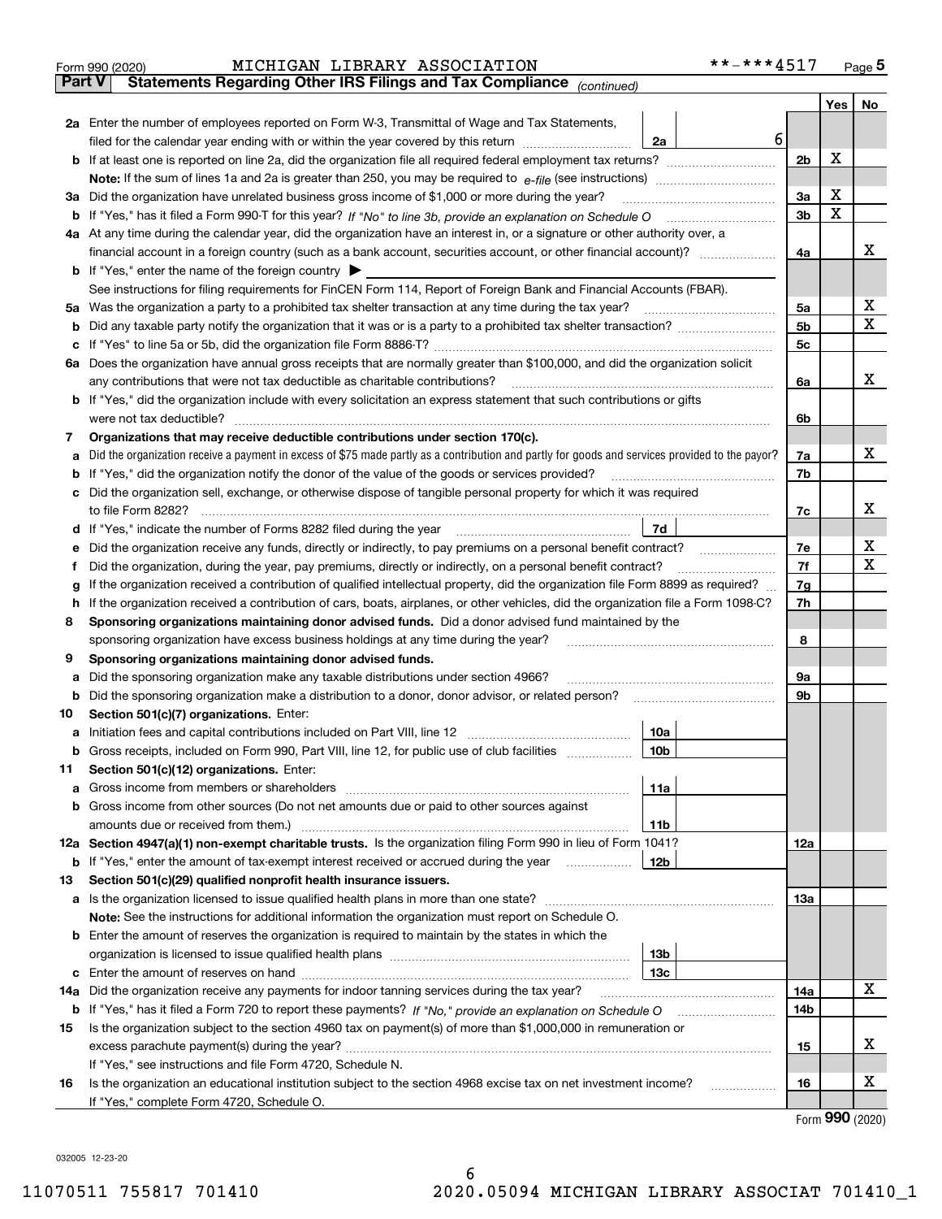Form 990 (2020) MICHIGAN LIBRARY ASSOCIATION **-***4517 Page 5

**Part V Statements Regarding Other IRS Filings and Tax Compliance** *(continued)*

| | | | | | Yes | No |
|---|---|---|---|---|---|---|
| **2a** | Enter the number of employees reported on Form W-3, Transmittal of Wage and Tax Statements, filed for the calendar year ending with or within the year covered by this return | 2a | 6 | | | |
| **b** | If at least one is reported on line 2a, did the organization file all required federal employment tax returns? | | | 2b | X | |
| | **Note:** If the sum of lines 1a and 2a is greater than 250, you may be required to *e-file* (see instructions) | | | | | |
| **3a** | Did the organization have unrelated business gross income of $1,000 or more during the year? | | | 3a | X | |
| **b** | If "Yes," has it filed a Form 990-T for this year? *If "No" to line 3b, provide an explanation on Schedule O* | | | 3b | X | |
| **4a** | At any time during the calendar year, did the organization have an interest in, or a signature or other authority over, a financial account in a foreign country (such as a bank account, securities account, or other financial account)? | | | 4a | | X |
| **b** | If "Yes," enter the name of the foreign country ▶ | | | | | |
| | See instructions for filing requirements for FinCEN Form 114, Report of Foreign Bank and Financial Accounts (FBAR). | | | | | |
| **5a** | Was the organization a party to a prohibited tax shelter transaction at any time during the tax year? | | | 5a | | X |
| **b** | Did any taxable party notify the organization that it was or is a party to a prohibited tax shelter transaction? | | | 5b | | X |
| **c** | If "Yes" to line 5a or 5b, did the organization file Form 8886-T? | | | 5c | | |
| **6a** | Does the organization have annual gross receipts that are normally greater than $100,000, and did the organization solicit any contributions that were not tax deductible as charitable contributions? | | | 6a | | X |
| **b** | If "Yes," did the organization include with every solicitation an express statement that such contributions or gifts were not tax deductible? | | | 6b | | |
| **7** | **Organizations that may receive deductible contributions under section 170(c).** | | | | | |
| **a** | Did the organization receive a payment in excess of $75 made partly as a contribution and partly for goods and services provided to the payor? | | | 7a | | X |
| **b** | If "Yes," did the organization notify the donor of the value of the goods or services provided? | | | 7b | | |
| **c** | Did the organization sell, exchange, or otherwise dispose of tangible personal property for which it was required to file Form 8282? | | | 7c | | X |
| **d** | If "Yes," indicate the number of Forms 8282 filed during the year | 7d | | | | |
| **e** | Did the organization receive any funds, directly or indirectly, to pay premiums on a personal benefit contract? | | | 7e | | X |
| **f** | Did the organization, during the year, pay premiums, directly or indirectly, on a personal benefit contract? | | | 7f | | X |
| **g** | If the organization received a contribution of qualified intellectual property, did the organization file Form 8899 as required? | | | 7g | | |
| **h** | If the organization received a contribution of cars, boats, airplanes, or other vehicles, did the organization file a Form 1098-C? | | | 7h | | |
| **8** | **Sponsoring organizations maintaining donor advised funds.** Did a donor advised fund maintained by the sponsoring organization have excess business holdings at any time during the year? | | | 8 | | |
| **9** | **Sponsoring organizations maintaining donor advised funds.** | | | | | |
| **a** | Did the sponsoring organization make any taxable distributions under section 4966? | | | 9a | | |
| **b** | Did the sponsoring organization make a distribution to a donor, donor advisor, or related person? | | | 9b | | |
| **10** | **Section 501(c)(7) organizations.** Enter: | | | | | |
| **a** | Initiation fees and capital contributions included on Part VIII, line 12 | 10a | | | | |
| **b** | Gross receipts, included on Form 990, Part VIII, line 12, for public use of club facilities | 10b | | | | |
| **11** | **Section 501(c)(12) organizations.** Enter: | | | | | |
| **a** | Gross income from members or shareholders | 11a | | | | |
| **b** | Gross income from other sources (Do not net amounts due or paid to other sources against amounts due or received from them.) | 11b | | | | |
| **12a** | **Section 4947(a)(1) non-exempt charitable trusts.** Is the organization filing Form 990 in lieu of Form 1041? | | | 12a | | |
| **b** | If "Yes," enter the amount of tax-exempt interest received or accrued during the year | 12b | | | | |
| **13** | **Section 501(c)(29) qualified nonprofit health insurance issuers.** | | | | | |
| **a** | Is the organization licensed to issue qualified health plans in more than one state? | | | 13a | | |
| | **Note:** See the instructions for additional information the organization must report on Schedule O. | | | | | |
| **b** | Enter the amount of reserves the organization is required to maintain by the states in which the organization is licensed to issue qualified health plans | 13b | | | | |
| **c** | Enter the amount of reserves on hand | 13c | | | | |
| **14a** | Did the organization receive any payments for indoor tanning services during the tax year? | | | 14a | | X |
| **b** | If "Yes," has it filed a Form 720 to report these payments? *If "No," provide an explanation on Schedule O* | | | 14b | | |
| **15** | Is the organization subject to the section 4960 tax on payment(s) of more than $1,000,000 in remuneration or excess parachute payment(s) during the year? | | | 15 | | X |
| | If "Yes," see instructions and file Form 4720, Schedule N. | | | | | |
| **16** | Is the organization an educational institution subject to the section 4968 excise tax on net investment income? | | | 16 | | X |
| | If "Yes," complete Form 4720, Schedule O. | | | | | |

Form **990** (2020)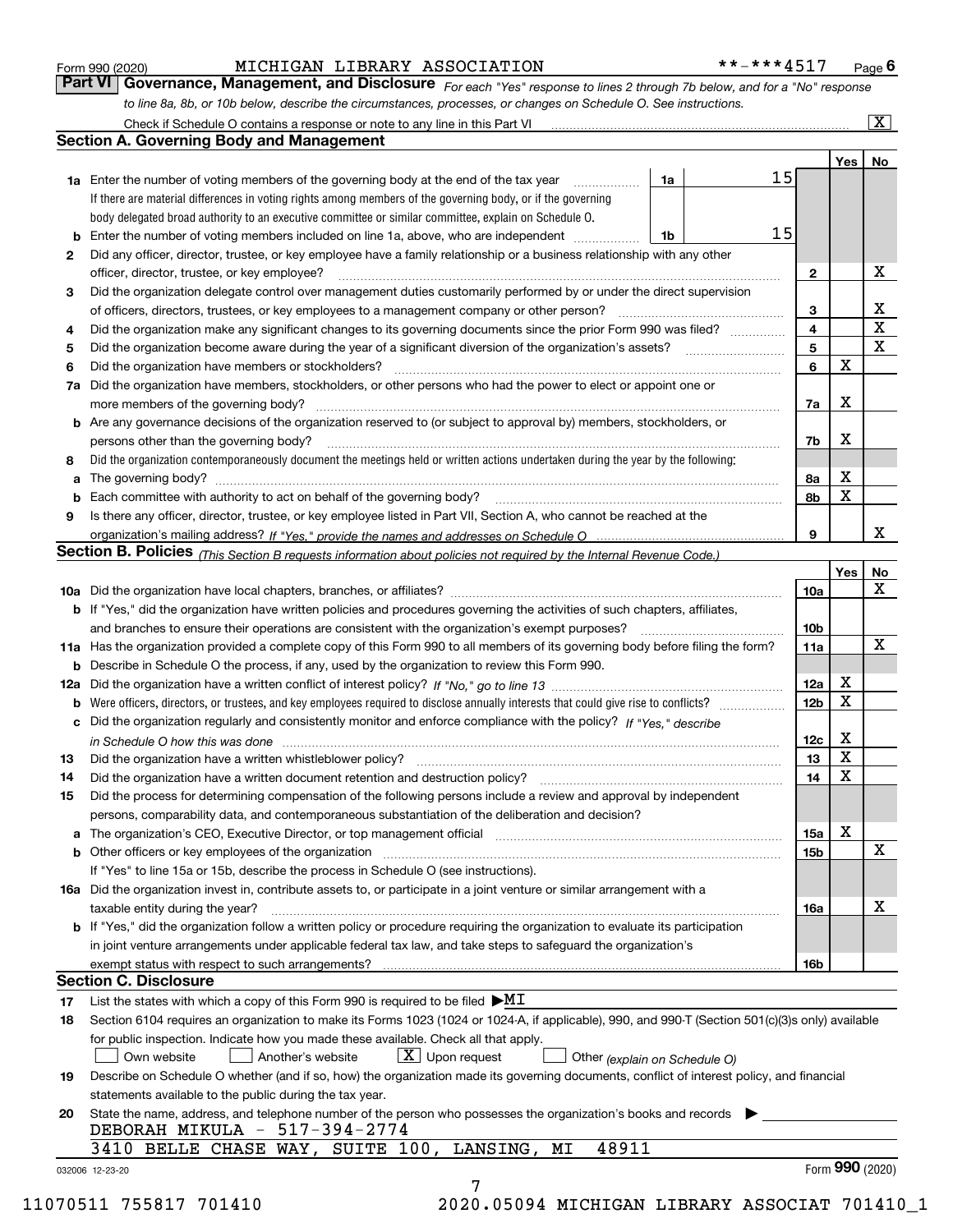Form 990 (2020) MICHIGAN LIBRARY ASSOCIATION **-***4517 Page 6

## Part VI Governance, Management, and Disclosure

*For each "Yes" response to lines 2 through 7b below, and for a "No" response to line 8a, 8b, or 10b below, describe the circumstances, processes, or changes on Schedule O. See instructions.*

Check if Schedule O contains a response or note to any line in this Part VI [X]

### Section A. Governing Body and Management

| | | | | Yes | No |
|---|---|---|---|---|---|
| 1a | Enter the number of voting members of the governing body at the end of the tax year. If there are material differences in voting rights among members of the governing body, or if the governing body delegated broad authority to an executive committee or similar committee, explain on Schedule O. | 1a | 15 | | |
| b | Enter the number of voting members included on line 1a, above, who are independent | 1b | 15 | | |
| 2 | Did any officer, director, trustee, or key employee have a family relationship or a business relationship with any other officer, director, trustee, or key employee? | 2 | | | X |
| 3 | Did the organization delegate control over management duties customarily performed by or under the direct supervision of officers, directors, trustees, or key employees to a management company or other person? | 3 | | | X |
| 4 | Did the organization make any significant changes to its governing documents since the prior Form 990 was filed? | 4 | | | X |
| 5 | Did the organization become aware during the year of a significant diversion of the organization's assets? | 5 | | | X |
| 6 | Did the organization have members or stockholders? | 6 | | X | |
| 7a | Did the organization have members, stockholders, or other persons who had the power to elect or appoint one or more members of the governing body? | 7a | | X | |
| b | Are any governance decisions of the organization reserved to (or subject to approval by) members, stockholders, or persons other than the governing body? | 7b | | X | |
| 8 | Did the organization contemporaneously document the meetings held or written actions undertaken during the year by the following: | | | | |
| a | The governing body? | 8a | | X | |
| b | Each committee with authority to act on behalf of the governing body? | 8b | | X | |
| 9 | Is there any officer, director, trustee, or key employee listed in Part VII, Section A, who cannot be reached at the organization's mailing address? *If "Yes," provide the names and addresses on Schedule O* | 9 | | | X |

### Section B. Policies *(This Section B requests information about policies not required by the Internal Revenue Code.)*

| | | | Yes | No |
|---|---|---|---|---|
| 10a | Did the organization have local chapters, branches, or affiliates? | 10a | | X |
| b | If "Yes," did the organization have written policies and procedures governing the activities of such chapters, affiliates, and branches to ensure their operations are consistent with the organization's exempt purposes? | 10b | | |
| 11a | Has the organization provided a complete copy of this Form 990 to all members of its governing body before filing the form? | 11a | | X |
| b | Describe in Schedule O the process, if any, used by the organization to review this Form 990. | | | |
| 12a | Did the organization have a written conflict of interest policy? *If "No," go to line 13* | 12a | X | |
| b | Were officers, directors, or trustees, and key employees required to disclose annually interests that could give rise to conflicts? | 12b | X | |
| c | Did the organization regularly and consistently monitor and enforce compliance with the policy? *If "Yes," describe in Schedule O how this was done* | 12c | X | |
| 13 | Did the organization have a written whistleblower policy? | 13 | X | |
| 14 | Did the organization have a written document retention and destruction policy? | 14 | X | |
| 15 | Did the process for determining compensation of the following persons include a review and approval by independent persons, comparability data, and contemporaneous substantiation of the deliberation and decision? | | | |
| a | The organization's CEO, Executive Director, or top management official | 15a | X | |
| b | Other officers or key employees of the organization | 15b | | X |
| | If "Yes" to line 15a or 15b, describe the process in Schedule O (see instructions). | | | |
| 16a | Did the organization invest in, contribute assets to, or participate in a joint venture or similar arrangement with a taxable entity during the year? | 16a | | X |
| b | If "Yes," did the organization follow a written policy or procedure requiring the organization to evaluate its participation in joint venture arrangements under applicable federal tax law, and take steps to safeguard the organization's exempt status with respect to such arrangements? | 16b | | |

### Section C. Disclosure

17 List the states with which a copy of this Form 990 is required to be filed ▶ MI

18 Section 6104 requires an organization to make its Forms 1023 (1024 or 1024-A, if applicable), 990, and 990-T (Section 501(c)(3)s only) available for public inspection. Indicate how you made these available. Check all that apply.

[ ] Own website [ ] Another's website [X] Upon request [ ] Other *(explain on Schedule O)*

19 Describe on Schedule O whether (and if so, how) the organization made its governing documents, conflict of interest policy, and financial statements available to the public during the tax year.

20 State the name, address, and telephone number of the person who possesses the organization's books and records ▶

DEBORAH MIKULA - 517-394-2774
3410 BELLE CHASE WAY, SUITE 100, LANSING, MI 48911

032006 12-23-20 Form 990 (2020)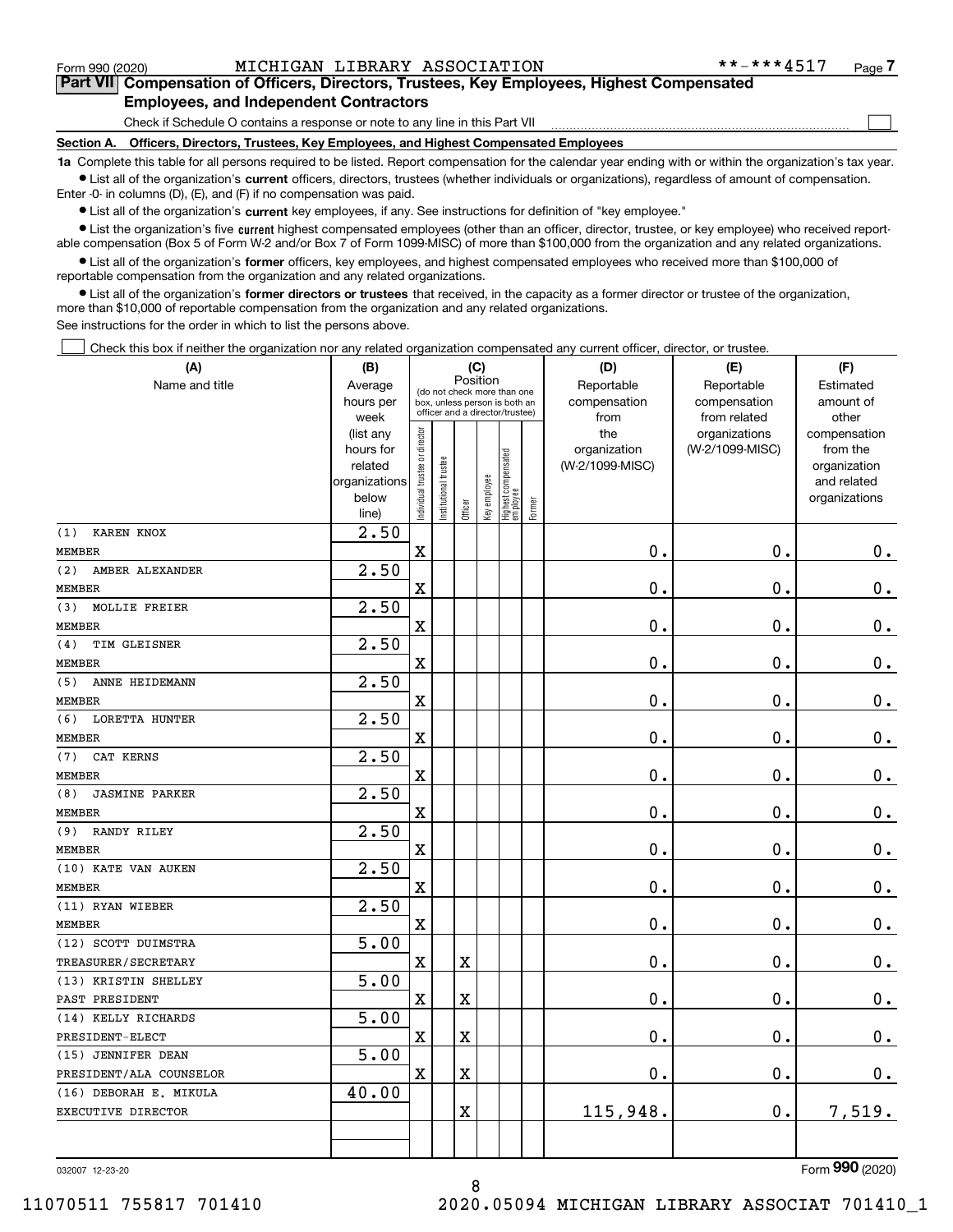Form 990 (2020) MICHIGAN LIBRARY ASSOCIATION **-***4517 Page 7

**Part VII Compensation of Officers, Directors, Trustees, Key Employees, Highest Compensated Employees, and Independent Contractors**

Check if Schedule O contains a response or note to any line in this Part VII ☐

**Section A. Officers, Directors, Trustees, Key Employees, and Highest Compensated Employees**

**1a** Complete this table for all persons required to be listed. Report compensation for the calendar year ending with or within the organization's tax year.

- List all of the organization's **current** officers, directors, trustees (whether individuals or organizations), regardless of amount of compensation. Enter -0- in columns (D), (E), and (F) if no compensation was paid.
- List all of the organization's **current** key employees, if any. See instructions for definition of "key employee."
- List the organization's five **current** highest compensated employees (other than an officer, director, trustee, or key employee) who received reportable compensation (Box 5 of Form W-2 and/or Box 7 of Form 1099-MISC) of more than $100,000 from the organization and any related organizations.
- List all of the organization's **former** officers, key employees, and highest compensated employees who received more than $100,000 of reportable compensation from the organization and any related organizations.
- List all of the organization's **former directors or trustees** that received, in the capacity as a former director or trustee of the organization, more than $10,000 of reportable compensation from the organization and any related organizations.

See instructions for the order in which to list the persons above.

☐ Check this box if neither the organization nor any related organization compensated any current officer, director, or trustee.

| (A) Name and title | (B) Average hours per week (list any hours for related organizations below line) | (C) Position: Individual trustee or director | Institutional trustee | Officer | Key employee | Highest compensated employee | Former | (D) Reportable compensation from the organization (W-2/1099-MISC) | (E) Reportable compensation from related organizations (W-2/1099-MISC) | (F) Estimated amount of other compensation from the organization and related organizations |
|---|---|---|---|---|---|---|---|---|---|---|
| (1) KAREN KNOX<br>MEMBER | 2.50 | X | | | | | | 0. | 0. | 0. |
| (2) AMBER ALEXANDER<br>MEMBER | 2.50 | X | | | | | | 0. | 0. | 0. |
| (3) MOLLIE FREIER<br>MEMBER | 2.50 | X | | | | | | 0. | 0. | 0. |
| (4) TIM GLEISNER<br>MEMBER | 2.50 | X | | | | | | 0. | 0. | 0. |
| (5) ANNE HEIDEMANN<br>MEMBER | 2.50 | X | | | | | | 0. | 0. | 0. |
| (6) LORETTA HUNTER<br>MEMBER | 2.50 | X | | | | | | 0. | 0. | 0. |
| (7) CAT KERNS<br>MEMBER | 2.50 | X | | | | | | 0. | 0. | 0. |
| (8) JASMINE PARKER<br>MEMBER | 2.50 | X | | | | | | 0. | 0. | 0. |
| (9) RANDY RILEY<br>MEMBER | 2.50 | X | | | | | | 0. | 0. | 0. |
| (10) KATE VAN AUKEN<br>MEMBER | 2.50 | X | | | | | | 0. | 0. | 0. |
| (11) RYAN WIEBER<br>MEMBER | 2.50 | X | | | | | | 0. | 0. | 0. |
| (12) SCOTT DUIMSTRA<br>TREASURER/SECRETARY | 5.00 | X | | X | | | | 0. | 0. | 0. |
| (13) KRISTIN SHELLEY<br>PAST PRESIDENT | 5.00 | X | | X | | | | 0. | 0. | 0. |
| (14) KELLY RICHARDS<br>PRESIDENT-ELECT | 5.00 | X | | X | | | | 0. | 0. | 0. |
| (15) JENNIFER DEAN<br>PRESIDENT/ALA COUNSELOR | 5.00 | X | | X | | | | 0. | 0. | 0. |
| (16) DEBORAH E. MIKULA<br>EXECUTIVE DIRECTOR | 40.00 | | | X | | | | 115,948. | 0. | 7,519. |
| | | | | | | | | | | |

032007 12-23-20 Form **990** (2020)

11070511 755817 701410 2020.05094 MICHIGAN LIBRARY ASSOCIAT 701410_1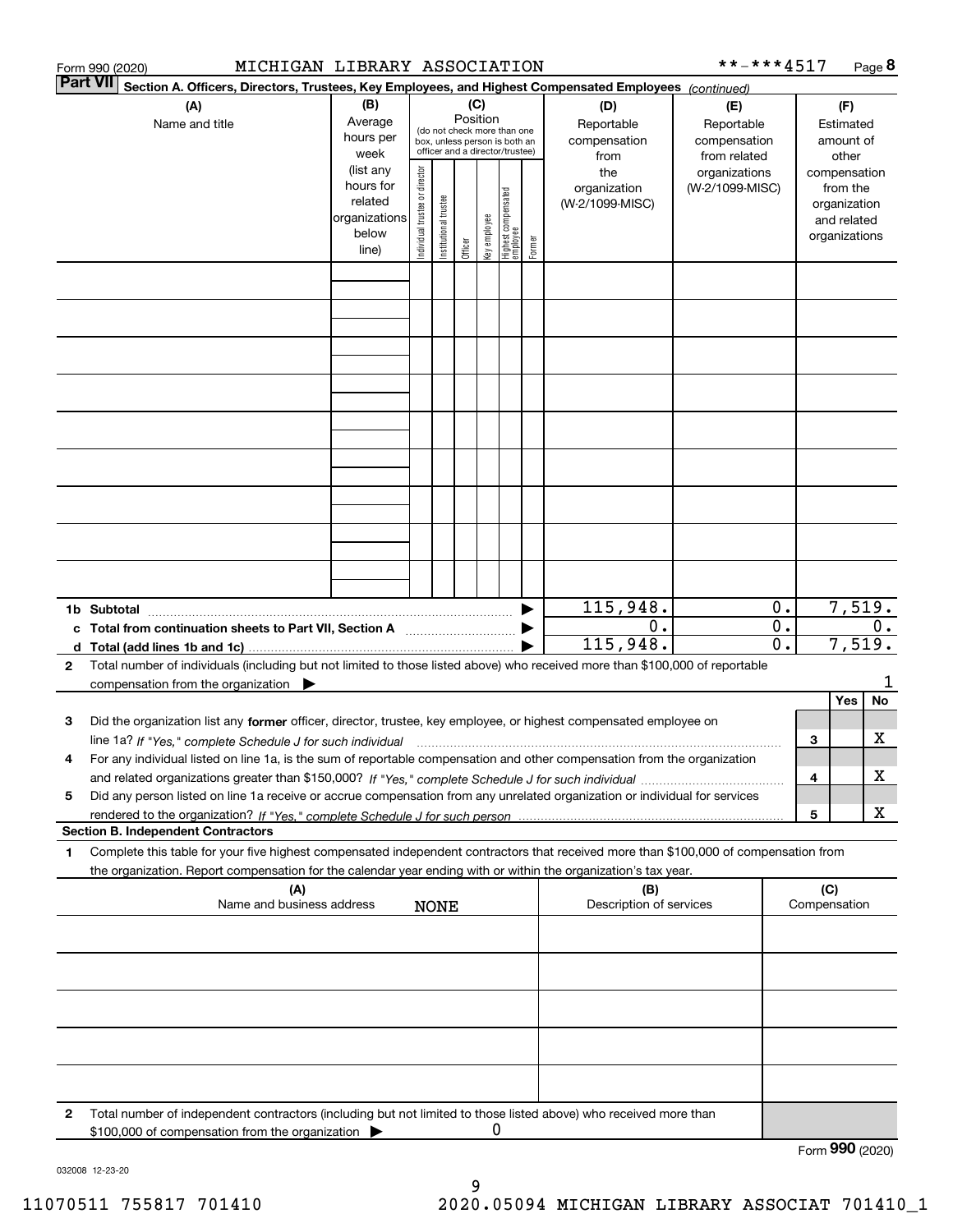Form 990 (2020) MICHIGAN LIBRARY ASSOCIATION **-***4517 Page 8

**Part VII** **Section A. Officers, Directors, Trustees, Key Employees, and Highest Compensated Employees** *(continued)*

| (A) Name and title | (B) Average hours per week (list any hours for related organizations below line) | (C) Position (do not check more than one box, unless person is both an officer and a director/trustee) | | | | | | (D) Reportable compensation from the organization (W-2/1099-MISC) | (E) Reportable compensation from related organizations (W-2/1099-MISC) | (F) Estimated amount of other compensation from the organization and related organizations |
|---|---|---|---|---|---|---|---|---|---|---|
| | | Individual trustee or director | Institutional trustee | Officer | Key employee | Highest compensated employee | Former | | | |
| | | | | | | | | | | |
| | | | | | | | | | | |
| | | | | | | | | | | |
| | | | | | | | | | | |
| | | | | | | | | | | |
| | | | | | | | | | | |
| | | | | | | | | | | |
| | | | | | | | | | | |
| | | | | | | | | | | |
| **1b Subtotal** | | | | | | | | 115,948. | 0. | 7,519. |
| **c Total from continuation sheets to Part VII, Section A** | | | | | | | | 0. | 0. | 0. |
| **d Total (add lines 1b and 1c)** | | | | | | | | 115,948. | 0. | 7,519. |

**2** Total number of individuals (including but not limited to those listed above) who received more than $100,000 of reportable compensation from the organization ▶ 1

| | | | Yes | No |
|---|---|---|---|---|
| **3** | Did the organization list any **former** officer, director, trustee, key employee, or highest compensated employee on line 1a? *If "Yes," complete Schedule J for such individual* | 3 | | X |
| **4** | For any individual listed on line 1a, is the sum of reportable compensation and other compensation from the organization and related organizations greater than $150,000? *If "Yes," complete Schedule J for such individual* | 4 | | X |
| **5** | Did any person listed on line 1a receive or accrue compensation from any unrelated organization or individual for services rendered to the organization? *If "Yes," complete Schedule J for such person* | 5 | | X |

**Section B. Independent Contractors**

**1** Complete this table for your five highest compensated independent contractors that received more than $100,000 of compensation from the organization. Report compensation for the calendar year ending with or within the organization's tax year.

| (A) Name and business address | (B) Description of services | (C) Compensation |
|---|---|---|
| NONE | | |
| | | |
| | | |
| | | |
| | | |

**2** Total number of independent contractors (including but not limited to those listed above) who received more than $100,000 of compensation from the organization ▶ 0

Form **990** (2020)

032008 12-23-20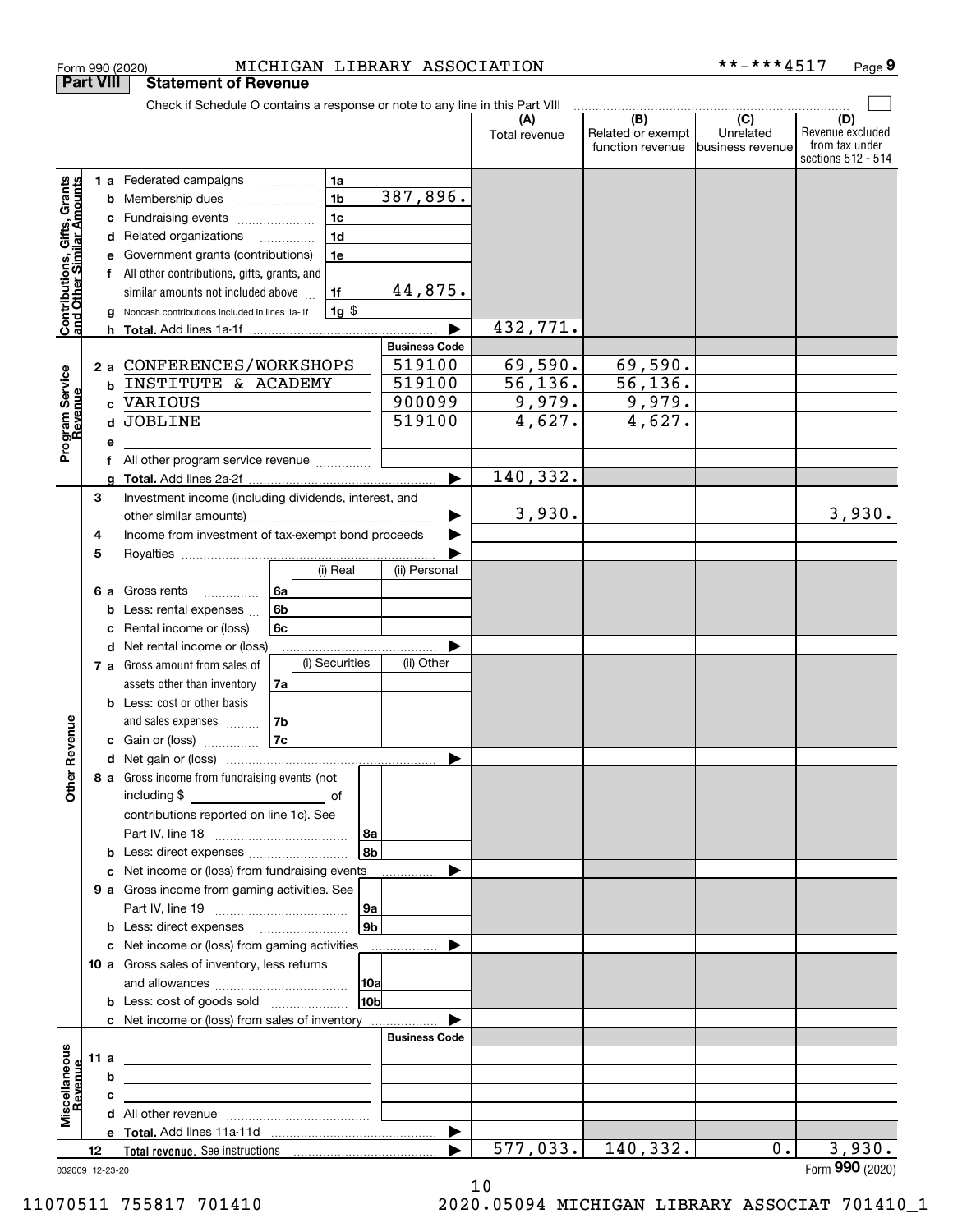Form 990 (2020) MICHIGAN LIBRARY ASSOCIATION **-***4517 Page 9

**Part VIII Statement of Revenue**

Check if Schedule O contains a response or note to any line in this Part VIII

| | | | (A) Total revenue | (B) Related or exempt function revenue | (C) Unrelated business revenue | (D) Revenue excluded from tax under sections 512 - 514 |
|---|---|---|---|---|---|---|
| **Contributions, Gifts, Grants and Other Similar Amounts** | 1 a Federated campaigns | 1a | | | | |
| | b Membership dues | 1b 387,896. | | | | |
| | c Fundraising events | 1c | | | | |
| | d Related organizations | 1d | | | | |
| | e Government grants (contributions) | 1e | | | | |
| | f All other contributions, gifts, grants, and similar amounts not included above | 1f 44,875. | | | | |
| | g Noncash contributions included in lines 1a-1f | 1g $ | | | | |
| | h **Total.** Add lines 1a-1f | | 432,771. | | | |
| **Program Service Revenue** | | **Business Code** | | | | |
| | 2 a CONFERENCES/WORKSHOPS | 519100 | 69,590. | 69,590. | | |
| | b INSTITUTE & ACADEMY | 519100 | 56,136. | 56,136. | | |
| | c VARIOUS | 900099 | 9,979. | 9,979. | | |
| | d JOBLINE | 519100 | 4,627. | 4,627. | | |
| | e | | | | | |
| | f All other program service revenue | | | | | |
| | g **Total.** Add lines 2a-2f | | 140,332. | | | |
| **Other Revenue** | 3 Investment income (including dividends, interest, and other similar amounts) | | 3,930. | | | 3,930. |
| | 4 Income from investment of tax-exempt bond proceeds | | | | | |
| | 5 Royalties | | | | | |
| | 6 a Gross rents — 6a (i) Real / (ii) Personal | | | | | |
| | b Less: rental expenses — 6b | | | | | |
| | c Rental income or (loss) — 6c | | | | | |
| | d Net rental income or (loss) | | | | | |
| | 7 a Gross amount from sales of assets other than inventory — 7a (i) Securities / (ii) Other | | | | | |
| | b Less: cost or other basis and sales expenses — 7b | | | | | |
| | c Gain or (loss) — 7c | | | | | |
| | d Net gain or (loss) | | | | | |
| | 8 a Gross income from fundraising events (not including $ of contributions reported on line 1c). See Part IV, line 18 | 8a | | | | |
| | b Less: direct expenses | 8b | | | | |
| | c Net income or (loss) from fundraising events | | | | | |
| | 9 a Gross income from gaming activities. See Part IV, line 19 | 9a | | | | |
| | b Less: direct expenses | 9b | | | | |
| | c Net income or (loss) from gaming activities | | | | | |
| | 10 a Gross sales of inventory, less returns and allowances | 10a | | | | |
| | b Less: cost of goods sold | 10b | | | | |
| | c Net income or (loss) from sales of inventory | | | | | |
| **Miscellaneous Revenue** | | **Business Code** | | | | |
| | 11 a | | | | | |
| | b | | | | | |
| | c | | | | | |
| | d All other revenue | | | | | |
| | e **Total.** Add lines 11a-11d | | | | | |
| | 12 **Total revenue.** See instructions | | 577,033. | 140,332. | 0. | 3,930. |

032009 12-23-20 Form **990** (2020)

11070511 755817 701410 2020.05094 MICHIGAN LIBRARY ASSOCIAT 701410_1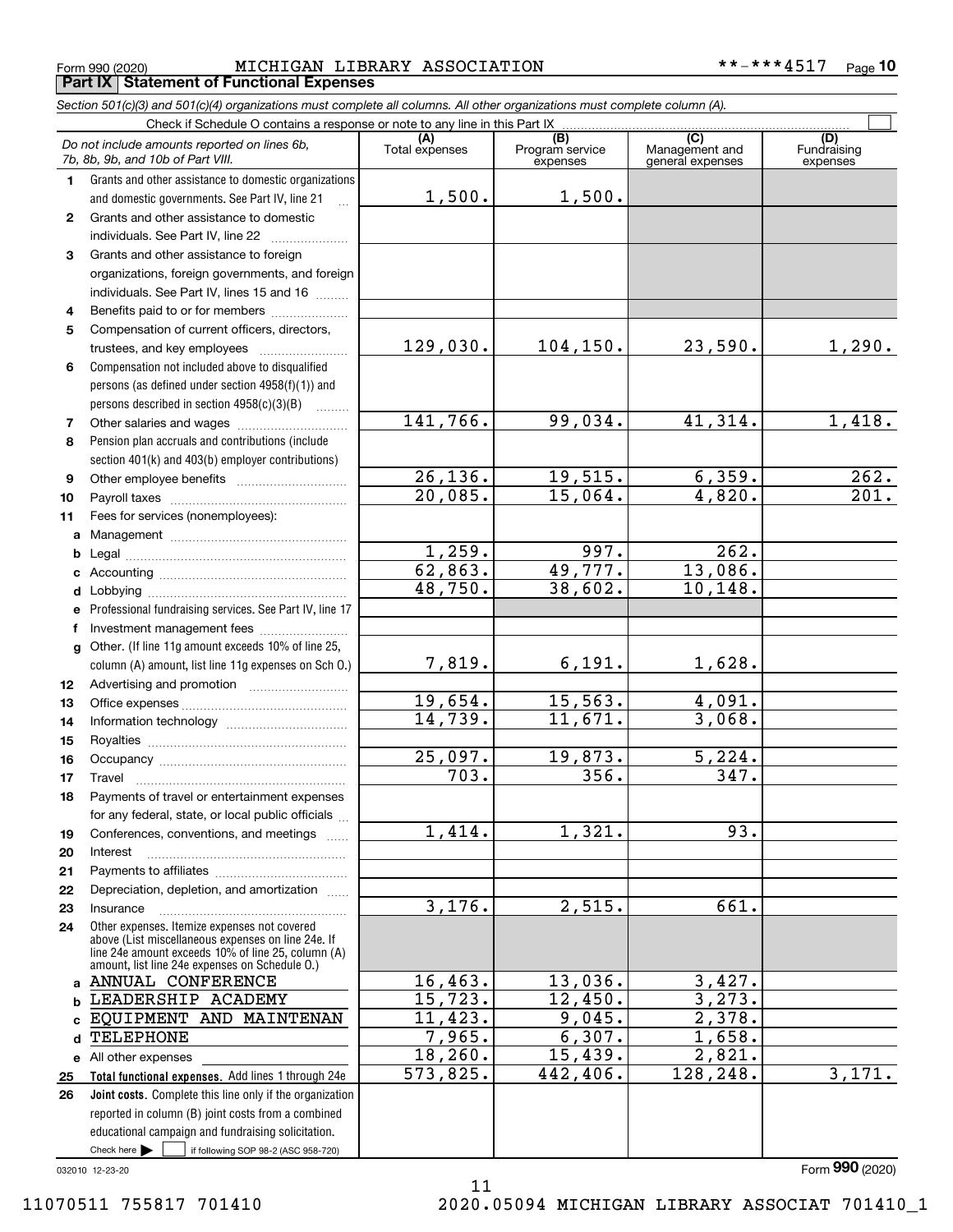Form 990 (2020) MICHIGAN LIBRARY ASSOCIATION **-***4517 Page **10**

## Part IX Statement of Functional Expenses

*Section 501(c)(3) and 501(c)(4) organizations must complete all columns. All other organizations must complete column (A).*

Check if Schedule O contains a response or note to any line in this Part IX ☐

| | *Do not include amounts reported on lines 6b, 7b, 8b, 9b, and 10b of Part VIII.* | (A) Total expenses | (B) Program service expenses | (C) Management and general expenses | (D) Fundraising expenses |
|---|---|---|---|---|---|
| 1 | Grants and other assistance to domestic organizations and domestic governments. See Part IV, line 21 | 1,500. | 1,500. | | |
| 2 | Grants and other assistance to domestic individuals. See Part IV, line 22 | | | | |
| 3 | Grants and other assistance to foreign organizations, foreign governments, and foreign individuals. See Part IV, lines 15 and 16 | | | | |
| 4 | Benefits paid to or for members | | | | |
| 5 | Compensation of current officers, directors, trustees, and key employees | 129,030. | 104,150. | 23,590. | 1,290. |
| 6 | Compensation not included above to disqualified persons (as defined under section 4958(f)(1)) and persons described in section 4958(c)(3)(B) | | | | |
| 7 | Other salaries and wages | 141,766. | 99,034. | 41,314. | 1,418. |
| 8 | Pension plan accruals and contributions (include section 401(k) and 403(b) employer contributions) | | | | |
| 9 | Other employee benefits | 26,136. | 19,515. | 6,359. | 262. |
| 10 | Payroll taxes | 20,085. | 15,064. | 4,820. | 201. |
| 11 | Fees for services (nonemployees): | | | | |
| a | Management | | | | |
| b | Legal | 1,259. | 997. | 262. | |
| c | Accounting | 62,863. | 49,777. | 13,086. | |
| d | Lobbying | 48,750. | 38,602. | 10,148. | |
| e | Professional fundraising services. See Part IV, line 17 | | | | |
| f | Investment management fees | | | | |
| g | Other. (If line 11g amount exceeds 10% of line 25, column (A) amount, list line 11g expenses on Sch O.) | 7,819. | 6,191. | 1,628. | |
| 12 | Advertising and promotion | | | | |
| 13 | Office expenses | 19,654. | 15,563. | 4,091. | |
| 14 | Information technology | 14,739. | 11,671. | 3,068. | |
| 15 | Royalties | | | | |
| 16 | Occupancy | 25,097. | 19,873. | 5,224. | |
| 17 | Travel | 703. | 356. | 347. | |
| 18 | Payments of travel or entertainment expenses for any federal, state, or local public officials | | | | |
| 19 | Conferences, conventions, and meetings | 1,414. | 1,321. | 93. | |
| 20 | Interest | | | | |
| 21 | Payments to affiliates | | | | |
| 22 | Depreciation, depletion, and amortization | | | | |
| 23 | Insurance | 3,176. | 2,515. | 661. | |
| 24 | Other expenses. Itemize expenses not covered above (List miscellaneous expenses on line 24e. If line 24e amount exceeds 10% of line 25, column (A) amount, list line 24e expenses on Schedule O.) | | | | |
| a | ANNUAL CONFERENCE | 16,463. | 13,036. | 3,427. | |
| b | LEADERSHIP ACADEMY | 15,723. | 12,450. | 3,273. | |
| c | EQUIPMENT AND MAINTENAN | 11,423. | 9,045. | 2,378. | |
| d | TELEPHONE | 7,965. | 6,307. | 1,658. | |
| e | All other expenses | 18,260. | 15,439. | 2,821. | |
| 25 | **Total functional expenses.** Add lines 1 through 24e | 573,825. | 442,406. | 128,248. | 3,171. |
| 26 | **Joint costs.** Complete this line only if the organization reported in column (B) joint costs from a combined educational campaign and fundraising solicitation. Check here ☐ if following SOP 98-2 (ASC 958-720) | | | | |

032010 12-23-20

Form **990** (2020)

11070511 755817 701410 2020.05094 MICHIGAN LIBRARY ASSOCIAT 701410_1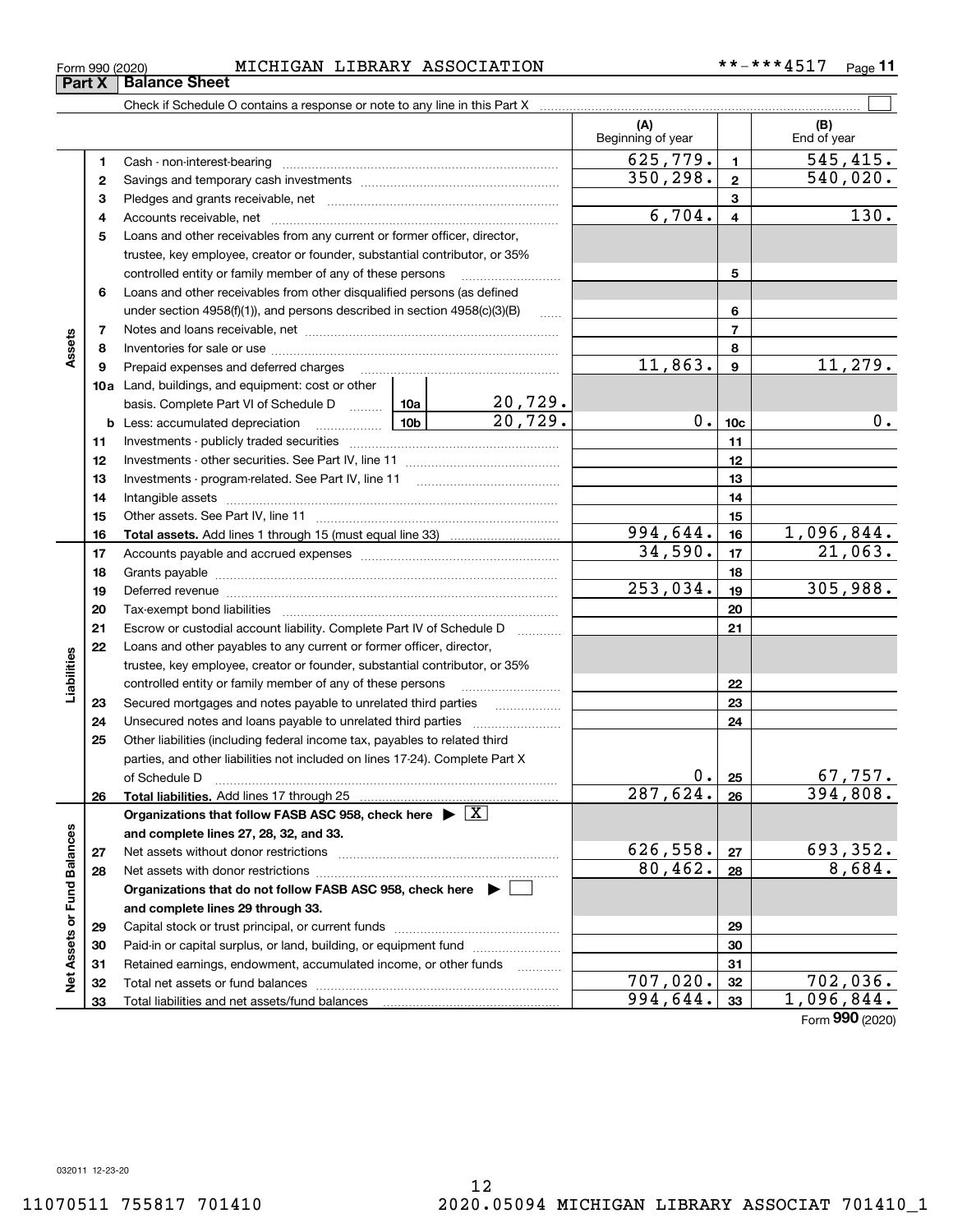Form 990 (2020) MICHIGAN LIBRARY ASSOCIATION **-***4517

## Part X | Balance Sheet

Check if Schedule O contains a response or note to any line in this Part X ☐

| | | | | (A) Beginning of year | | (B) End of year |
|---|---|---|---|---|---|---|
| **Assets** | 1 | Cash - non-interest-bearing | | 625,779. | 1 | 545,415. |
| | 2 | Savings and temporary cash investments | | 350,298. | 2 | 540,020. |
| | 3 | Pledges and grants receivable, net | | | 3 | |
| | 4 | Accounts receivable, net | | 6,704. | 4 | 130. |
| | 5 | Loans and other receivables from any current or former officer, director, trustee, key employee, creator or founder, substantial contributor, or 35% controlled entity or family member of any of these persons | | | 5 | |
| | 6 | Loans and other receivables from other disqualified persons (as defined under section 4958(f)(1)), and persons described in section 4958(c)(3)(B) | | | 6 | |
| | 7 | Notes and loans receivable, net | | | 7 | |
| | 8 | Inventories for sale or use | | | 8 | |
| | 9 | Prepaid expenses and deferred charges | | 11,863. | 9 | 11,279. |
| | 10a | Land, buildings, and equipment: cost or other basis. Complete Part VI of Schedule D | 10a 20,729. | | | |
| | b | Less: accumulated depreciation | 10b 20,729. | 0. | 10c | 0. |
| | 11 | Investments - publicly traded securities | | | 11 | |
| | 12 | Investments - other securities. See Part IV, line 11 | | | 12 | |
| | 13 | Investments - program-related. See Part IV, line 11 | | | 13 | |
| | 14 | Intangible assets | | | 14 | |
| | 15 | Other assets. See Part IV, line 11 | | | 15 | |
| | 16 | **Total assets.** Add lines 1 through 15 (must equal line 33) | | 994,644. | 16 | 1,096,844. |
| **Liabilities** | 17 | Accounts payable and accrued expenses | | 34,590. | 17 | 21,063. |
| | 18 | Grants payable | | | 18 | |
| | 19 | Deferred revenue | | 253,034. | 19 | 305,988. |
| | 20 | Tax-exempt bond liabilities | | | 20 | |
| | 21 | Escrow or custodial account liability. Complete Part IV of Schedule D | | | 21 | |
| | 22 | Loans and other payables to any current or former officer, director, trustee, key employee, creator or founder, substantial contributor, or 35% controlled entity or family member of any of these persons | | | 22 | |
| | 23 | Secured mortgages and notes payable to unrelated third parties | | | 23 | |
| | 24 | Unsecured notes and loans payable to unrelated third parties | | | 24 | |
| | 25 | Other liabilities (including federal income tax, payables to related third parties, and other liabilities not included on lines 17-24). Complete Part X of Schedule D | | 0. | 25 | 67,757. |
| | 26 | **Total liabilities.** Add lines 17 through 25 | | 287,624. | 26 | 394,808. |
| **Net Assets or Fund Balances** | | **Organizations that follow FASB ASC 958, check here ▶ [X] and complete lines 27, 28, 32, and 33.** | | | | |
| | 27 | Net assets without donor restrictions | | 626,558. | 27 | 693,352. |
| | 28 | Net assets with donor restrictions | | 80,462. | 28 | 8,684. |
| | | **Organizations that do not follow FASB ASC 958, check here ▶ ☐ and complete lines 29 through 33.** | | | | |
| | 29 | Capital stock or trust principal, or current funds | | | 29 | |
| | 30 | Paid-in or capital surplus, or land, building, or equipment fund | | | 30 | |
| | 31 | Retained earnings, endowment, accumulated income, or other funds | | | 31 | |
| | 32 | Total net assets or fund balances | | 707,020. | 32 | 702,036. |
| | 33 | Total liabilities and net assets/fund balances | | 994,644. | 33 | 1,096,844. |

Form **990** (2020)

032011 12-23-20

11070511 755817 701410 2020.05094 MICHIGAN LIBRARY ASSOCIAT 701410_1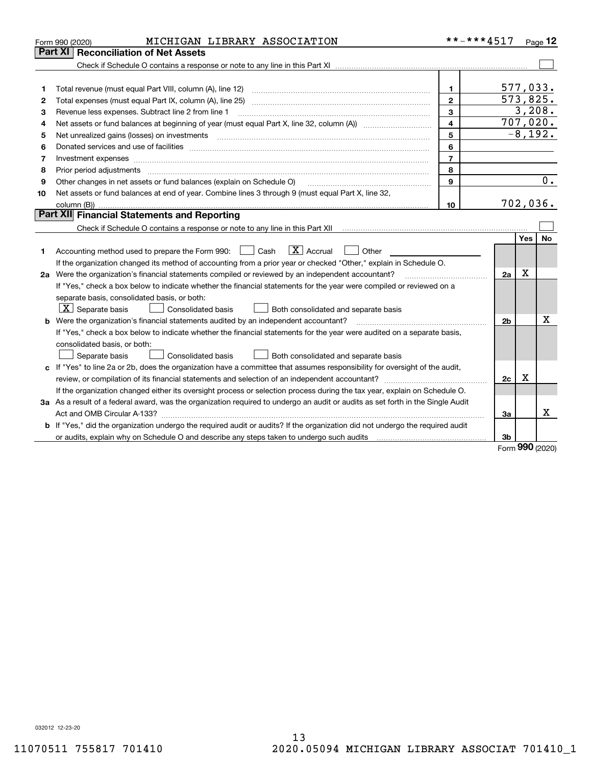Form 990 (2020) MICHIGAN LIBRARY ASSOCIATION **-***4517 Page 12

## Part XI Reconciliation of Net Assets

Check if Schedule O contains a response or note to any line in this Part XI ☐

| | | | |
|---|---|---|---|
| 1 | Total revenue (must equal Part VIII, column (A), line 12) | 1 | 577,033. |
| 2 | Total expenses (must equal Part IX, column (A), line 25) | 2 | 573,825. |
| 3 | Revenue less expenses. Subtract line 2 from line 1 | 3 | 3,208. |
| 4 | Net assets or fund balances at beginning of year (must equal Part X, line 32, column (A)) | 4 | 707,020. |
| 5 | Net unrealized gains (losses) on investments | 5 | -8,192. |
| 6 | Donated services and use of facilities | 6 | |
| 7 | Investment expenses | 7 | |
| 8 | Prior period adjustments | 8 | |
| 9 | Other changes in net assets or fund balances (explain on Schedule O) | 9 | 0. |
| 10 | Net assets or fund balances at end of year. Combine lines 3 through 9 (must equal Part X, line 32, column (B)) | 10 | 702,036. |

## Part XII Financial Statements and Reporting

Check if Schedule O contains a response or note to any line in this Part XII ☐

| | | | Yes | No |
|---|---|---|---|---|
| 1 | Accounting method used to prepare the Form 990: ☐ Cash ☒ Accrual ☐ Other<br>If the organization changed its method of accounting from a prior year or checked "Other," explain in Schedule O. | | | |
| 2a | Were the organization's financial statements compiled or reviewed by an independent accountant? | 2a | X | |
| | If "Yes," check a box below to indicate whether the financial statements for the year were compiled or reviewed on a separate basis, consolidated basis, or both:<br>☒ Separate basis ☐ Consolidated basis ☐ Both consolidated and separate basis | | | |
| b | Were the organization's financial statements audited by an independent accountant? | 2b | | X |
| | If "Yes," check a box below to indicate whether the financial statements for the year were audited on a separate basis, consolidated basis, or both:<br>☐ Separate basis ☐ Consolidated basis ☐ Both consolidated and separate basis | | | |
| c | If "Yes" to line 2a or 2b, does the organization have a committee that assumes responsibility for oversight of the audit, review, or compilation of its financial statements and selection of an independent accountant? | 2c | X | |
| | If the organization changed either its oversight process or selection process during the tax year, explain on Schedule O. | | | |
| 3a | As a result of a federal award, was the organization required to undergo an audit or audits as set forth in the Single Audit Act and OMB Circular A-133? | 3a | | X |
| b | If "Yes," did the organization undergo the required audit or audits? If the organization did not undergo the required audit or audits, explain why on Schedule O and describe any steps taken to undergo such audits | 3b | | |

Form **990** (2020)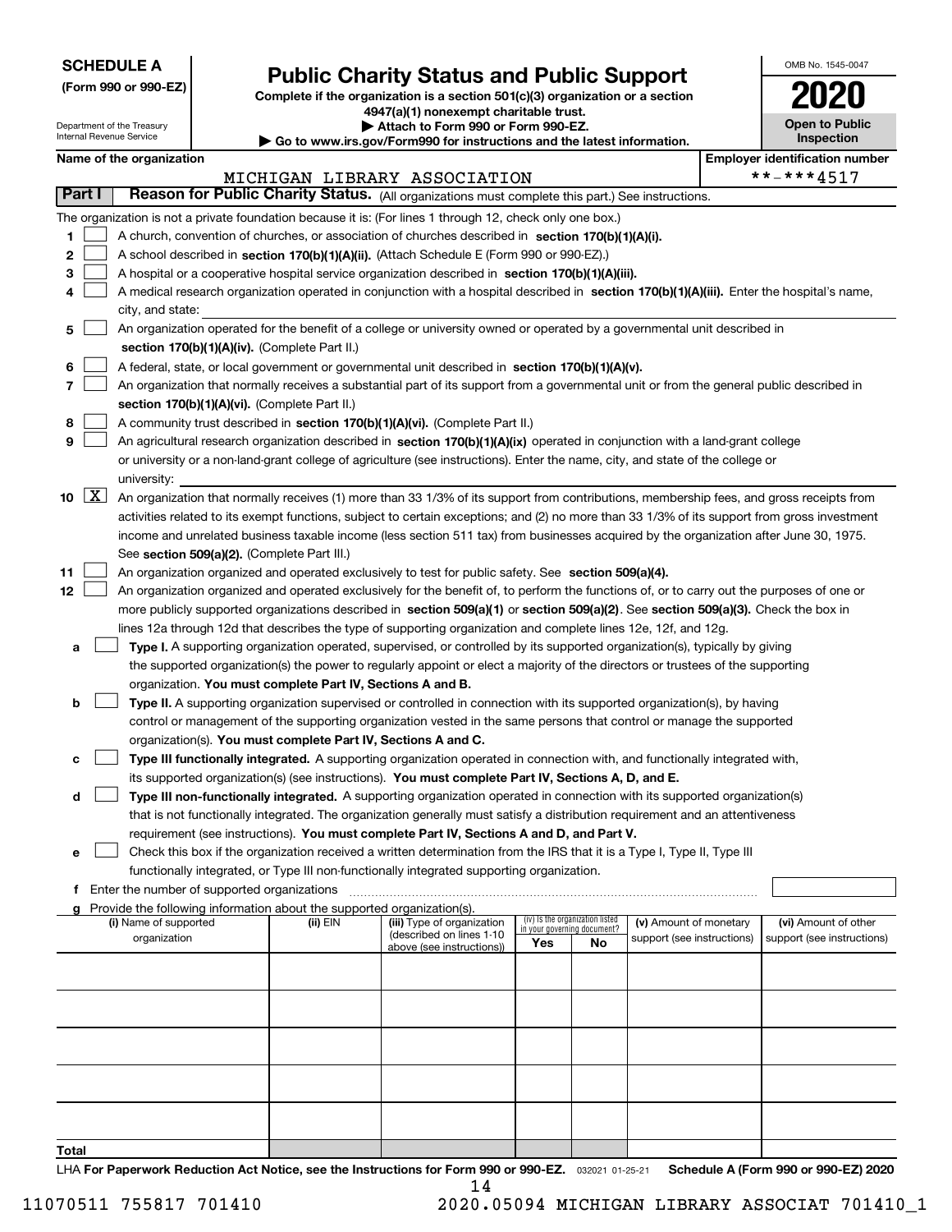**SCHEDULE A**
**(Form 990 or 990-EZ)**

Department of the Treasury
Internal Revenue Service

# Public Charity Status and Public Support

**Complete if the organization is a section 501(c)(3) organization or a section 4947(a)(1) nonexempt charitable trust.**
**▶ Attach to Form 990 or Form 990-EZ.**
**▶ Go to www.irs.gov/Form990 for instructions and the latest information.**

OMB No. 1545-0047

**2020**

**Open to Public Inspection**

**Name of the organization**
MICHIGAN LIBRARY ASSOCIATION

**Employer identification number**
**-***4517

**Part I** **Reason for Public Charity Status.** (All organizations must complete this part.) See instructions.

The organization is not a private foundation because it is: (For lines 1 through 12, check only one box.)

1 [ ] A church, convention of churches, or association of churches described in **section 170(b)(1)(A)(i).**

2 [ ] A school described in **section 170(b)(1)(A)(ii).** (Attach Schedule E (Form 990 or 990-EZ).)

3 [ ] A hospital or a cooperative hospital service organization described in **section 170(b)(1)(A)(iii).**

4 [ ] A medical research organization operated in conjunction with a hospital described in **section 170(b)(1)(A)(iii).** Enter the hospital's name, city, and state:

5 [ ] An organization operated for the benefit of a college or university owned or operated by a governmental unit described in **section 170(b)(1)(A)(iv).** (Complete Part II.)

6 [ ] A federal, state, or local government or governmental unit described in **section 170(b)(1)(A)(v).**

7 [ ] An organization that normally receives a substantial part of its support from a governmental unit or from the general public described in **section 170(b)(1)(A)(vi).** (Complete Part II.)

8 [ ] A community trust described in **section 170(b)(1)(A)(vi).** (Complete Part II.)

9 [ ] An agricultural research organization described in **section 170(b)(1)(A)(ix)** operated in conjunction with a land-grant college or university or a non-land-grant college of agriculture (see instructions). Enter the name, city, and state of the college or university:

10 [X] An organization that normally receives (1) more than 33 1/3% of its support from contributions, membership fees, and gross receipts from activities related to its exempt functions, subject to certain exceptions; and (2) no more than 33 1/3% of its support from gross investment income and unrelated business taxable income (less section 511 tax) from businesses acquired by the organization after June 30, 1975. See **section 509(a)(2).** (Complete Part III.)

11 [ ] An organization organized and operated exclusively to test for public safety. See **section 509(a)(4).**

12 [ ] An organization organized and operated exclusively for the benefit of, to perform the functions of, or to carry out the purposes of one or more publicly supported organizations described in **section 509(a)(1)** or **section 509(a)(2)**. See **section 509(a)(3).** Check the box in lines 12a through 12d that describes the type of supporting organization and complete lines 12e, 12f, and 12g.

a [ ] **Type I.** A supporting organization operated, supervised, or controlled by its supported organization(s), typically by giving the supported organization(s) the power to regularly appoint or elect a majority of the directors or trustees of the supporting organization. **You must complete Part IV, Sections A and B.**

b [ ] **Type II.** A supporting organization supervised or controlled in connection with its supported organization(s), by having control or management of the supporting organization vested in the same persons that control or manage the supported organization(s). **You must complete Part IV, Sections A and C.**

c [ ] **Type III functionally integrated.** A supporting organization operated in connection with, and functionally integrated with, its supported organization(s) (see instructions). **You must complete Part IV, Sections A, D, and E.**

d [ ] **Type III non-functionally integrated.** A supporting organization operated in connection with its supported organization(s) that is not functionally integrated. The organization generally must satisfy a distribution requirement and an attentiveness requirement (see instructions). **You must complete Part IV, Sections A and D, and Part V.**

e [ ] Check this box if the organization received a written determination from the IRS that it is a Type I, Type II, Type III functionally integrated, or Type III non-functionally integrated supporting organization.

f Enter the number of supported organizations

g Provide the following information about the supported organization(s).

| (i) Name of supported organization | (ii) EIN | (iii) Type of organization (described on lines 1-10 above (see instructions)) | (iv) Is the organization listed in your governing document? Yes | No | (v) Amount of monetary support (see instructions) | (vi) Amount of other support (see instructions) |
|---|---|---|---|---|---|---|
| | | | | | | |
| | | | | | | |
| | | | | | | |
| | | | | | | |
| | | | | | | |
| **Total** | | | | | | |

LHA **For Paperwork Reduction Act Notice, see the Instructions for Form 990 or 990-EZ.** 032021 01-25-21 **Schedule A (Form 990 or 990-EZ) 2020**

11070511 755817 701410 2020.05094 MICHIGAN LIBRARY ASSOCIAT 701410_1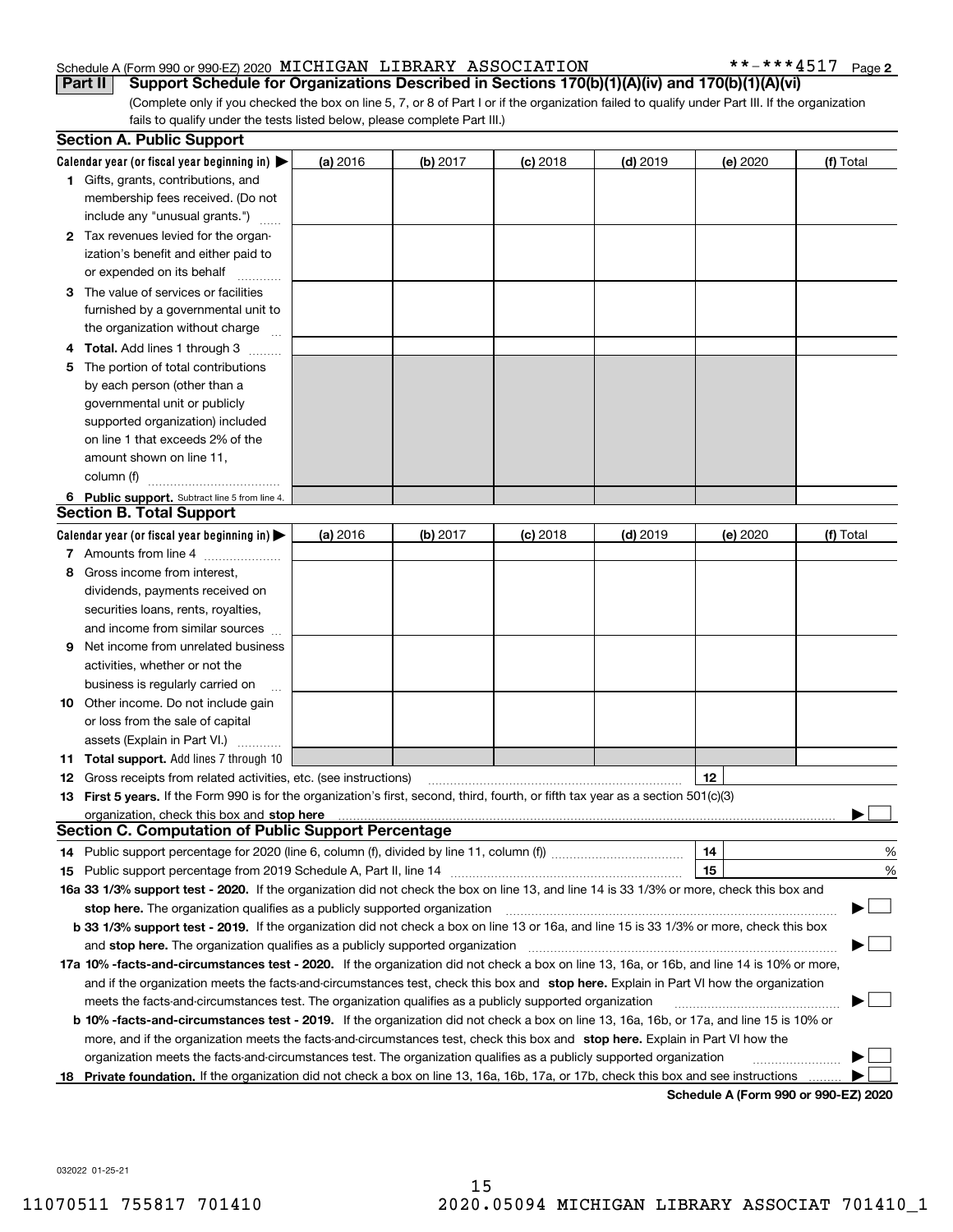Schedule A (Form 990 or 990-EZ) 2020 MICHIGAN LIBRARY ASSOCIATION **-***4517 Page 2

**Part II** **Support Schedule for Organizations Described in Sections 170(b)(1)(A)(iv) and 170(b)(1)(A)(vi)**

(Complete only if you checked the box on line 5, 7, or 8 of Part I or if the organization failed to qualify under Part III. If the organization fails to qualify under the tests listed below, please complete Part III.)

## Section A. Public Support

| Calendar year (or fiscal year beginning in) ▶ | (a) 2016 | (b) 2017 | (c) 2018 | (d) 2019 | (e) 2020 | (f) Total |
|---|---|---|---|---|---|---|
| **1** Gifts, grants, contributions, and membership fees received. (Do not include any "unusual grants.") | | | | | | |
| **2** Tax revenues levied for the organization's benefit and either paid to or expended on its behalf | | | | | | |
| **3** The value of services or facilities furnished by a governmental unit to the organization without charge | | | | | | |
| **4 Total.** Add lines 1 through 3 | | | | | | |
| **5** The portion of total contributions by each person (other than a governmental unit or publicly supported organization) included on line 1 that exceeds 2% of the amount shown on line 11, column (f) | | | | | | |
| **6 Public support.** Subtract line 5 from line 4. | | | | | | |

## Section B. Total Support

| Calendar year (or fiscal year beginning in) ▶ | (a) 2016 | (b) 2017 | (c) 2018 | (d) 2019 | (e) 2020 | (f) Total |
|---|---|---|---|---|---|---|
| **7** Amounts from line 4 | | | | | | |
| **8** Gross income from interest, dividends, payments received on securities loans, rents, royalties, and income from similar sources | | | | | | |
| **9** Net income from unrelated business activities, whether or not the business is regularly carried on | | | | | | |
| **10** Other income. Do not include gain or loss from the sale of capital assets (Explain in Part VI.) | | | | | | |
| **11 Total support.** Add lines 7 through 10 | | | | | | |

**12** Gross receipts from related activities, etc. (see instructions) **12**

**13 First 5 years.** If the Form 990 is for the organization's first, second, third, fourth, or fifth tax year as a section 501(c)(3) organization, check this box and **stop here** ▶ ☐

## Section C. Computation of Public Support Percentage

**14** Public support percentage for 2020 (line 6, column (f), divided by line 11, column (f)) **14** %

**15** Public support percentage from 2019 Schedule A, Part II, line 14 **15** %

**16a 33 1/3% support test - 2020.** If the organization did not check the box on line 13, and line 14 is 33 1/3% or more, check this box and **stop here.** The organization qualifies as a publicly supported organization ▶ ☐

**b 33 1/3% support test - 2019.** If the organization did not check a box on line 13 or 16a, and line 15 is 33 1/3% or more, check this box and **stop here.** The organization qualifies as a publicly supported organization ▶ ☐

**17a 10% -facts-and-circumstances test - 2020.** If the organization did not check a box on line 13, 16a, or 16b, and line 14 is 10% or more, and if the organization meets the facts-and-circumstances test, check this box and **stop here.** Explain in Part VI how the organization meets the facts-and-circumstances test. The organization qualifies as a publicly supported organization ▶ ☐

**b 10% -facts-and-circumstances test - 2019.** If the organization did not check a box on line 13, 16a, 16b, or 17a, and line 15 is 10% or more, and if the organization meets the facts-and-circumstances test, check this box and **stop here.** Explain in Part VI how the organization meets the facts-and-circumstances test. The organization qualifies as a publicly supported organization ▶ ☐

**18 Private foundation.** If the organization did not check a box on line 13, 16a, 16b, 17a, or 17b, check this box and see instructions ▶ ☐

**Schedule A (Form 990 or 990-EZ) 2020**

032022 01-25-21

11070511 755817 701410 2020.05094 MICHIGAN LIBRARY ASSOCIAT 701410_1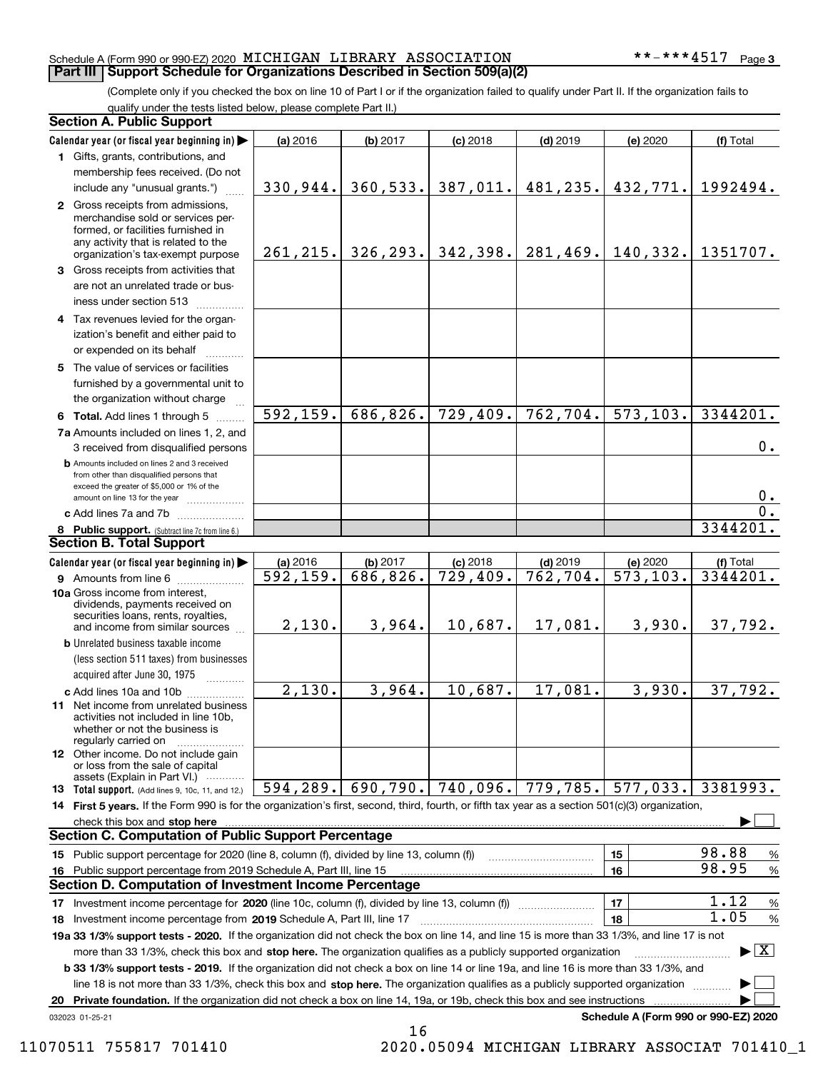Schedule A (Form 990 or 990-EZ) 2020 MICHIGAN LIBRARY ASSOCIATION **-***4517 Page 3

## Part III | Support Schedule for Organizations Described in Section 509(a)(2)

(Complete only if you checked the box on line 10 of Part I or if the organization failed to qualify under Part II. If the organization fails to qualify under the tests listed below, please complete Part II.)

### Section A. Public Support

| Calendar year (or fiscal year beginning in) ▶ | (a) 2016 | (b) 2017 | (c) 2018 | (d) 2019 | (e) 2020 | (f) Total |
|---|---|---|---|---|---|---|
| 1 Gifts, grants, contributions, and membership fees received. (Do not include any "unusual grants.") | 330,944. | 360,533. | 387,011. | 481,235. | 432,771. | 1992494. |
| 2 Gross receipts from admissions, merchandise sold or services performed, or facilities furnished in any activity that is related to the organization's tax-exempt purpose | 261,215. | 326,293. | 342,398. | 281,469. | 140,332. | 1351707. |
| 3 Gross receipts from activities that are not an unrelated trade or business under section 513 | | | | | | |
| 4 Tax revenues levied for the organization's benefit and either paid to or expended on its behalf | | | | | | |
| 5 The value of services or facilities furnished by a governmental unit to the organization without charge | | | | | | |
| 6 **Total.** Add lines 1 through 5 | 592,159. | 686,826. | 729,409. | 762,704. | 573,103. | 3344201. |
| 7a Amounts included on lines 1, 2, and 3 received from disqualified persons | | | | | | 0. |
| b Amounts included on lines 2 and 3 received from other than disqualified persons that exceed the greater of $5,000 or 1% of the amount on line 13 for the year | | | | | | 0. |
| c Add lines 7a and 7b | | | | | | 0. |
| 8 **Public support.** (Subtract line 7c from line 6.) | | | | | | 3344201. |

### Section B. Total Support

| Calendar year (or fiscal year beginning in) ▶ | (a) 2016 | (b) 2017 | (c) 2018 | (d) 2019 | (e) 2020 | (f) Total |
|---|---|---|---|---|---|---|
| 9 Amounts from line 6 | 592,159. | 686,826. | 729,409. | 762,704. | 573,103. | 3344201. |
| 10a Gross income from interest, dividends, payments received on securities loans, rents, royalties, and income from similar sources | 2,130. | 3,964. | 10,687. | 17,081. | 3,930. | 37,792. |
| b Unrelated business taxable income (less section 511 taxes) from businesses acquired after June 30, 1975 | | | | | | |
| c Add lines 10a and 10b | 2,130. | 3,964. | 10,687. | 17,081. | 3,930. | 37,792. |
| 11 Net income from unrelated business activities not included in line 10b, whether or not the business is regularly carried on | | | | | | |
| 12 Other income. Do not include gain or loss from the sale of capital assets (Explain in Part VI.) | | | | | | |
| 13 **Total support.** (Add lines 9, 10c, 11, and 12.) | 594,289. | 690,790. | 740,096. | 779,785. | 577,033. | 3381993. |

14 **First 5 years.** If the Form 990 is for the organization's first, second, third, fourth, or fifth tax year as a section 501(c)(3) organization, check this box and **stop here** ▶ ☐

### Section C. Computation of Public Support Percentage

| | | |
|---|---|---|
| 15 Public support percentage for 2020 (line 8, column (f), divided by line 13, column (f)) | 15 | 98.88 % |
| 16 Public support percentage from 2019 Schedule A, Part III, line 15 | 16 | 98.95 % |

### Section D. Computation of Investment Income Percentage

| | | |
|---|---|---|
| 17 Investment income percentage for **2020** (line 10c, column (f), divided by line 13, column (f)) | 17 | 1.12 % |
| 18 Investment income percentage from **2019** Schedule A, Part III, line 17 | 18 | 1.05 % |

**19a 33 1/3% support tests - 2020.** If the organization did not check the box on line 14, and line 15 is more than 33 1/3%, and line 17 is not more than 33 1/3%, check this box and **stop here.** The organization qualifies as a publicly supported organization ▶ ☒

**b 33 1/3% support tests - 2019.** If the organization did not check a box on line 14 or line 19a, and line 16 is more than 33 1/3%, and line 18 is not more than 33 1/3%, check this box and **stop here.** The organization qualifies as a publicly supported organization ▶ ☐

**20 Private foundation.** If the organization did not check a box on line 14, 19a, or 19b, check this box and see instructions ▶ ☐

032023 01-25-21

**Schedule A (Form 990 or 990-EZ) 2020**

11070511 755817 701410 2020.05094 MICHIGAN LIBRARY ASSOCIAT 701410_1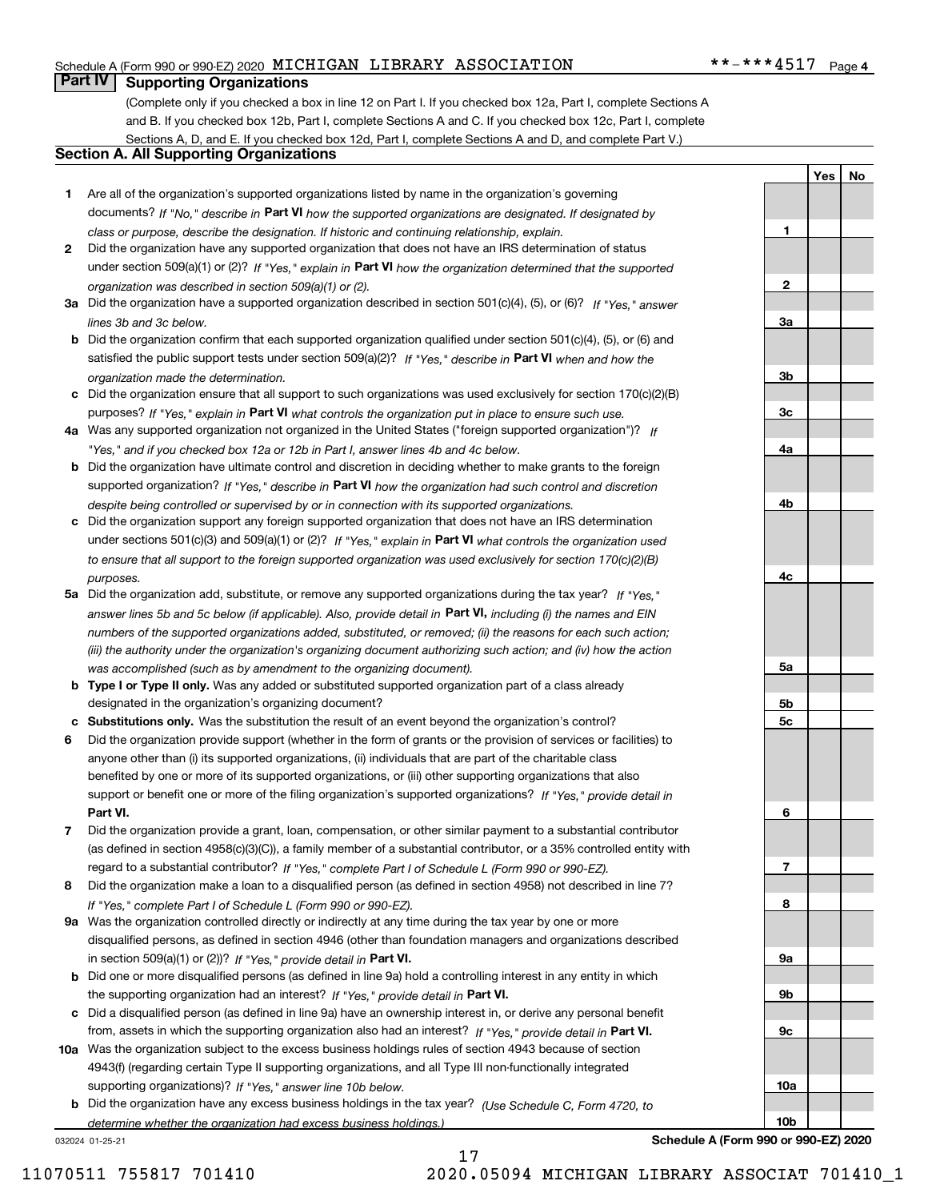Schedule A (Form 990 or 990-EZ) 2020 MICHIGAN LIBRARY ASSOCIATION **-***4517 Page 4

## Part IV Supporting Organizations

(Complete only if you checked a box in line 12 on Part I. If you checked box 12a, Part I, complete Sections A and B. If you checked box 12b, Part I, complete Sections A and C. If you checked box 12c, Part I, complete Sections A, D, and E. If you checked box 12d, Part I, complete Sections A and D, and complete Part V.)

### Section A. All Supporting Organizations

| | | | Yes | No |
|---|---|---|---|---|
| 1 | Are all of the organization's supported organizations listed by name in the organization's governing documents? *If "No," describe in* **Part VI** *how the supported organizations are designated. If designated by class or purpose, describe the designation. If historic and continuing relationship, explain.* | 1 | | |
| 2 | Did the organization have any supported organization that does not have an IRS determination of status under section 509(a)(1) or (2)? *If "Yes," explain in* **Part VI** *how the organization determined that the supported organization was described in section 509(a)(1) or (2).* | 2 | | |
| 3a | Did the organization have a supported organization described in section 501(c)(4), (5), or (6)? *If "Yes," answer lines 3b and 3c below.* | 3a | | |
| b | Did the organization confirm that each supported organization qualified under section 501(c)(4), (5), or (6) and satisfied the public support tests under section 509(a)(2)? *If "Yes," describe in* **Part VI** *when and how the organization made the determination.* | 3b | | |
| c | Did the organization ensure that all support to such organizations was used exclusively for section 170(c)(2)(B) purposes? *If "Yes," explain in* **Part VI** *what controls the organization put in place to ensure such use.* | 3c | | |
| 4a | Was any supported organization not organized in the United States ("foreign supported organization")? *If "Yes," and if you checked box 12a or 12b in Part I, answer lines 4b and 4c below.* | 4a | | |
| b | Did the organization have ultimate control and discretion in deciding whether to make grants to the foreign supported organization? *If "Yes," describe in* **Part VI** *how the organization had such control and discretion despite being controlled or supervised by or in connection with its supported organizations.* | 4b | | |
| c | Did the organization support any foreign supported organization that does not have an IRS determination under sections 501(c)(3) and 509(a)(1) or (2)? *If "Yes," explain in* **Part VI** *what controls the organization used to ensure that all support to the foreign supported organization was used exclusively for section 170(c)(2)(B) purposes.* | 4c | | |
| 5a | Did the organization add, substitute, or remove any supported organizations during the tax year? *If "Yes," answer lines 5b and 5c below (if applicable). Also, provide detail in* **Part VI,** *including (i) the names and EIN numbers of the supported organizations added, substituted, or removed; (ii) the reasons for each such action; (iii) the authority under the organization's organizing document authorizing such action; and (iv) how the action was accomplished (such as by amendment to the organizing document).* | 5a | | |
| b | **Type I or Type II only.** Was any added or substituted supported organization part of a class already designated in the organization's organizing document? | 5b | | |
| c | **Substitutions only.** Was the substitution the result of an event beyond the organization's control? | 5c | | |
| 6 | Did the organization provide support (whether in the form of grants or the provision of services or facilities) to anyone other than (i) its supported organizations, (ii) individuals that are part of the charitable class benefited by one or more of its supported organizations, or (iii) other supporting organizations that also support or benefit one or more of the filing organization's supported organizations? *If "Yes," provide detail in* **Part VI.** | 6 | | |
| 7 | Did the organization provide a grant, loan, compensation, or other similar payment to a substantial contributor (as defined in section 4958(c)(3)(C)), a family member of a substantial contributor, or a 35% controlled entity with regard to a substantial contributor? *If "Yes," complete Part I of Schedule L (Form 990 or 990-EZ).* | 7 | | |
| 8 | Did the organization make a loan to a disqualified person (as defined in section 4958) not described in line 7? *If "Yes," complete Part I of Schedule L (Form 990 or 990-EZ).* | 8 | | |
| 9a | Was the organization controlled directly or indirectly at any time during the tax year by one or more disqualified persons, as defined in section 4946 (other than foundation managers and organizations described in section 509(a)(1) or (2))? *If "Yes," provide detail in* **Part VI.** | 9a | | |
| b | Did one or more disqualified persons (as defined in line 9a) hold a controlling interest in any entity in which the supporting organization had an interest? *If "Yes," provide detail in* **Part VI.** | 9b | | |
| c | Did a disqualified person (as defined in line 9a) have an ownership interest in, or derive any personal benefit from, assets in which the supporting organization also had an interest? *If "Yes," provide detail in* **Part VI.** | 9c | | |
| 10a | Was the organization subject to the excess business holdings rules of section 4943 because of section 4943(f) (regarding certain Type II supporting organizations, and all Type III non-functionally integrated supporting organizations)? *If "Yes," answer line 10b below.* | 10a | | |
| b | Did the organization have any excess business holdings in the tax year? *(Use Schedule C, Form 4720, to determine whether the organization had excess business holdings.)* | 10b | | |

032024 01-25-21 **Schedule A (Form 990 or 990-EZ) 2020**

11070511 755817 701410 2020.05094 MICHIGAN LIBRARY ASSOCIAT 701410_1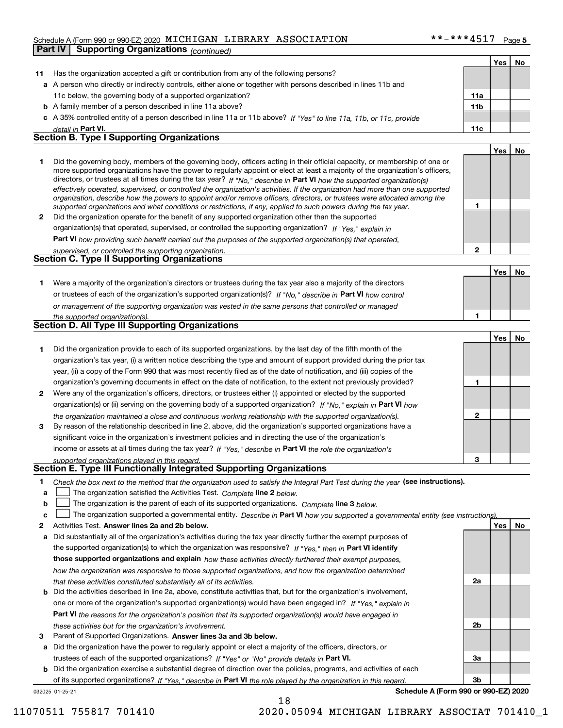Schedule A (Form 990 or 990-EZ) 2020 MICHIGAN LIBRARY ASSOCIATION **-***4517 Page 5

## Part IV | Supporting Organizations *(continued)*

| | | | Yes | No |
|---|---|---|---|---|
| **11** | Has the organization accepted a gift or contribution from any of the following persons? | | | |
| **a** | A person who directly or indirectly controls, either alone or together with persons described in lines 11b and 11c below, the governing body of a supported organization? | **11a** | | |
| **b** | A family member of a person described in line 11a above? | **11b** | | |
| **c** | A 35% controlled entity of a person described in line 11a or 11b above? *If "Yes" to line 11a, 11b, or 11c, provide detail in* **Part VI.** | **11c** | | |

### Section B. Type I Supporting Organizations

| | | | Yes | No |
|---|---|---|---|---|
| **1** | Did the governing body, members of the governing body, officers acting in their official capacity, or membership of one or more supported organizations have the power to regularly appoint or elect at least a majority of the organization's officers, directors, or trustees at all times during the tax year? *If "No," describe in* **Part VI** *how the supported organization(s) effectively operated, supervised, or controlled the organization's activities. If the organization had more than one supported organization, describe how the powers to appoint and/or remove officers, directors, or trustees were allocated among the supported organizations and what conditions or restrictions, if any, applied to such powers during the tax year.* | **1** | | |
| **2** | Did the organization operate for the benefit of any supported organization other than the supported organization(s) that operated, supervised, or controlled the supporting organization? *If "Yes," explain in* **Part VI** *how providing such benefit carried out the purposes of the supported organization(s) that operated, supervised, or controlled the supporting organization.* | **2** | | |

### Section C. Type II Supporting Organizations

| | | | Yes | No |
|---|---|---|---|---|
| **1** | Were a majority of the organization's directors or trustees during the tax year also a majority of the directors or trustees of each of the organization's supported organization(s)? *If "No," describe in* **Part VI** *how control or management of the supporting organization was vested in the same persons that controlled or managed the supported organization(s).* | **1** | | |

### Section D. All Type III Supporting Organizations

| | | | Yes | No |
|---|---|---|---|---|
| **1** | Did the organization provide to each of its supported organizations, by the last day of the fifth month of the organization's tax year, (i) a written notice describing the type and amount of support provided during the prior tax year, (ii) a copy of the Form 990 that was most recently filed as of the date of notification, and (iii) copies of the organization's governing documents in effect on the date of notification, to the extent not previously provided? | **1** | | |
| **2** | Were any of the organization's officers, directors, or trustees either (i) appointed or elected by the supported organization(s) or (ii) serving on the governing body of a supported organization? *If "No," explain in* **Part VI** *how the organization maintained a close and continuous working relationship with the supported organization(s).* | **2** | | |
| **3** | By reason of the relationship described in line 2, above, did the organization's supported organizations have a significant voice in the organization's investment policies and in directing the use of the organization's income or assets at all times during the tax year? *If "Yes," describe in* **Part VI** *the role the organization's supported organizations played in this regard.* | **3** | | |

### Section E. Type III Functionally Integrated Supporting Organizations

**1** *Check the box next to the method that the organization used to satisfy the Integral Part Test during the year* **(see instructions).**

- **a** ☐ The organization satisfied the Activities Test. *Complete* **line 2** *below.*
- **b** ☐ The organization is the parent of each of its supported organizations. *Complete* **line 3** *below.*
- **c** ☐ The organization supported a governmental entity. *Describe in* **Part VI** *how you supported a governmental entity (see instructions).*

| | | | Yes | No |
|---|---|---|---|---|
| **2** | Activities Test. **Answer lines 2a and 2b below.** | | | |
| **a** | Did substantially all of the organization's activities during the tax year directly further the exempt purposes of the supported organization(s) to which the organization was responsive? *If "Yes," then in* **Part VI identify those supported organizations and explain** *how these activities directly furthered their exempt purposes, how the organization was responsive to those supported organizations, and how the organization determined that these activities constituted substantially all of its activities.* | **2a** | | |
| **b** | Did the activities described in line 2a, above, constitute activities that, but for the organization's involvement, one or more of the organization's supported organization(s) would have been engaged in? *If "Yes," explain in* **Part VI** *the reasons for the organization's position that its supported organization(s) would have engaged in these activities but for the organization's involvement.* | **2b** | | |
| **3** | Parent of Supported Organizations. **Answer lines 3a and 3b below.** | | | |
| **a** | Did the organization have the power to regularly appoint or elect a majority of the officers, directors, or trustees of each of the supported organizations? *If "Yes" or "No" provide details in* **Part VI.** | **3a** | | |
| **b** | Did the organization exercise a substantial degree of direction over the policies, programs, and activities of each of its supported organizations? *If "Yes," describe in* **Part VI** *the role played by the organization in this regard.* | **3b** | | |

032025 01-25-21 **Schedule A (Form 990 or 990-EZ) 2020**

11070511 755817 701410 2020.05094 MICHIGAN LIBRARY ASSOCIAT 701410_1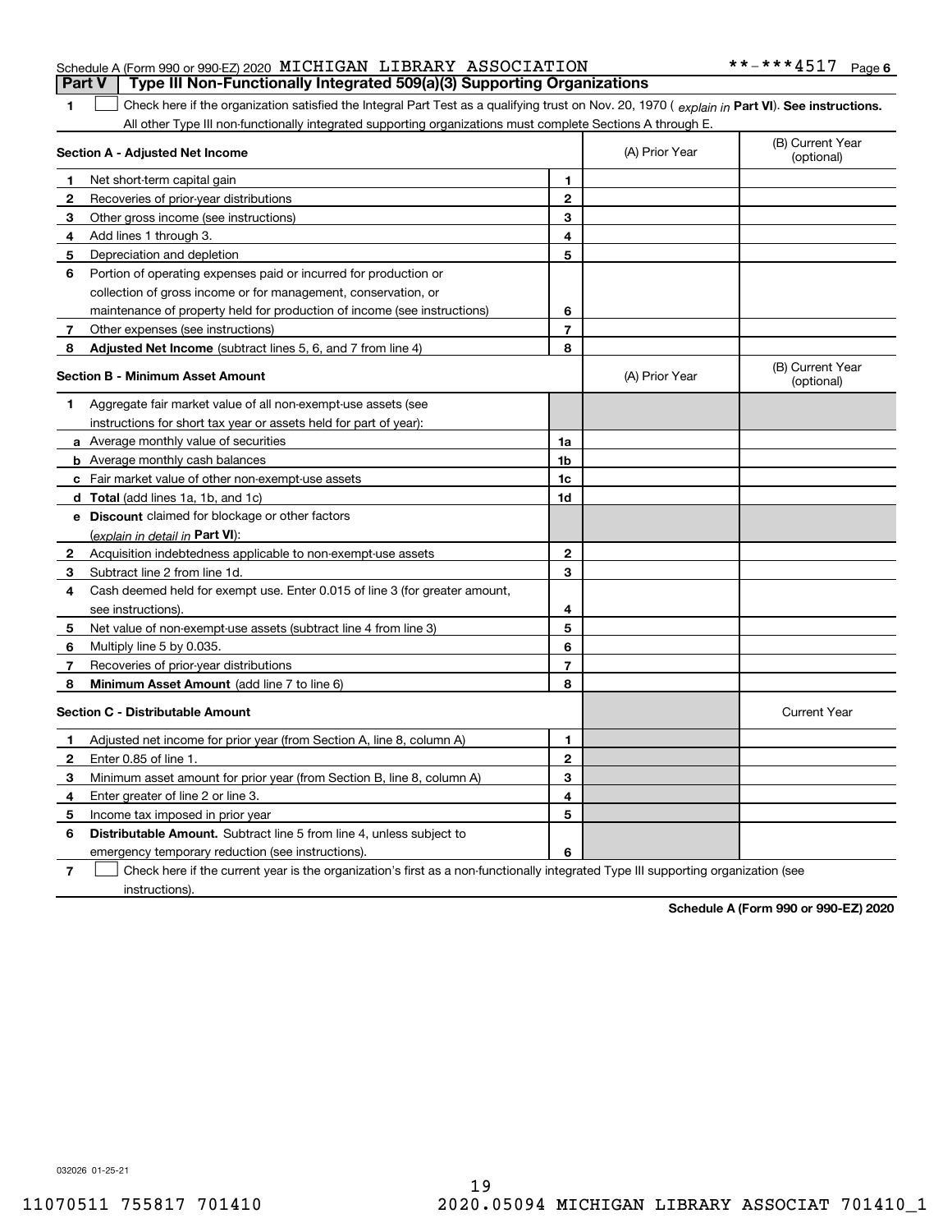Schedule A (Form 990 or 990-EZ) 2020 MICHIGAN LIBRARY ASSOCIATION **-***4517 Page 6

## Part V Type III Non-Functionally Integrated 509(a)(3) Supporting Organizations

**1** ☐ Check here if the organization satisfied the Integral Part Test as a qualifying trust on Nov. 20, 1970 ( *explain in* **Part VI**). **See instructions.** All other Type III non-functionally integrated supporting organizations must complete Sections A through E.

| Section A - Adjusted Net Income | | (A) Prior Year | (B) Current Year (optional) |
|---|---|---|---|
| **1** Net short-term capital gain | 1 | | |
| **2** Recoveries of prior-year distributions | 2 | | |
| **3** Other gross income (see instructions) | 3 | | |
| **4** Add lines 1 through 3. | 4 | | |
| **5** Depreciation and depletion | 5 | | |
| **6** Portion of operating expenses paid or incurred for production or collection of gross income or for management, conservation, or maintenance of property held for production of income (see instructions) | 6 | | |
| **7** Other expenses (see instructions) | 7 | | |
| **8** **Adjusted Net Income** (subtract lines 5, 6, and 7 from line 4) | 8 | | |

| Section B - Minimum Asset Amount | | (A) Prior Year | (B) Current Year (optional) |
|---|---|---|---|
| **1** Aggregate fair market value of all non-exempt-use assets (see instructions for short tax year or assets held for part of year): | | | |
| **a** Average monthly value of securities | 1a | | |
| **b** Average monthly cash balances | 1b | | |
| **c** Fair market value of other non-exempt-use assets | 1c | | |
| **d** **Total** (add lines 1a, 1b, and 1c) | 1d | | |
| **e** **Discount** claimed for blockage or other factors (*explain in detail in* **Part VI**): | | | |
| **2** Acquisition indebtedness applicable to non-exempt-use assets | 2 | | |
| **3** Subtract line 2 from line 1d. | 3 | | |
| **4** Cash deemed held for exempt use. Enter 0.015 of line 3 (for greater amount, see instructions). | 4 | | |
| **5** Net value of non-exempt-use assets (subtract line 4 from line 3) | 5 | | |
| **6** Multiply line 5 by 0.035. | 6 | | |
| **7** Recoveries of prior-year distributions | 7 | | |
| **8** **Minimum Asset Amount** (add line 7 to line 6) | 8 | | |

| Section C - Distributable Amount | | | Current Year |
|---|---|---|---|
| **1** Adjusted net income for prior year (from Section A, line 8, column A) | 1 | | |
| **2** Enter 0.85 of line 1. | 2 | | |
| **3** Minimum asset amount for prior year (from Section B, line 8, column A) | 3 | | |
| **4** Enter greater of line 2 or line 3. | 4 | | |
| **5** Income tax imposed in prior year | 5 | | |
| **6** **Distributable Amount.** Subtract line 5 from line 4, unless subject to emergency temporary reduction (see instructions). | 6 | | |

**7** ☐ Check here if the current year is the organization's first as a non-functionally integrated Type III supporting organization (see instructions).

**Schedule A (Form 990 or 990-EZ) 2020**

032026 01-25-21

11070511 755817 701410 2020.05094 MICHIGAN LIBRARY ASSOCIAT 701410_1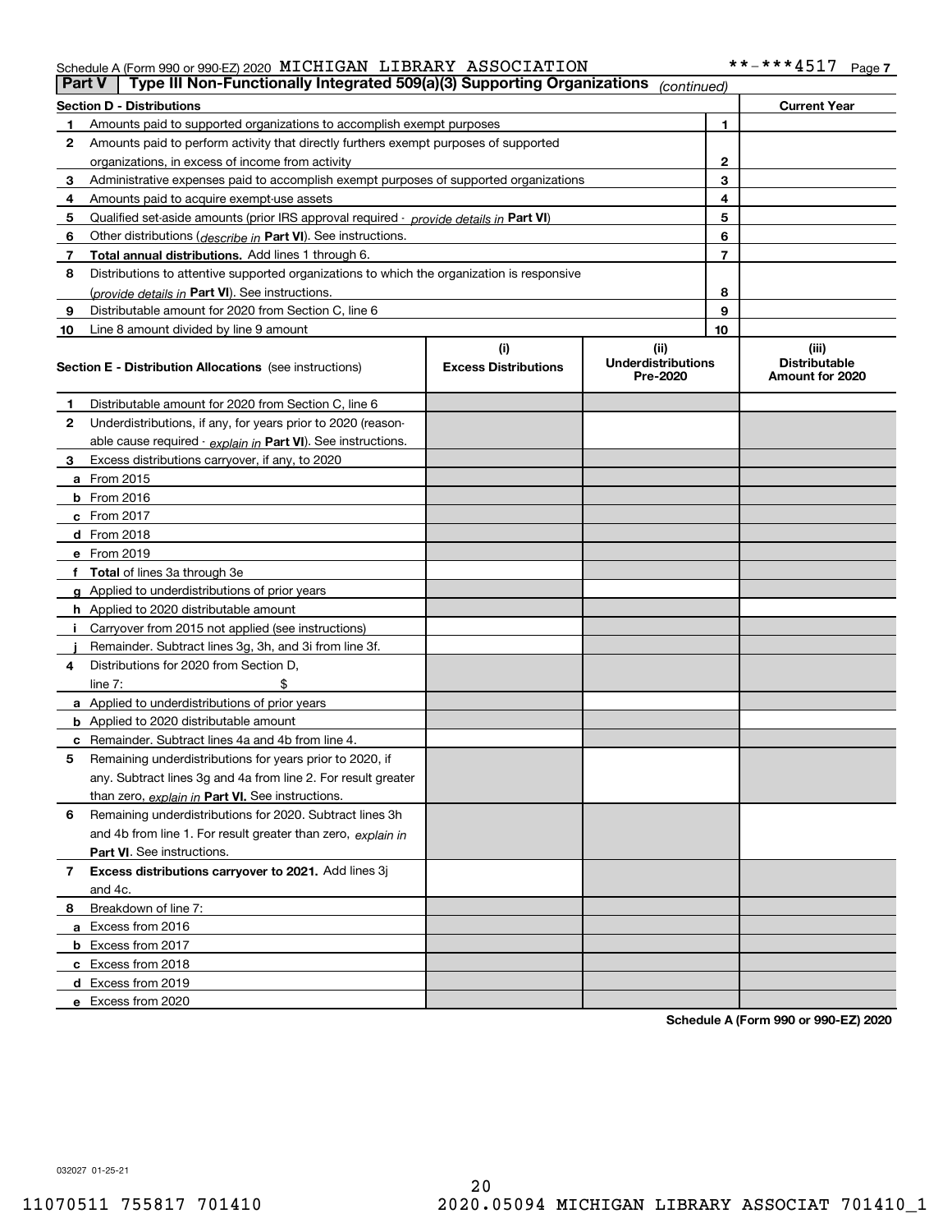Schedule A (Form 990 or 990-EZ) 2020 MICHIGAN LIBRARY ASSOCIATION **-***4517 Page 7

**Part V** **Type III Non-Functionally Integrated 509(a)(3) Supporting Organizations** *(continued)*

| **Section D - Distributions** | | **Current Year** |
|---|---|---|
| **1** Amounts paid to supported organizations to accomplish exempt purposes | 1 | |
| **2** Amounts paid to perform activity that directly furthers exempt purposes of supported organizations, in excess of income from activity | 2 | |
| **3** Administrative expenses paid to accomplish exempt purposes of supported organizations | 3 | |
| **4** Amounts paid to acquire exempt-use assets | 4 | |
| **5** Qualified set-aside amounts (prior IRS approval required - *provide details in* **Part VI**) | 5 | |
| **6** Other distributions (*describe in* **Part VI**). See instructions. | 6 | |
| **7** **Total annual distributions.** Add lines 1 through 6. | 7 | |
| **8** Distributions to attentive supported organizations to which the organization is responsive (*provide details in* **Part VI**). See instructions. | 8 | |
| **9** Distributable amount for 2020 from Section C, line 6 | 9 | |
| **10** Line 8 amount divided by line 9 amount | 10 | |

| **Section E - Distribution Allocations** (see instructions) | **(i)** **Excess Distributions** | **(ii)** **Underdistributions Pre-2020** | **(iii)** **Distributable Amount for 2020** |
|---|---|---|---|
| **1** Distributable amount for 2020 from Section C, line 6 | | | |
| **2** Underdistributions, if any, for years prior to 2020 (reasonable cause required - *explain in* **Part VI**). See instructions. | | | |
| **3** Excess distributions carryover, if any, to 2020 | | | |
| **a** From 2015 | | | |
| **b** From 2016 | | | |
| **c** From 2017 | | | |
| **d** From 2018 | | | |
| **e** From 2019 | | | |
| **f** **Total** of lines 3a through 3e | | | |
| **g** Applied to underdistributions of prior years | | | |
| **h** Applied to 2020 distributable amount | | | |
| **i** Carryover from 2015 not applied (see instructions) | | | |
| **j** Remainder. Subtract lines 3g, 3h, and 3i from line 3f. | | | |
| **4** Distributions for 2020 from Section D, line 7: $ | | | |
| **a** Applied to underdistributions of prior years | | | |
| **b** Applied to 2020 distributable amount | | | |
| **c** Remainder. Subtract lines 4a and 4b from line 4. | | | |
| **5** Remaining underdistributions for years prior to 2020, if any. Subtract lines 3g and 4a from line 2. For result greater than zero, *explain in* **Part VI.** See instructions. | | | |
| **6** Remaining underdistributions for 2020. Subtract lines 3h and 4b from line 1. For result greater than zero, *explain in* **Part VI**. See instructions. | | | |
| **7** **Excess distributions carryover to 2021.** Add lines 3j and 4c. | | | |
| **8** Breakdown of line 7: | | | |
| **a** Excess from 2016 | | | |
| **b** Excess from 2017 | | | |
| **c** Excess from 2018 | | | |
| **d** Excess from 2019 | | | |
| **e** Excess from 2020 | | | |

**Schedule A (Form 990 or 990-EZ) 2020**

032027 01-25-21

11070511 755817 701410 2020.05094 MICHIGAN LIBRARY ASSOCIAT 701410_1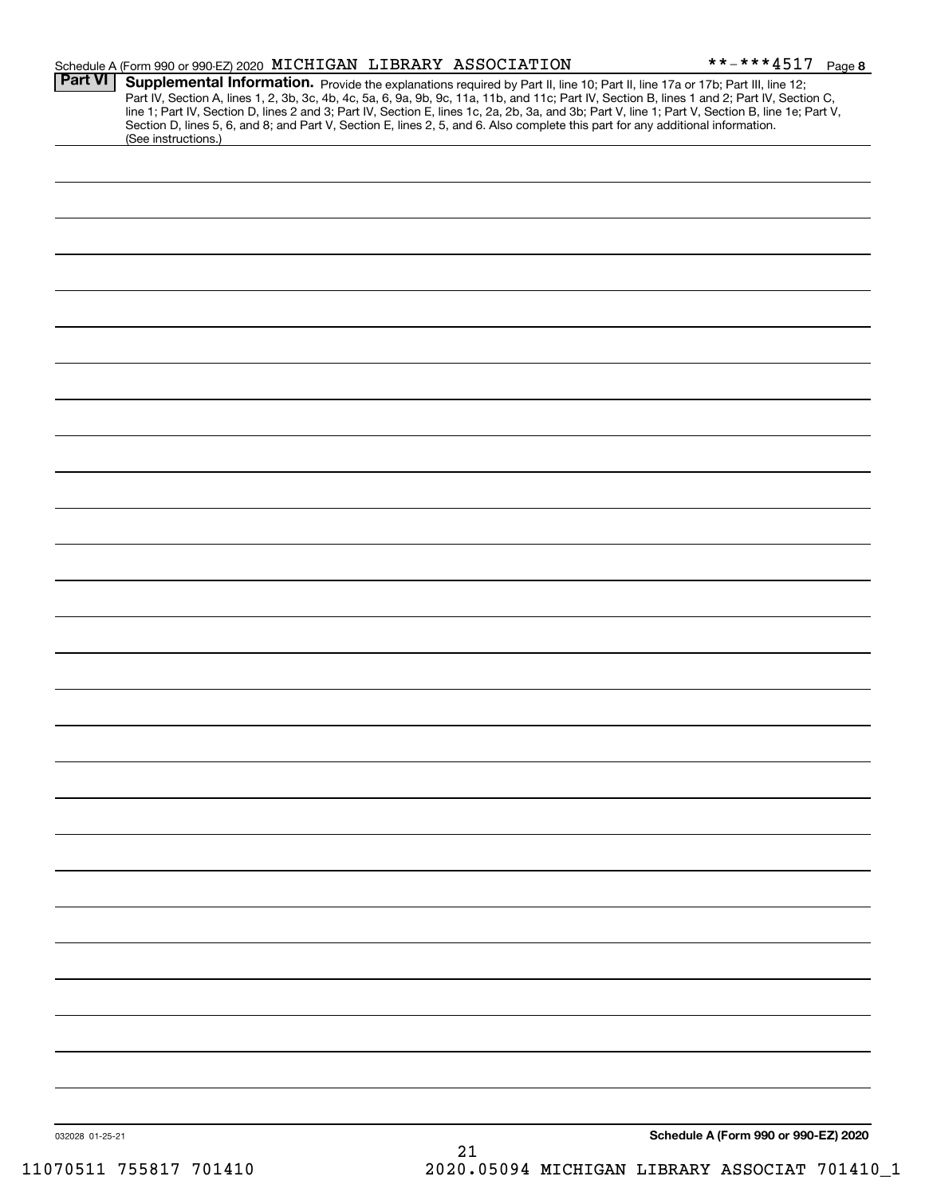Schedule A (Form 990 or 990-EZ) 2020 MICHIGAN LIBRARY ASSOCIATION **-***4517 Page 8

## Part VI Supplemental Information.

Provide the explanations required by Part II, line 10; Part II, line 17a or 17b; Part III, line 12; Part IV, Section A, lines 1, 2, 3b, 3c, 4b, 4c, 5a, 6, 9a, 9b, 9c, 11a, 11b, and 11c; Part IV, Section B, lines 1 and 2; Part IV, Section C, line 1; Part IV, Section D, lines 2 and 3; Part IV, Section E, lines 1c, 2a, 2b, 3a, and 3b; Part V, line 1; Part V, Section B, line 1e; Part V, Section D, lines 5, 6, and 8; and Part V, Section E, lines 2, 5, and 6. Also complete this part for any additional information. (See instructions.)

032028 01-25-21

**Schedule A (Form 990 or 990-EZ) 2020**

11070511 755817 701410 2020.05094 MICHIGAN LIBRARY ASSOCIAT 701410_1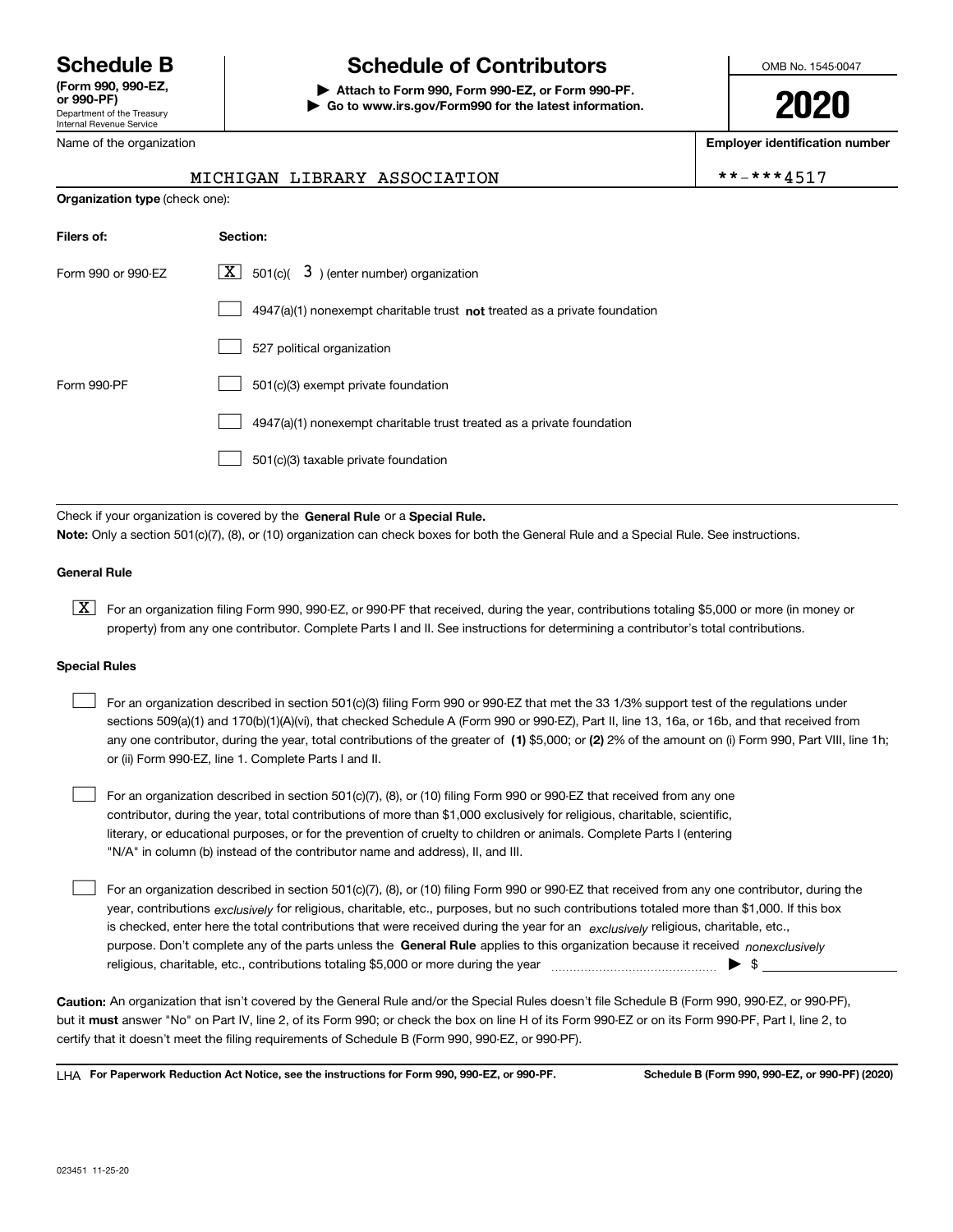# Schedule B

**(Form 990, 990-EZ, or 990-PF)**
Department of the Treasury
Internal Revenue Service

# Schedule of Contributors

▶ **Attach to Form 990, Form 990-EZ, or Form 990-PF.**
▶ **Go to www.irs.gov/Form990 for the latest information.**

OMB No. 1545-0047

**2020**

Name of the organization: MICHIGAN LIBRARY ASSOCIATION

**Employer identification number**: **-***4517

**Organization type** (check one):

| Filers of: | Section: |
|---|---|
| Form 990 or 990-EZ | [X] 501(c)( 3 ) (enter number) organization |
| | [ ] 4947(a)(1) nonexempt charitable trust **not** treated as a private foundation |
| | [ ] 527 political organization |
| Form 990-PF | [ ] 501(c)(3) exempt private foundation |
| | [ ] 4947(a)(1) nonexempt charitable trust treated as a private foundation |
| | [ ] 501(c)(3) taxable private foundation |

Check if your organization is covered by the **General Rule** or a **Special Rule.**

**Note:** Only a section 501(c)(7), (8), or (10) organization can check boxes for both the General Rule and a Special Rule. See instructions.

### General Rule

[X] For an organization filing Form 990, 990-EZ, or 990-PF that received, during the year, contributions totaling $5,000 or more (in money or property) from any one contributor. Complete Parts I and II. See instructions for determining a contributor's total contributions.

### Special Rules

[ ] For an organization described in section 501(c)(3) filing Form 990 or 990-EZ that met the 33 1/3% support test of the regulations under sections 509(a)(1) and 170(b)(1)(A)(vi), that checked Schedule A (Form 990 or 990-EZ), Part II, line 13, 16a, or 16b, and that received from any one contributor, during the year, total contributions of the greater of **(1)** $5,000; or **(2)** 2% of the amount on (i) Form 990, Part VIII, line 1h; or (ii) Form 990-EZ, line 1. Complete Parts I and II.

[ ] For an organization described in section 501(c)(7), (8), or (10) filing Form 990 or 990-EZ that received from any one contributor, during the year, total contributions of more than $1,000 exclusively for religious, charitable, scientific, literary, or educational purposes, or for the prevention of cruelty to children or animals. Complete Parts I (entering "N/A" in column (b) instead of the contributor name and address), II, and III.

[ ] For an organization described in section 501(c)(7), (8), or (10) filing Form 990 or 990-EZ that received from any one contributor, during the year, contributions *exclusively* for religious, charitable, etc., purposes, but no such contributions totaled more than $1,000. If this box is checked, enter here the total contributions that were received during the year for an *exclusively* religious, charitable, etc., purpose. Don't complete any of the parts unless the **General Rule** applies to this organization because it received *nonexclusively* religious, charitable, etc., contributions totaling $5,000 or more during the year ▶ $ ______

**Caution:** An organization that isn't covered by the General Rule and/or the Special Rules doesn't file Schedule B (Form 990, 990-EZ, or 990-PF), but it **must** answer "No" on Part IV, line 2, of its Form 990; or check the box on line H of its Form 990-EZ or on its Form 990-PF, Part I, line 2, to certify that it doesn't meet the filing requirements of Schedule B (Form 990, 990-EZ, or 990-PF).

LHA **For Paperwork Reduction Act Notice, see the instructions for Form 990, 990-EZ, or 990-PF.** **Schedule B (Form 990, 990-EZ, or 990-PF) (2020)**

023451 11-25-20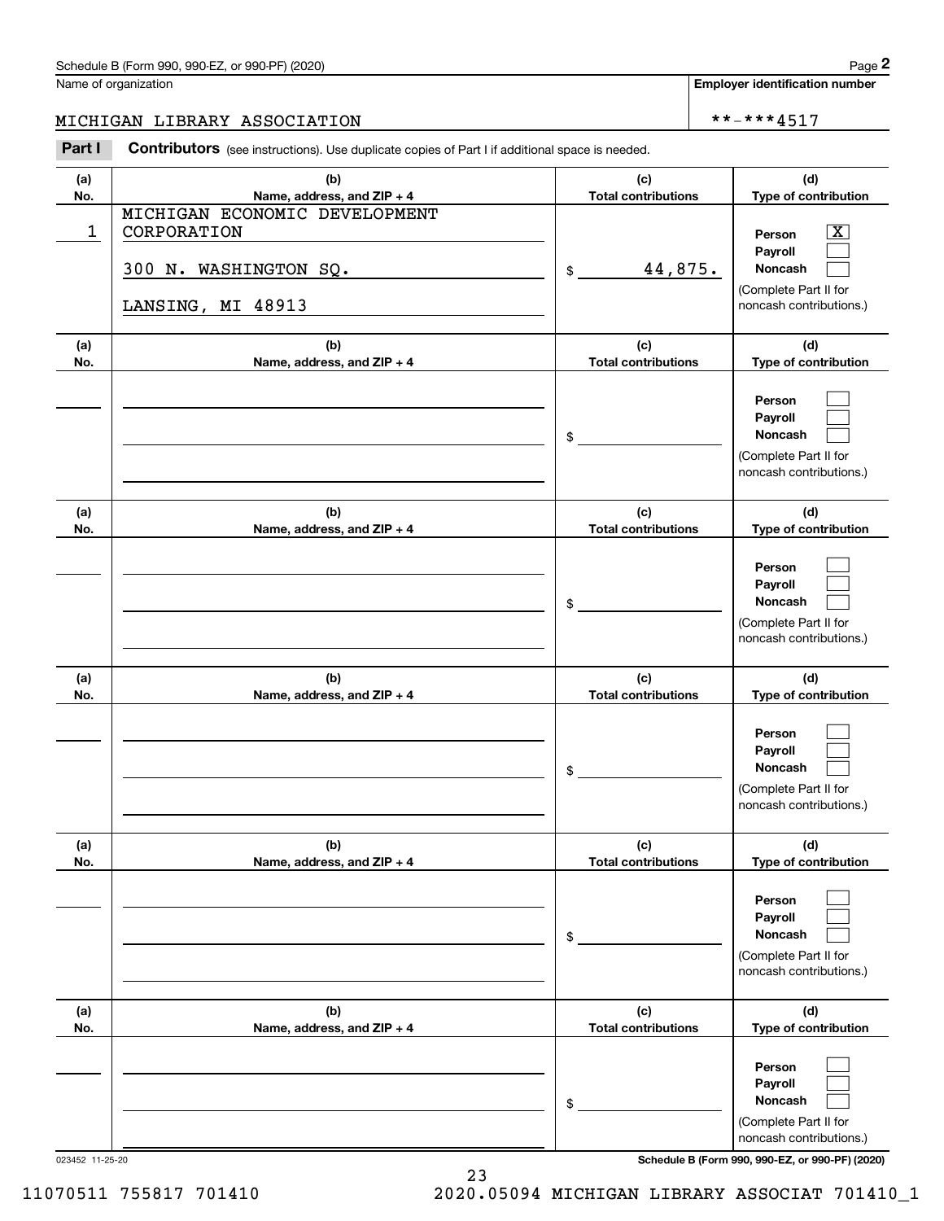Schedule B (Form 990, 990-EZ, or 990-PF) (2020)

Name of organization: MICHIGAN LIBRARY ASSOCIATION

Employer identification number: **-***4517

**Part I** **Contributors** (see instructions). Use duplicate copies of Part I if additional space is needed.

| (a) No. | (b) Name, address, and ZIP + 4 | (c) Total contributions | (d) Type of contribution |
|---|---|---|---|
| 1 | MICHIGAN ECONOMIC DEVELOPMENT CORPORATION<br>300 N. WASHINGTON SQ.<br>LANSING, MI 48913 | $ 44,875. | Person [X]<br>Payroll [ ]<br>Noncash [ ]<br>(Complete Part II for noncash contributions.) |
| | | $ | Person [ ]<br>Payroll [ ]<br>Noncash [ ]<br>(Complete Part II for noncash contributions.) |
| | | $ | Person [ ]<br>Payroll [ ]<br>Noncash [ ]<br>(Complete Part II for noncash contributions.) |
| | | $ | Person [ ]<br>Payroll [ ]<br>Noncash [ ]<br>(Complete Part II for noncash contributions.) |
| | | $ | Person [ ]<br>Payroll [ ]<br>Noncash [ ]<br>(Complete Part II for noncash contributions.) |
| | | $ | Person [ ]<br>Payroll [ ]<br>Noncash [ ]<br>(Complete Part II for noncash contributions.) |

023452 11-25-20

Schedule B (Form 990, 990-EZ, or 990-PF) (2020)

11070511 755817 701410 2020.05094 MICHIGAN LIBRARY ASSOCIAT 701410_1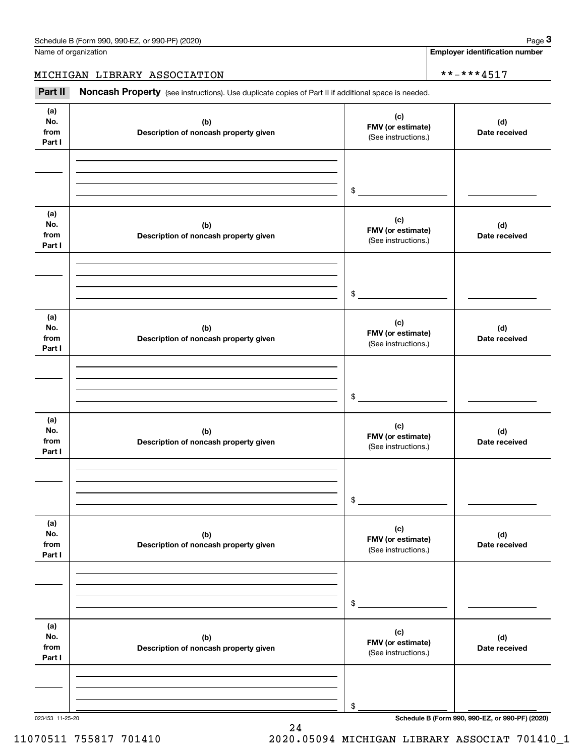Name of organization

MICHIGAN LIBRARY ASSOCIATION

**Employer identification number**

**-***4517

**Part II** **Noncash Property** (see instructions). Use duplicate copies of Part II if additional space is needed.

| (a) No. from Part I | (b) Description of noncash property given | (c) FMV (or estimate) (See instructions.) | (d) Date received |
|---|---|---|---|
| | | $ | |

| (a) No. from Part I | (b) Description of noncash property given | (c) FMV (or estimate) (See instructions.) | (d) Date received |
|---|---|---|---|
| | | $ | |

| (a) No. from Part I | (b) Description of noncash property given | (c) FMV (or estimate) (See instructions.) | (d) Date received |
|---|---|---|---|
| | | $ | |

| (a) No. from Part I | (b) Description of noncash property given | (c) FMV (or estimate) (See instructions.) | (d) Date received |
|---|---|---|---|
| | | $ | |

| (a) No. from Part I | (b) Description of noncash property given | (c) FMV (or estimate) (See instructions.) | (d) Date received |
|---|---|---|---|
| | | $ | |

| (a) No. from Part I | (b) Description of noncash property given | (c) FMV (or estimate) (See instructions.) | (d) Date received |
|---|---|---|---|
| | | $ | |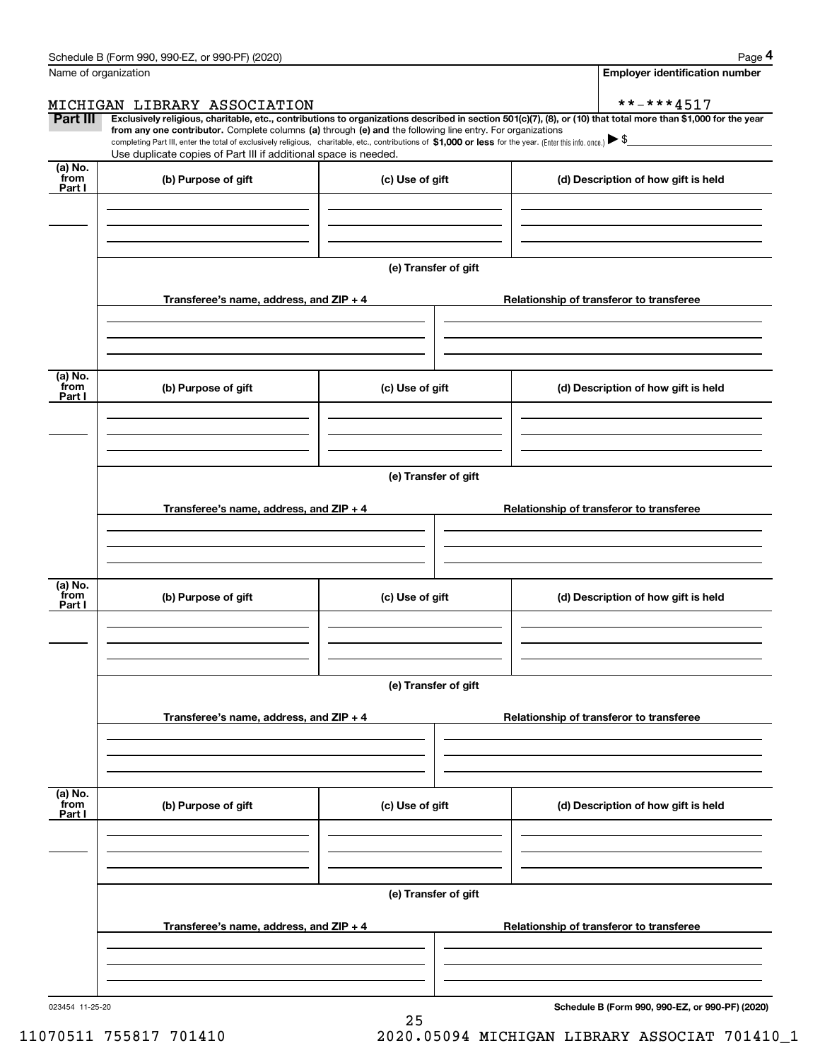Name of organization

MICHIGAN LIBRARY ASSOCIATION

**Employer identification number**

**-***4517

**Part III** **Exclusively religious, charitable, etc., contributions to organizations described in section 501(c)(7), (8), or (10) that total more than $1,000 for the year from any one contributor.** Complete columns **(a)** through **(e)** and the following line entry. For organizations completing Part III, enter the total of exclusively religious, charitable, etc., contributions of **$1,000 or less** for the year. (Enter this info. once.) ▶ $

Use duplicate copies of Part III if additional space is needed.

| (a) No. from Part I | (b) Purpose of gift | (c) Use of gift | (d) Description of how gift is held |
|---|---|---|---|
| | | | |

(e) Transfer of gift

| Transferee's name, address, and ZIP + 4 | Relationship of transferor to transferee |
|---|---|
| | |

| (a) No. from Part I | (b) Purpose of gift | (c) Use of gift | (d) Description of how gift is held |
|---|---|---|---|
| | | | |

(e) Transfer of gift

| Transferee's name, address, and ZIP + 4 | Relationship of transferor to transferee |
|---|---|
| | |

| (a) No. from Part I | (b) Purpose of gift | (c) Use of gift | (d) Description of how gift is held |
|---|---|---|---|
| | | | |

(e) Transfer of gift

| Transferee's name, address, and ZIP + 4 | Relationship of transferor to transferee |
|---|---|
| | |

| (a) No. from Part I | (b) Purpose of gift | (c) Use of gift | (d) Description of how gift is held |
|---|---|---|---|
| | | | |

(e) Transfer of gift

| Transferee's name, address, and ZIP + 4 | Relationship of transferor to transferee |
|---|---|
| | |

023454 11-25-20

**Schedule B (Form 990, 990-EZ, or 990-PF) (2020)**

11070511 755817 701410 2020.05094 MICHIGAN LIBRARY ASSOCIAT 701410_1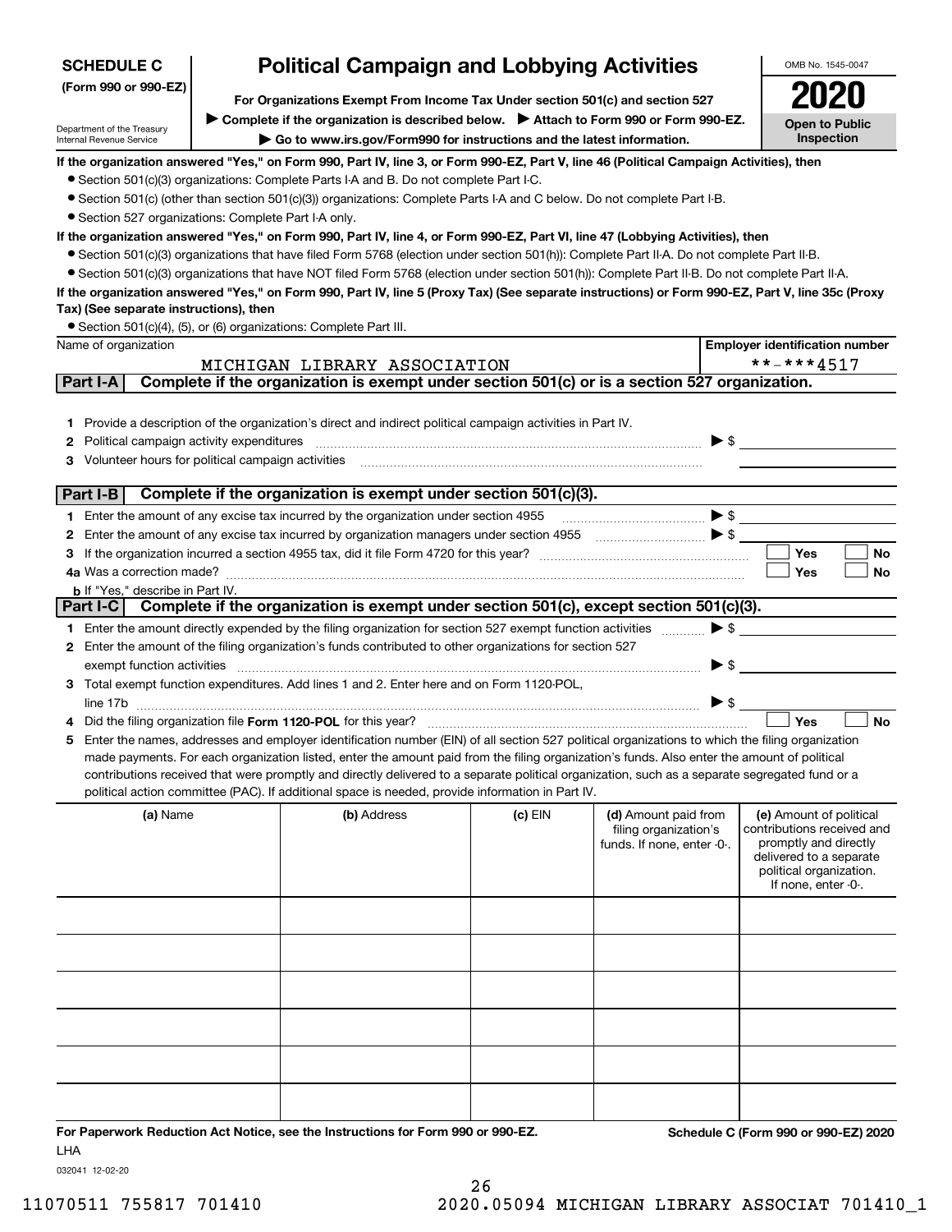**SCHEDULE C**
**(Form 990 or 990-EZ)**

Department of the Treasury
Internal Revenue Service

# Political Campaign and Lobbying Activities

**For Organizations Exempt From Income Tax Under section 501(c) and section 527**

▶ **Complete if the organization is described below.** ▶ **Attach to Form 990 or Form 990-EZ.**

▶ **Go to www.irs.gov/Form990 for instructions and the latest information.**

OMB No. 1545-0047

**2020**

**Open to Public Inspection**

**If the organization answered "Yes," on Form 990, Part IV, line 3, or Form 990-EZ, Part V, line 46 (Political Campaign Activities), then**

- Section 501(c)(3) organizations: Complete Parts I-A and B. Do not complete Part I-C.
- Section 501(c) (other than section 501(c)(3)) organizations: Complete Parts I-A and C below. Do not complete Part I-B.
- Section 527 organizations: Complete Part I-A only.

**If the organization answered "Yes," on Form 990, Part IV, line 4, or Form 990-EZ, Part VI, line 47 (Lobbying Activities), then**

- Section 501(c)(3) organizations that have filed Form 5768 (election under section 501(h)): Complete Part II-A. Do not complete Part II-B.
- Section 501(c)(3) organizations that have NOT filed Form 5768 (election under section 501(h)): Complete Part II-B. Do not complete Part II-A.

**If the organization answered "Yes," on Form 990, Part IV, line 5 (Proxy Tax) (See separate instructions) or Form 990-EZ, Part V, line 35c (Proxy Tax) (See separate instructions), then**

- Section 501(c)(4), (5), or (6) organizations: Complete Part III.

| Name of organization | Employer identification number |
|---|---|
| MICHIGAN LIBRARY ASSOCIATION | **-***4517 |

## Part I-A Complete if the organization is exempt under section 501(c) or is a section 527 organization.

1. Provide a description of the organization's direct and indirect political campaign activities in Part IV.
2. Political campaign activity expenditures ▶ $
3. Volunteer hours for political campaign activities

## Part I-B Complete if the organization is exempt under section 501(c)(3).

1. Enter the amount of any excise tax incurred by the organization under section 4955 ▶ $
2. Enter the amount of any excise tax incurred by organization managers under section 4955 ▶ $
3. If the organization incurred a section 4955 tax, did it file Form 4720 for this year? ☐ Yes ☐ No

4a. Was a correction made? ☐ Yes ☐ No

b. If "Yes," describe in Part IV.

## Part I-C Complete if the organization is exempt under section 501(c), except section 501(c)(3).

1. Enter the amount directly expended by the filing organization for section 527 exempt function activities ▶ $
2. Enter the amount of the filing organization's funds contributed to other organizations for section 527 exempt function activities ▶ $
3. Total exempt function expenditures. Add lines 1 and 2. Enter here and on Form 1120-POL, line 17b ▶ $
4. Did the filing organization file **Form 1120-POL** for this year? ☐ Yes ☐ No
5. Enter the names, addresses and employer identification number (EIN) of all section 527 political organizations to which the filing organization made payments. For each organization listed, enter the amount paid from the filing organization's funds. Also enter the amount of political contributions received that were promptly and directly delivered to a separate political organization, such as a separate segregated fund or a political action committee (PAC). If additional space is needed, provide information in Part IV.

| (a) Name | (b) Address | (c) EIN | (d) Amount paid from filing organization's funds. If none, enter -0-. | (e) Amount of political contributions received and promptly and directly delivered to a separate political organization. If none, enter -0-. |
|---|---|---|---|---|
| | | | | |
| | | | | |
| | | | | |
| | | | | |
| | | | | |
| | | | | |

**For Paperwork Reduction Act Notice, see the Instructions for Form 990 or 990-EZ.** **Schedule C (Form 990 or 990-EZ) 2020**

LHA

032041 12-02-20

11070511 755817 701410 2020.05094 MICHIGAN LIBRARY ASSOCIAT 701410_1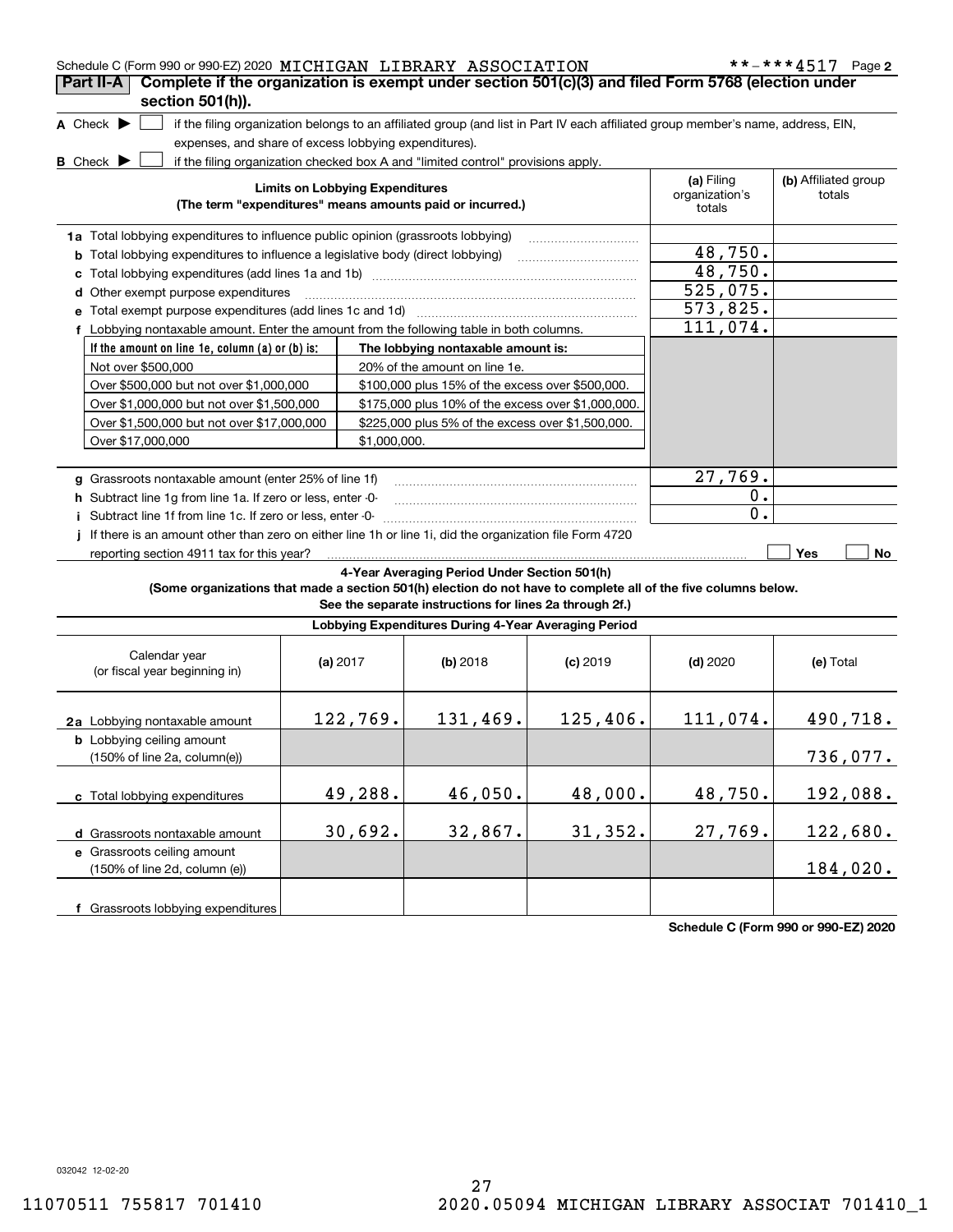Schedule C (Form 990 or 990-EZ) 2020 MICHIGAN LIBRARY ASSOCIATION **-***4517 Page 2

**Part II-A** **Complete if the organization is exempt under section 501(c)(3) and filed Form 5768 (election under section 501(h)).**

**A** Check ▶ ☐ if the filing organization belongs to an affiliated group (and list in Part IV each affiliated group member's name, address, EIN, expenses, and share of excess lobbying expenditures).

**B** Check ▶ ☐ if the filing organization checked box A and "limited control" provisions apply.

| Limits on Lobbying Expenditures (The term "expenditures" means amounts paid or incurred.) | (a) Filing organization's totals | (b) Affiliated group totals |
|---|---|---|
| **1a** Total lobbying expenditures to influence public opinion (grassroots lobbying) | | |
| **b** Total lobbying expenditures to influence a legislative body (direct lobbying) | 48,750. | |
| **c** Total lobbying expenditures (add lines 1a and 1b) | 48,750. | |
| **d** Other exempt purpose expenditures | 525,075. | |
| **e** Total exempt purpose expenditures (add lines 1c and 1d) | 573,825. | |
| **f** Lobbying nontaxable amount. Enter the amount from the following table in both columns. | 111,074. | |

| If the amount on line 1e, column (a) or (b) is: | The lobbying nontaxable amount is: |
|---|---|
| Not over $500,000 | 20% of the amount on line 1e. |
| Over $500,000 but not over $1,000,000 | $100,000 plus 15% of the excess over $500,000. |
| Over $1,000,000 but not over $1,500,000 | $175,000 plus 10% of the excess over $1,000,000. |
| Over $1,500,000 but not over $17,000,000 | $225,000 plus 5% of the excess over $1,500,000. |
| Over $17,000,000 | $1,000,000. |

| | (a) | (b) |
|---|---|---|
| **g** Grassroots nontaxable amount (enter 25% of line 1f) | 27,769. | |
| **h** Subtract line 1g from line 1a. If zero or less, enter -0- | 0. | |
| **i** Subtract line 1f from line 1c. If zero or less, enter -0- | 0. | |
| **j** If there is an amount other than zero on either line 1h or line 1i, did the organization file Form 4720 reporting section 4911 tax for this year? | ☐ Yes | ☐ No |

**4-Year Averaging Period Under Section 501(h)**
**(Some organizations that made a section 501(h) election do not have to complete all of the five columns below. See the separate instructions for lines 2a through 2f.)**

**Lobbying Expenditures During 4-Year Averaging Period**

| Calendar year (or fiscal year beginning in) | (a) 2017 | (b) 2018 | (c) 2019 | (d) 2020 | (e) Total |
|---|---|---|---|---|---|
| **2a** Lobbying nontaxable amount | 122,769. | 131,469. | 125,406. | 111,074. | 490,718. |
| **b** Lobbying ceiling amount (150% of line 2a, column(e)) | | | | | 736,077. |
| **c** Total lobbying expenditures | 49,288. | 46,050. | 48,000. | 48,750. | 192,088. |
| **d** Grassroots nontaxable amount | 30,692. | 32,867. | 31,352. | 27,769. | 122,680. |
| **e** Grassroots ceiling amount (150% of line 2d, column (e)) | | | | | 184,020. |
| **f** Grassroots lobbying expenditures | | | | | |

**Schedule C (Form 990 or 990-EZ) 2020**

032042 12-02-20

11070511 755817 701410 2020.05094 MICHIGAN LIBRARY ASSOCIAT 701410_1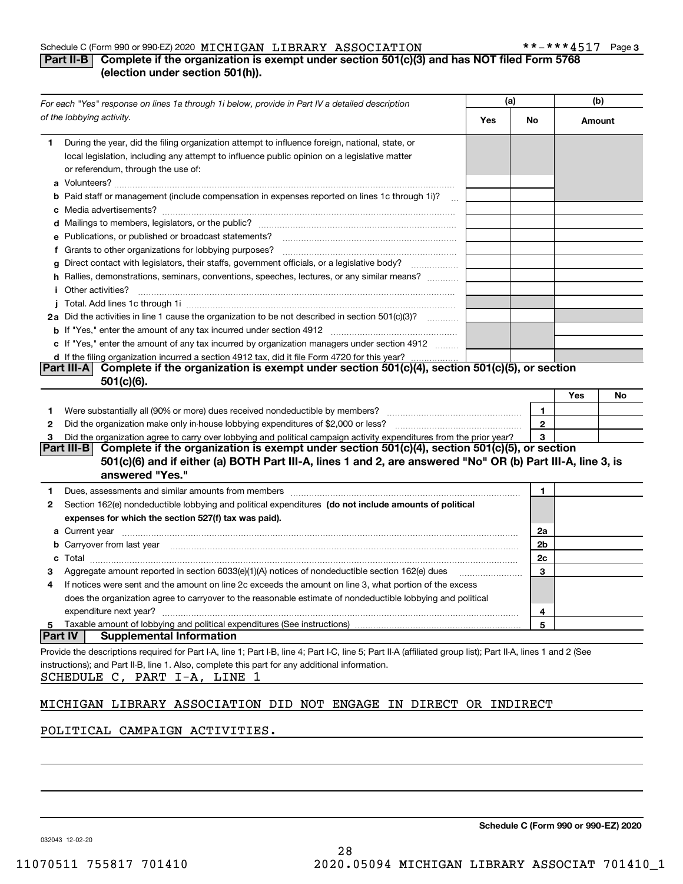Schedule C (Form 990 or 990-EZ) 2020 MICHIGAN LIBRARY ASSOCIATION **-***4517 Page 3

## Part II-B Complete if the organization is exempt under section 501(c)(3) and has NOT filed Form 5768 (election under section 501(h)).

| *For each "Yes" response on lines 1a through 1i below, provide in Part IV a detailed description of the lobbying activity.* | (a) Yes | (a) No | (b) Amount |
|---|---|---|---|
| **1** During the year, did the filing organization attempt to influence foreign, national, state, or local legislation, including any attempt to influence public opinion on a legislative matter or referendum, through the use of: | | | |
| **a** Volunteers? | | | |
| **b** Paid staff or management (include compensation in expenses reported on lines 1c through 1i)? | | | |
| **c** Media advertisements? | | | |
| **d** Mailings to members, legislators, or the public? | | | |
| **e** Publications, or published or broadcast statements? | | | |
| **f** Grants to other organizations for lobbying purposes? | | | |
| **g** Direct contact with legislators, their staffs, government officials, or a legislative body? | | | |
| **h** Rallies, demonstrations, seminars, conventions, speeches, lectures, or any similar means? | | | |
| **i** Other activities? | | | |
| **j** Total. Add lines 1c through 1i | | | |
| **2a** Did the activities in line 1 cause the organization to be not described in section 501(c)(3)? | | | |
| **b** If "Yes," enter the amount of any tax incurred under section 4912 | | | |
| **c** If "Yes," enter the amount of any tax incurred by organization managers under section 4912 | | | |
| **d** If the filing organization incurred a section 4912 tax, did it file Form 4720 for this year? | | | |

## Part III-A Complete if the organization is exempt under section 501(c)(4), section 501(c)(5), or section 501(c)(6).

| | | Yes | No |
|---|---|---|---|
| **1** Were substantially all (90% or more) dues received nondeductible by members? | 1 | | |
| **2** Did the organization make only in-house lobbying expenditures of $2,000 or less? | 2 | | |
| **3** Did the organization agree to carry over lobbying and political campaign activity expenditures from the prior year? | 3 | | |

## Part III-B Complete if the organization is exempt under section 501(c)(4), section 501(c)(5), or section 501(c)(6) and if either (a) BOTH Part III-A, lines 1 and 2, are answered "No" OR (b) Part III-A, line 3, is answered "Yes."

| | | |
|---|---|---|
| **1** Dues, assessments and similar amounts from members | 1 | |
| **2** Section 162(e) nondeductible lobbying and political expenditures **(do not include amounts of political expenses for which the section 527(f) tax was paid).** | | |
| **a** Current year | 2a | |
| **b** Carryover from last year | 2b | |
| **c** Total | 2c | |
| **3** Aggregate amount reported in section 6033(e)(1)(A) notices of nondeductible section 162(e) dues | 3 | |
| **4** If notices were sent and the amount on line 2c exceeds the amount on line 3, what portion of the excess does the organization agree to carryover to the reasonable estimate of nondeductible lobbying and political expenditure next year? | 4 | |
| **5** Taxable amount of lobbying and political expenditures (See instructions) | 5 | |

## Part IV Supplemental Information

Provide the descriptions required for Part I-A, line 1; Part I-B, line 4; Part I-C, line 5; Part II-A (affiliated group list); Part II-A, lines 1 and 2 (See instructions); and Part II-B, line 1. Also, complete this part for any additional information.

SCHEDULE C, PART I-A, LINE 1

MICHIGAN LIBRARY ASSOCIATION DID NOT ENGAGE IN DIRECT OR INDIRECT POLITICAL CAMPAIGN ACTIVITIES.

Schedule C (Form 990 or 990-EZ) 2020

032043 12-02-20

11070511 755817 701410 2020.05094 MICHIGAN LIBRARY ASSOCIAT 701410_1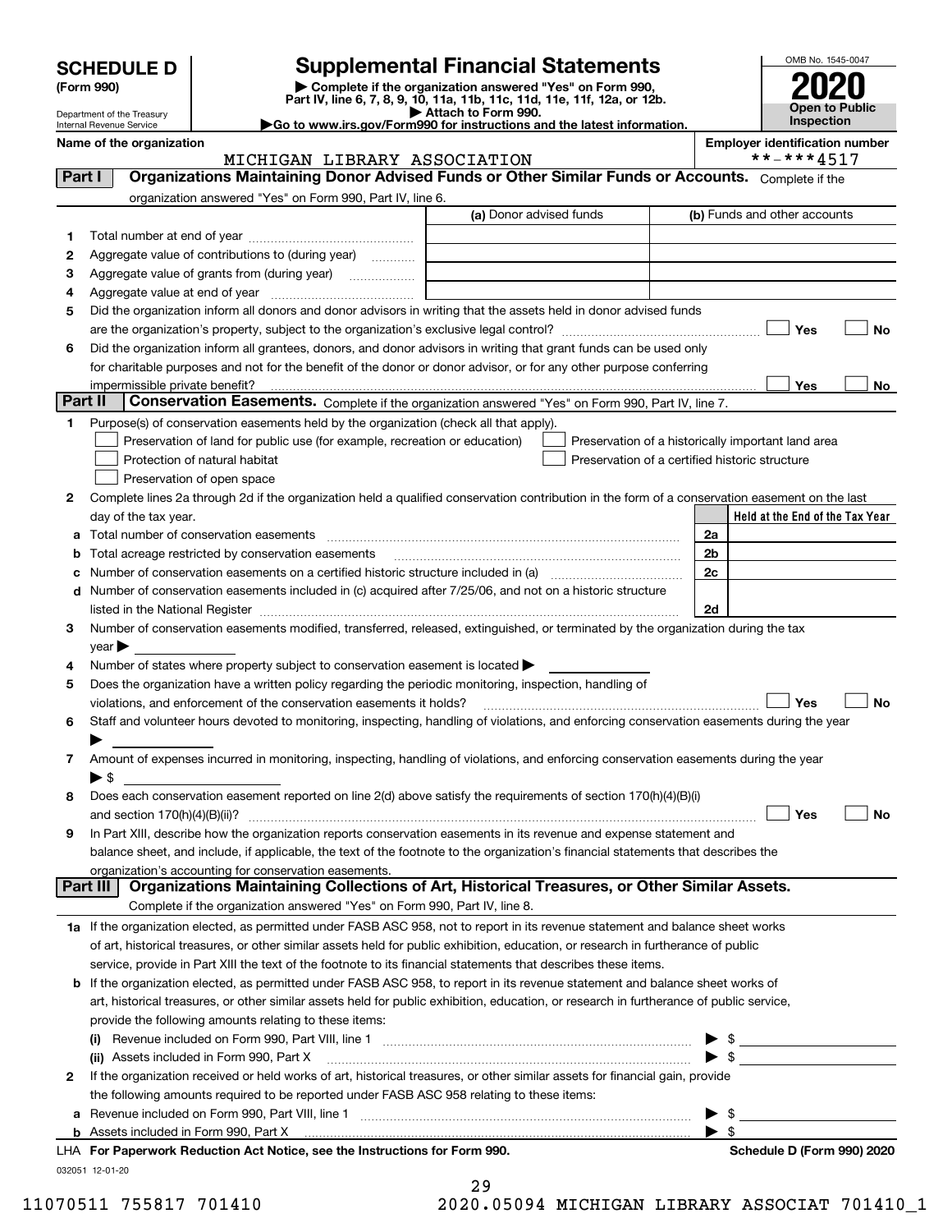# SCHEDULE D (Form 990)

Department of the Treasury
Internal Revenue Service

## Supplemental Financial Statements

▶ Complete if the organization answered "Yes" on Form 990, Part IV, line 6, 7, 8, 9, 10, 11a, 11b, 11c, 11d, 11e, 11f, 12a, or 12b.
▶ Attach to Form 990.
▶Go to www.irs.gov/Form990 for instructions and the latest information.

OMB No. 1545-0047

**2020**

**Open to Public Inspection**

**Name of the organization**
MICHIGAN LIBRARY ASSOCIATION

**Employer identification number**
**-***4517

**Part I** **Organizations Maintaining Donor Advised Funds or Other Similar Funds or Accounts.** Complete if the organization answered "Yes" on Form 990, Part IV, line 6.

| | | (a) Donor advised funds | (b) Funds and other accounts |
|---|---|---|---|
| 1 | Total number at end of year | | |
| 2 | Aggregate value of contributions to (during year) | | |
| 3 | Aggregate value of grants from (during year) | | |
| 4 | Aggregate value at end of year | | |

5 Did the organization inform all donors and donor advisors in writing that the assets held in donor advised funds are the organization's property, subject to the organization's exclusive legal control? ☐ Yes ☐ No

6 Did the organization inform all grantees, donors, and donor advisors in writing that grant funds can be used only for charitable purposes and not for the benefit of the donor or donor advisor, or for any other purpose conferring impermissible private benefit? ☐ Yes ☐ No

**Part II** **Conservation Easements.** Complete if the organization answered "Yes" on Form 990, Part IV, line 7.

1 Purpose(s) of conservation easements held by the organization (check all that apply).

☐ Preservation of land for public use (for example, recreation or education)
☐ Protection of natural habitat
☐ Preservation of open space
☐ Preservation of a historically important land area
☐ Preservation of a certified historic structure

2 Complete lines 2a through 2d if the organization held a qualified conservation contribution in the form of a conservation easement on the last day of the tax year.

| | | | Held at the End of the Tax Year |
|---|---|---|---|
| a | Total number of conservation easements | 2a | |
| b | Total acreage restricted by conservation easements | 2b | |
| c | Number of conservation easements on a certified historic structure included in (a) | 2c | |
| d | Number of conservation easements included in (c) acquired after 7/25/06, and not on a historic structure listed in the National Register | 2d | |

3 Number of conservation easements modified, transferred, released, extinguished, or terminated by the organization during the tax year ▶

4 Number of states where property subject to conservation easement is located ▶

5 Does the organization have a written policy regarding the periodic monitoring, inspection, handling of violations, and enforcement of the conservation easements it holds? ☐ Yes ☐ No

6 Staff and volunteer hours devoted to monitoring, inspecting, handling of violations, and enforcing conservation easements during the year ▶

7 Amount of expenses incurred in monitoring, inspecting, handling of violations, and enforcing conservation easements during the year ▶ $

8 Does each conservation easement reported on line 2(d) above satisfy the requirements of section 170(h)(4)(B)(i) and section 170(h)(4)(B)(ii)? ☐ Yes ☐ No

9 In Part XIII, describe how the organization reports conservation easements in its revenue and expense statement and balance sheet, and include, if applicable, the text of the footnote to the organization's financial statements that describes the organization's accounting for conservation easements.

**Part III** **Organizations Maintaining Collections of Art, Historical Treasures, or Other Similar Assets.** Complete if the organization answered "Yes" on Form 990, Part IV, line 8.

1a If the organization elected, as permitted under FASB ASC 958, not to report in its revenue statement and balance sheet works of art, historical treasures, or other similar assets held for public exhibition, education, or research in furtherance of public service, provide in Part XIII the text of the footnote to its financial statements that describes these items.

b If the organization elected, as permitted under FASB ASC 958, to report in its revenue statement and balance sheet works of art, historical treasures, or other similar assets held for public exhibition, education, or research in furtherance of public service, provide the following amounts relating to these items:

(i) Revenue included on Form 990, Part VIII, line 1 ▶ $

(ii) Assets included in Form 990, Part X ▶ $

2 If the organization received or held works of art, historical treasures, or other similar assets for financial gain, provide the following amounts required to be reported under FASB ASC 958 relating to these items:

a Revenue included on Form 990, Part VIII, line 1 ▶ $

b Assets included in Form 990, Part X ▶ $

LHA **For Paperwork Reduction Act Notice, see the Instructions for Form 990.** **Schedule D (Form 990) 2020**

032051 12-01-20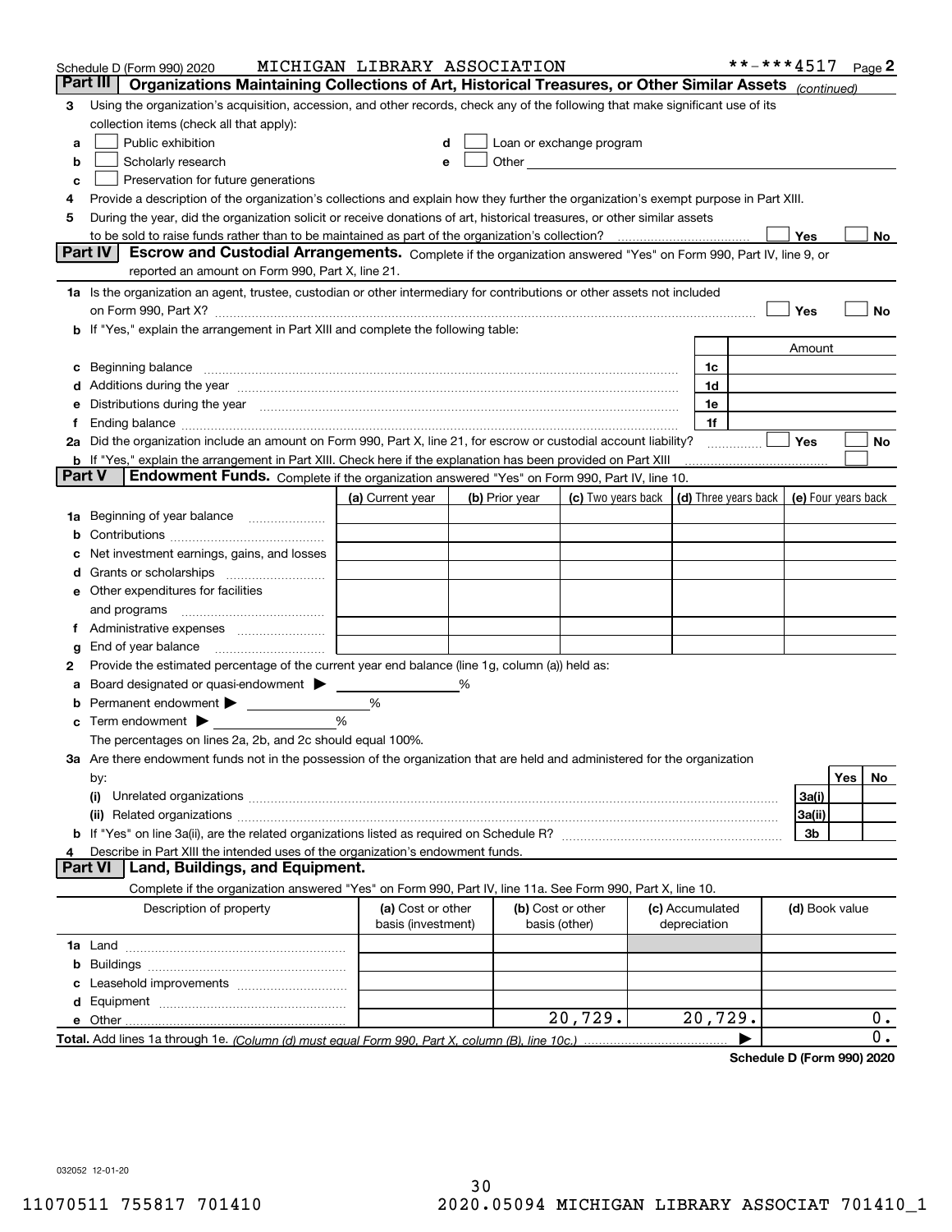Schedule D (Form 990) 2020 MICHIGAN LIBRARY ASSOCIATION **-***4517 Page 2

**Part III Organizations Maintaining Collections of Art, Historical Treasures, or Other Similar Assets** *(continued)*

3 Using the organization's acquisition, accession, and other records, check any of the following that make significant use of its collection items (check all that apply):

a ☐ Public exhibition
b ☐ Scholarly research
c ☐ Preservation for future generations
d ☐ Loan or exchange program
e ☐ Other

4 Provide a description of the organization's collections and explain how they further the organization's exempt purpose in Part XIII.

5 During the year, did the organization solicit or receive donations of art, historical treasures, or other similar assets to be sold to raise funds rather than to be maintained as part of the organization's collection? ☐ Yes ☐ No

**Part IV Escrow and Custodial Arrangements.** Complete if the organization answered "Yes" on Form 990, Part IV, line 9, or reported an amount on Form 990, Part X, line 21.

1a Is the organization an agent, trustee, custodian or other intermediary for contributions or other assets not included on Form 990, Part X? ☐ Yes ☐ No

b If "Yes," explain the arrangement in Part XIII and complete the following table:

| | | Amount |
|---|---|---|
| c Beginning balance | 1c | |
| d Additions during the year | 1d | |
| e Distributions during the year | 1e | |
| f Ending balance | 1f | |

2a Did the organization include an amount on Form 990, Part X, line 21, for escrow or custodial account liability? ☐ Yes ☐ No

b If "Yes," explain the arrangement in Part XIII. Check here if the explanation has been provided on Part XIII ☐

**Part V Endowment Funds.** Complete if the organization answered "Yes" on Form 990, Part IV, line 10.

| | (a) Current year | (b) Prior year | (c) Two years back | (d) Three years back | (e) Four years back |
|---|---|---|---|---|---|
| 1a Beginning of year balance | | | | | |
| b Contributions | | | | | |
| c Net investment earnings, gains, and losses | | | | | |
| d Grants or scholarships | | | | | |
| e Other expenditures for facilities and programs | | | | | |
| f Administrative expenses | | | | | |
| g End of year balance | | | | | |

2 Provide the estimated percentage of the current year end balance (line 1g, column (a)) held as:

a Board designated or quasi-endowment ▶ %

b Permanent endowment ▶ %

c Term endowment ▶ %

The percentages on lines 2a, 2b, and 2c should equal 100%.

3a Are there endowment funds not in the possession of the organization that are held and administered for the organization by:

| | | Yes | No |
|---|---|---|---|
| (i) Unrelated organizations | 3a(i) | | |
| (ii) Related organizations | 3a(ii) | | |
| b If "Yes" on line 3a(ii), are the related organizations listed as required on Schedule R? | 3b | | |

4 Describe in Part XIII the intended uses of the organization's endowment funds.

**Part VI Land, Buildings, and Equipment.**

Complete if the organization answered "Yes" on Form 990, Part IV, line 11a. See Form 990, Part X, line 10.

| Description of property | (a) Cost or other basis (investment) | (b) Cost or other basis (other) | (c) Accumulated depreciation | (d) Book value |
|---|---|---|---|---|
| 1a Land | | | | |
| b Buildings | | | | |
| c Leasehold improvements | | | | |
| d Equipment | | | | |
| e Other | | 20,729. | 20,729. | 0. |
| **Total.** Add lines 1a through 1e. *(Column (d) must equal Form 990, Part X, column (B), line 10c.)* | | | | 0. |

**Schedule D (Form 990) 2020**

032052 12-01-20

11070511 755817 701410 2020.05094 MICHIGAN LIBRARY ASSOCIAT 701410_1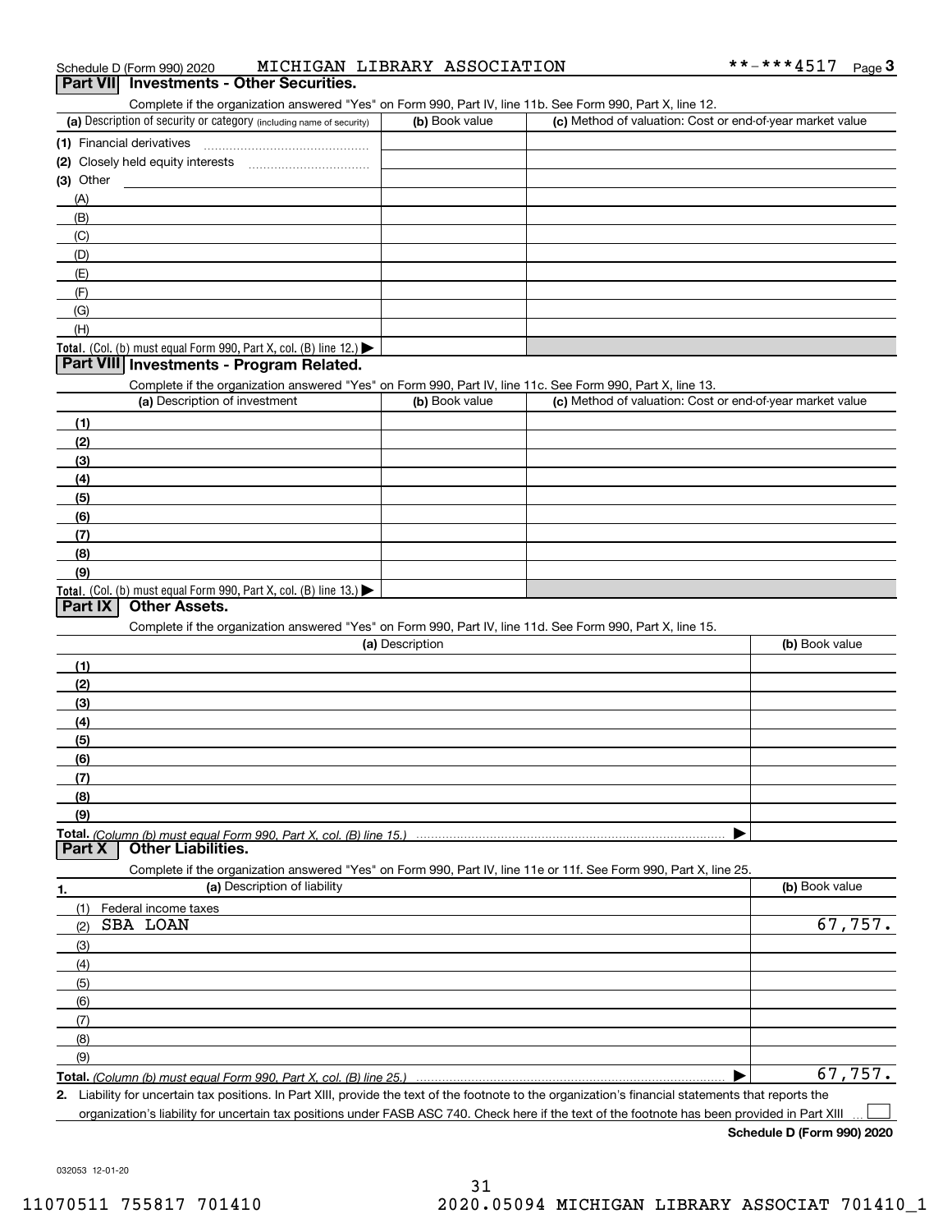Schedule D (Form 990) 2020 MICHIGAN LIBRARY ASSOCIATION **-***4517 Page 3

## Part VII Investments - Other Securities.

Complete if the organization answered "Yes" on Form 990, Part IV, line 11b. See Form 990, Part X, line 12.

| (a) Description of security or category (including name of security) | (b) Book value | (c) Method of valuation: Cost or end-of-year market value |
|---|---|---|
| (1) Financial derivatives | | |
| (2) Closely held equity interests | | |
| (3) Other | | |
| (A) | | |
| (B) | | |
| (C) | | |
| (D) | | |
| (E) | | |
| (F) | | |
| (G) | | |
| (H) | | |
| **Total.** (Col. (b) must equal Form 990, Part X, col. (B) line 12.) ▶ | | |

## Part VIII Investments - Program Related.

Complete if the organization answered "Yes" on Form 990, Part IV, line 11c. See Form 990, Part X, line 13.

| (a) Description of investment | (b) Book value | (c) Method of valuation: Cost or end-of-year market value |
|---|---|---|
| (1) | | |
| (2) | | |
| (3) | | |
| (4) | | |
| (5) | | |
| (6) | | |
| (7) | | |
| (8) | | |
| (9) | | |
| **Total.** (Col. (b) must equal Form 990, Part X, col. (B) line 13.) ▶ | | |

## Part IX Other Assets.

Complete if the organization answered "Yes" on Form 990, Part IV, line 11d. See Form 990, Part X, line 15.

| (a) Description | (b) Book value |
|---|---|
| (1) | |
| (2) | |
| (3) | |
| (4) | |
| (5) | |
| (6) | |
| (7) | |
| (8) | |
| (9) | |
| **Total.** *(Column (b) must equal Form 990, Part X, col. (B) line 15.)* ▶ | |

## Part X Other Liabilities.

Complete if the organization answered "Yes" on Form 990, Part IV, line 11e or 11f. See Form 990, Part X, line 25.

| 1. (a) Description of liability | (b) Book value |
|---|---|
| (1) Federal income taxes | |
| (2) SBA LOAN | 67,757. |
| (3) | |
| (4) | |
| (5) | |
| (6) | |
| (7) | |
| (8) | |
| (9) | |
| **Total.** *(Column (b) must equal Form 990, Part X, col. (B) line 25.)* ▶ | 67,757. |

**2.** Liability for uncertain tax positions. In Part XIII, provide the text of the footnote to the organization's financial statements that reports the organization's liability for uncertain tax positions under FASB ASC 740. Check here if the text of the footnote has been provided in Part XIII ☐

**Schedule D (Form 990) 2020**

032053 12-01-20

11070511 755817 701410 2020.05094 MICHIGAN LIBRARY ASSOCIAT 701410_1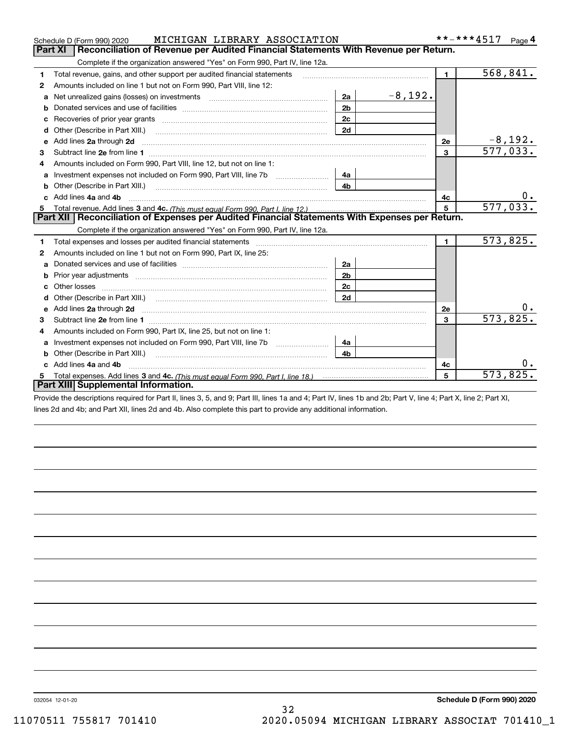Schedule D (Form 990) 2020 MICHIGAN LIBRARY ASSOCIATION **-***4517 Page 4

## Part XI Reconciliation of Revenue per Audited Financial Statements With Revenue per Return.

Complete if the organization answered "Yes" on Form 990, Part IV, line 12a.

| | | | | | |
|---|---|---|---|---|---|
| 1 | Total revenue, gains, and other support per audited financial statements | | | 1 | 568,841. |
| 2 | Amounts included on line 1 but not on Form 990, Part VIII, line 12: | | | | |
| a | Net unrealized gains (losses) on investments | 2a | -8,192. | | |
| b | Donated services and use of facilities | 2b | | | |
| c | Recoveries of prior year grants | 2c | | | |
| d | Other (Describe in Part XIII.) | 2d | | | |
| e | Add lines 2a through 2d | | | 2e | -8,192. |
| 3 | Subtract line 2e from line 1 | | | 3 | 577,033. |
| 4 | Amounts included on Form 990, Part VIII, line 12, but not on line 1: | | | | |
| a | Investment expenses not included on Form 990, Part VIII, line 7b | 4a | | | |
| b | Other (Describe in Part XIII.) | 4b | | | |
| c | Add lines 4a and 4b | | | 4c | 0. |
| 5 | Total revenue. Add lines 3 and 4c. *(This must equal Form 990, Part I, line 12.)* | | | 5 | 577,033. |

## Part XII Reconciliation of Expenses per Audited Financial Statements With Expenses per Return.

Complete if the organization answered "Yes" on Form 990, Part IV, line 12a.

| | | | | | |
|---|---|---|---|---|---|
| 1 | Total expenses and losses per audited financial statements | | | 1 | 573,825. |
| 2 | Amounts included on line 1 but not on Form 990, Part IX, line 25: | | | | |
| a | Donated services and use of facilities | 2a | | | |
| b | Prior year adjustments | 2b | | | |
| c | Other losses | 2c | | | |
| d | Other (Describe in Part XIII.) | 2d | | | |
| e | Add lines 2a through 2d | | | 2e | 0. |
| 3 | Subtract line 2e from line 1 | | | 3 | 573,825. |
| 4 | Amounts included on Form 990, Part IX, line 25, but not on line 1: | | | | |
| a | Investment expenses not included on Form 990, Part VIII, line 7b | 4a | | | |
| b | Other (Describe in Part XIII.) | 4b | | | |
| c | Add lines 4a and 4b | | | 4c | 0. |
| 5 | Total expenses. Add lines 3 and 4c. *(This must equal Form 990, Part I, line 18.)* | | | 5 | 573,825. |

## Part XIII Supplemental Information.

Provide the descriptions required for Part II, lines 3, 5, and 9; Part III, lines 1a and 4; Part IV, lines 1b and 2b; Part V, line 4; Part X, line 2; Part XI, lines 2d and 4b; and Part XII, lines 2d and 4b. Also complete this part to provide any additional information.

032054 12-01-20 **Schedule D (Form 990) 2020**

11070511 755817 701410 2020.05094 MICHIGAN LIBRARY ASSOCIAT 701410_1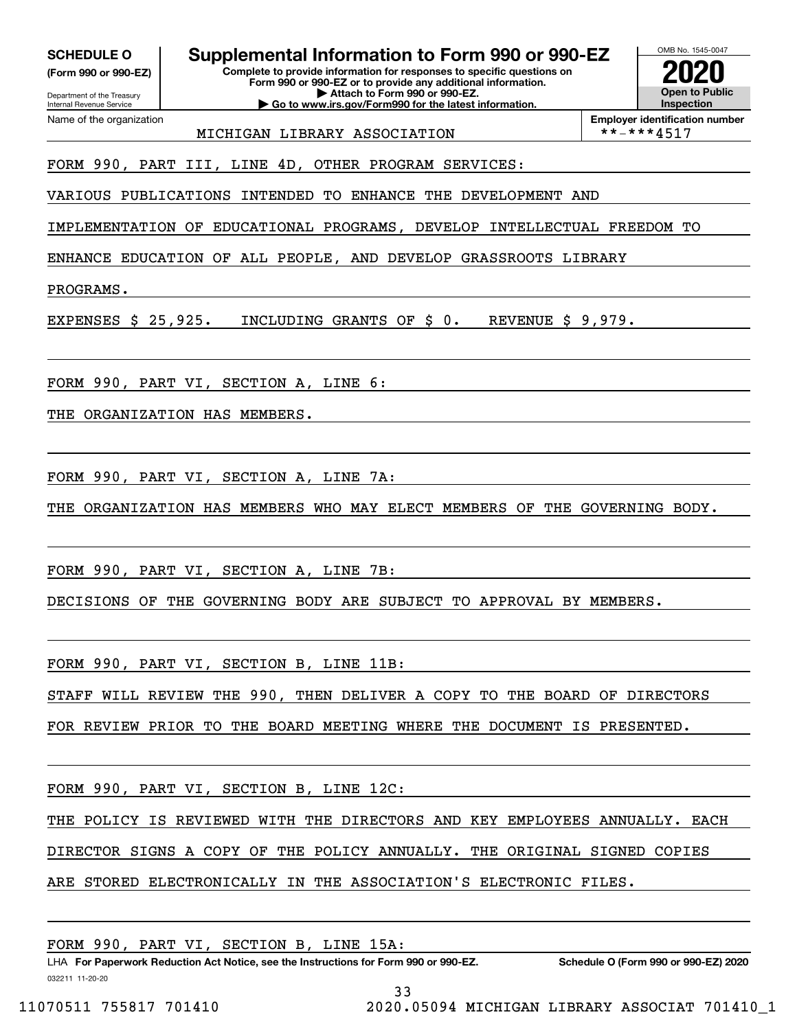**SCHEDULE O (Form 990 or 990-EZ)**

Department of the Treasury
Internal Revenue Service

# Supplemental Information to Form 990 or 990-EZ

**Complete to provide information for responses to specific questions on Form 990 or 990-EZ or to provide any additional information.**
**▶ Attach to Form 990 or 990-EZ.**
**▶ Go to www.irs.gov/Form990 for the latest information.**

OMB No. 1545-0047

**2020**

**Open to Public Inspection**

Name of the organization: MICHIGAN LIBRARY ASSOCIATION

**Employer identification number** **-***4517

FORM 990, PART III, LINE 4D, OTHER PROGRAM SERVICES:

VARIOUS PUBLICATIONS INTENDED TO ENHANCE THE DEVELOPMENT AND IMPLEMENTATION OF EDUCATIONAL PROGRAMS, DEVELOP INTELLECTUAL FREEDOM TO ENHANCE EDUCATION OF ALL PEOPLE, AND DEVELOP GRASSROOTS LIBRARY PROGRAMS.

EXPENSES $ 25,925. INCLUDING GRANTS OF $ 0. REVENUE $ 9,979.

FORM 990, PART VI, SECTION A, LINE 6:

THE ORGANIZATION HAS MEMBERS.

FORM 990, PART VI, SECTION A, LINE 7A:

THE ORGANIZATION HAS MEMBERS WHO MAY ELECT MEMBERS OF THE GOVERNING BODY.

FORM 990, PART VI, SECTION A, LINE 7B:

DECISIONS OF THE GOVERNING BODY ARE SUBJECT TO APPROVAL BY MEMBERS.

FORM 990, PART VI, SECTION B, LINE 11B:

STAFF WILL REVIEW THE 990, THEN DELIVER A COPY TO THE BOARD OF DIRECTORS FOR REVIEW PRIOR TO THE BOARD MEETING WHERE THE DOCUMENT IS PRESENTED.

FORM 990, PART VI, SECTION B, LINE 12C:

THE POLICY IS REVIEWED WITH THE DIRECTORS AND KEY EMPLOYEES ANNUALLY. EACH DIRECTOR SIGNS A COPY OF THE POLICY ANNUALLY. THE ORIGINAL SIGNED COPIES ARE STORED ELECTRONICALLY IN THE ASSOCIATION'S ELECTRONIC FILES.

FORM 990, PART VI, SECTION B, LINE 15A:

LHA **For Paperwork Reduction Act Notice, see the Instructions for Form 990 or 990-EZ.** **Schedule O (Form 990 or 990-EZ) 2020**

032211 11-20-20

11070511 755817 701410 2020.05094 MICHIGAN LIBRARY ASSOCIAT 701410_1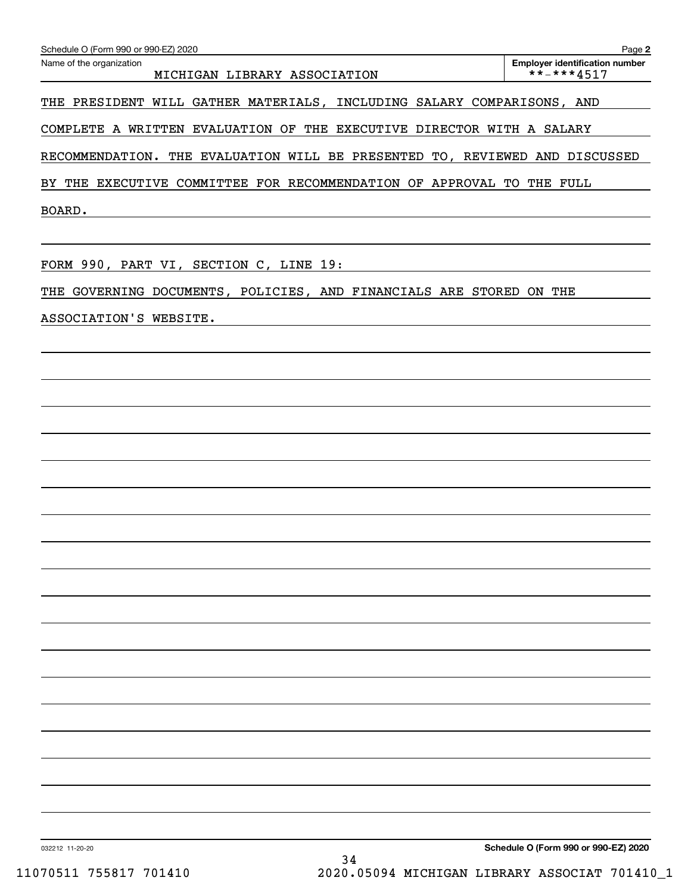Schedule O (Form 990 or 990-EZ) 2020

Name of the organization: MICHIGAN LIBRARY ASSOCIATION

Employer identification number: **-***4517

THE PRESIDENT WILL GATHER MATERIALS, INCLUDING SALARY COMPARISONS, AND COMPLETE A WRITTEN EVALUATION OF THE EXECUTIVE DIRECTOR WITH A SALARY RECOMMENDATION. THE EVALUATION WILL BE PRESENTED TO, REVIEWED AND DISCUSSED BY THE EXECUTIVE COMMITTEE FOR RECOMMENDATION OF APPROVAL TO THE FULL BOARD.

FORM 990, PART VI, SECTION C, LINE 19:

THE GOVERNING DOCUMENTS, POLICIES, AND FINANCIALS ARE STORED ON THE ASSOCIATION'S WEBSITE.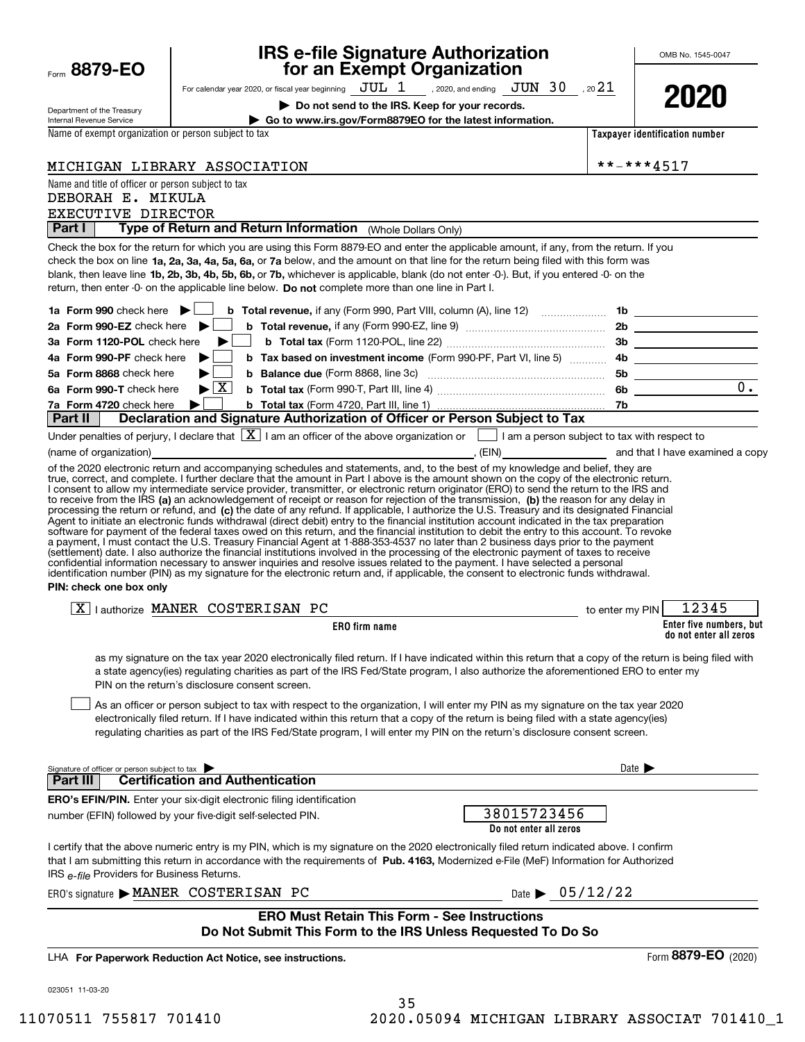Form **8879-EO**

# IRS e-file Signature Authorization for an Exempt Organization

OMB No. 1545-0047

For calendar year 2020, or fiscal year beginning JUL 1 , 2020, and ending JUN 30 , 20 21

**2020**

Department of the Treasury
Internal Revenue Service

▶ **Do not send to the IRS. Keep for your records.**

▶ **Go to www.irs.gov/Form8879EO for the latest information.**

Name of exempt organization or person subject to tax: MICHIGAN LIBRARY ASSOCIATION

**Taxpayer identification number:** **-***4517

Name and title of officer or person subject to tax:
DEBORAH E. MIKULA
EXECUTIVE DIRECTOR

## Part I Type of Return and Return Information (Whole Dollars Only)

Check the box for the return for which you are using this Form 8879-EO and enter the applicable amount, if any, from the return. If you check the box on line **1a, 2a, 3a, 4a, 5a, 6a,** or **7a** below, and the amount on that line for the return being filed with this form was blank, then leave line **1b, 2b, 3b, 4b, 5b, 6b,** or **7b,** whichever is applicable, blank (do not enter -0-). But, if you entered -0- on the return, then enter -0- on the applicable line below. **Do not** complete more than one line in Part I.

| | | | |
|---|---|---|---|
| **1a Form 990** check here ▶ ☐ | **b Total revenue,** if any (Form 990, Part VIII, column (A), line 12) | 1b | |
| **2a Form 990-EZ** check here ▶ ☐ | **b Total revenue,** if any (Form 990-EZ, line 9) | 2b | |
| **3a Form 1120-POL** check here ▶ ☐ | **b Total tax** (Form 1120-POL, line 22) | 3b | |
| **4a Form 990-PF** check here ▶ ☐ | **b Tax based on investment income** (Form 990-PF, Part VI, line 5) | 4b | |
| **5a Form 8868** check here ▶ ☐ | **b Balance due** (Form 8868, line 3c) | 5b | |
| **6a Form 990-T** check here ▶ ☒ | **b Total tax** (Form 990-T, Part III, line 4) | 6b | 0. |
| **7a Form 4720** check here ▶ ☐ | **b Total tax** (Form 4720, Part III, line 1) | 7b | |

## Part II Declaration and Signature Authorization of Officer or Person Subject to Tax

Under penalties of perjury, I declare that ☒ I am an officer of the above organization or ☐ I am a person subject to tax with respect to (name of organization) \_\_\_\_\_\_\_\_, (EIN) \_\_\_\_\_\_\_\_ and that I have examined a copy of the 2020 electronic return and accompanying schedules and statements, and, to the best of my knowledge and belief, they are true, correct, and complete. I further declare that the amount in Part I above is the amount shown on the copy of the electronic return. I consent to allow my intermediate service provider, transmitter, or electronic return originator (ERO) to send the return to the IRS and to receive from the IRS **(a)** an acknowledgement of receipt or reason for rejection of the transmission, **(b)** the reason for any delay in processing the return or refund, and **(c)** the date of any refund. If applicable, I authorize the U.S. Treasury and its designated Financial Agent to initiate an electronic funds withdrawal (direct debit) entry to the financial institution account indicated in the tax preparation software for payment of the federal taxes owed on this return, and the financial institution to debit the entry to this account. To revoke a payment, I must contact the U.S. Treasury Financial Agent at 1-888-353-4537 no later than 2 business days prior to the payment (settlement) date. I also authorize the financial institutions involved in the processing of the electronic payment of taxes to receive confidential information necessary to answer inquiries and resolve issues related to the payment. I have selected a personal identification number (PIN) as my signature for the electronic return and, if applicable, the consent to electronic funds withdrawal.

**PIN: check one box only**

☒ I authorize MANER COSTERISAN PC (**ERO firm name**) to enter my PIN 12345 (**Enter five numbers, but do not enter all zeros**)

as my signature on the tax year 2020 electronically filed return. If I have indicated within this return that a copy of the return is being filed with a state agency(ies) regulating charities as part of the IRS Fed/State program, I also authorize the aforementioned ERO to enter my PIN on the return's disclosure consent screen.

☐ As an officer or person subject to tax with respect to the organization, I will enter my PIN as my signature on the tax year 2020 electronically filed return. If I have indicated within this return that a copy of the return is being filed with a state agency(ies) regulating charities as part of the IRS Fed/State program, I will enter my PIN on the return's disclosure consent screen.

Signature of officer or person subject to tax ▶ \_\_\_\_\_\_\_\_ Date ▶ \_\_\_\_\_\_\_\_

## Part III Certification and Authentication

**ERO's EFIN/PIN.** Enter your six-digit electronic filing identification number (EFIN) followed by your five-digit self-selected PIN.

38015723456
**Do not enter all zeros**

I certify that the above numeric entry is my PIN, which is my signature on the 2020 electronically filed return indicated above. I confirm that I am submitting this return in accordance with the requirements of **Pub. 4163,** Modernized e-File (MeF) Information for Authorized IRS *e-file* Providers for Business Returns.

ERO's signature ▶ MANER COSTERISAN PC Date ▶ 05/12/22

**ERO Must Retain This Form - See Instructions**
**Do Not Submit This Form to the IRS Unless Requested To Do So**

LHA **For Paperwork Reduction Act Notice, see instructions.** Form **8879-EO** (2020)

023051 11-03-20

11070511 755817 701410 2020.05094 MICHIGAN LIBRARY ASSOCIAT 701410_1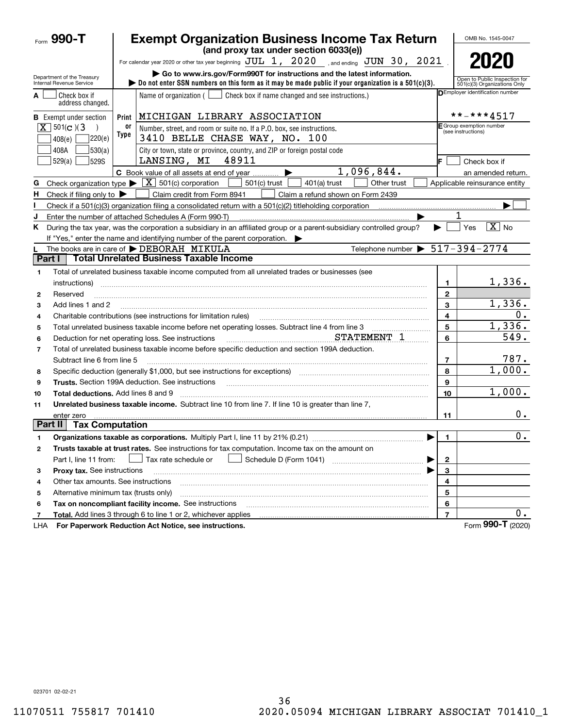Form **990-T**

# Exempt Organization Business Income Tax Return

**(and proxy tax under section 6033(e))**

For calendar year 2020 or other tax year beginning JUL 1, 2020 , and ending JUN 30, 2021 .

▶ Go to www.irs.gov/Form990T for instructions and the latest information.

▶ Do not enter SSN numbers on this form as it may be made public if your organization is a 501(c)(3).

OMB No. 1545-0047

**2020**

Open to Public Inspection for 501(c)(3) Organizations Only

Department of the Treasury
Internal Revenue Service

**A** [ ] Check box if address changed.

**B** Exempt under section
[X] 501(c)(3)
[ ] 408(e) [ ] 220(e)
[ ] 408A [ ] 530(a)
[ ] 529(a) [ ] 529S

Name of organization ( [ ] Check box if name changed and see instructions.)
MICHIGAN LIBRARY ASSOCIATION

Number, street, and room or suite no. If a P.O. box, see instructions.
3410 BELLE CHASE WAY, NO. 100

City or town, state or province, country, and ZIP or foreign postal code
LANSING, MI 48911

**C** Book value of all assets at end of year ▶ 1,096,844.

**D** Employer identification number: **-***4517

**E** Group exemption number (see instructions)

**F** [ ] Check box if an amended return.

**G** Check organization type ▶ [X] 501(c) corporation [ ] 501(c) trust [ ] 401(a) trust [ ] Other trust [ ] Applicable reinsurance entity

**H** Check if filing only to ▶ [ ] Claim credit from Form 8941 [ ] Claim a refund shown on Form 2439

**I** Check if a 501(c)(3) organization filing a consolidated return with a 501(c)(2) titleholding corporation ▶ [ ]

**J** Enter the number of attached Schedules A (Form 990-T) ▶ 1

**K** During the tax year, was the corporation a subsidiary in an affiliated group or a parent-subsidiary controlled group? ▶ [ ] Yes [X] No
If "Yes," enter the name and identifying number of the parent corporation. ▶

**L** The books are in care of ▶ DEBORAH MIKULA Telephone number ▶ 517-394-2774

## Part I Total Unrelated Business Taxable Income

| | | | |
|---|---|---|---|
| 1 | Total of unrelated business taxable income computed from all unrelated trades or businesses (see instructions) | 1 | 1,336. |
| 2 | Reserved | 2 | |
| 3 | Add lines 1 and 2 | 3 | 1,336. |
| 4 | Charitable contributions (see instructions for limitation rules) | 4 | 0. |
| 5 | Total unrelated business taxable income before net operating losses. Subtract line 4 from line 3 | 5 | 1,336. |
| 6 | Deduction for net operating loss. See instructions STATEMENT 1 | 6 | 549. |
| 7 | Total of unrelated business taxable income before specific deduction and section 199A deduction. Subtract line 6 from line 5 | 7 | 787. |
| 8 | Specific deduction (generally $1,000, but see instructions for exceptions) | 8 | 1,000. |
| 9 | **Trusts.** Section 199A deduction. See instructions | 9 | |
| 10 | **Total deductions.** Add lines 8 and 9 | 10 | 1,000. |
| 11 | **Unrelated business taxable income.** Subtract line 10 from line 7. If line 10 is greater than line 7, enter zero | 11 | 0. |

## Part II Tax Computation

| | | | |
|---|---|---|---|
| 1 | **Organizations taxable as corporations.** Multiply Part I, line 11 by 21% (0.21) ▶ | 1 | 0. |
| 2 | **Trusts taxable at trust rates.** See instructions for tax computation. Income tax on the amount on Part I, line 11 from: [ ] Tax rate schedule or [ ] Schedule D (Form 1041) ▶ | 2 | |
| 3 | **Proxy tax.** See instructions ▶ | 3 | |
| 4 | Other tax amounts. See instructions | 4 | |
| 5 | Alternative minimum tax (trusts only) | 5 | |
| 6 | **Tax on noncompliant facility income.** See instructions | 6 | |
| 7 | **Total.** Add lines 3 through 6 to line 1 or 2, whichever applies | 7 | 0. |

LHA **For Paperwork Reduction Act Notice, see instructions.** Form **990-T** (2020)

023701 02-02-21

11070511 755817 701410 2020.05094 MICHIGAN LIBRARY ASSOCIAT 701410_1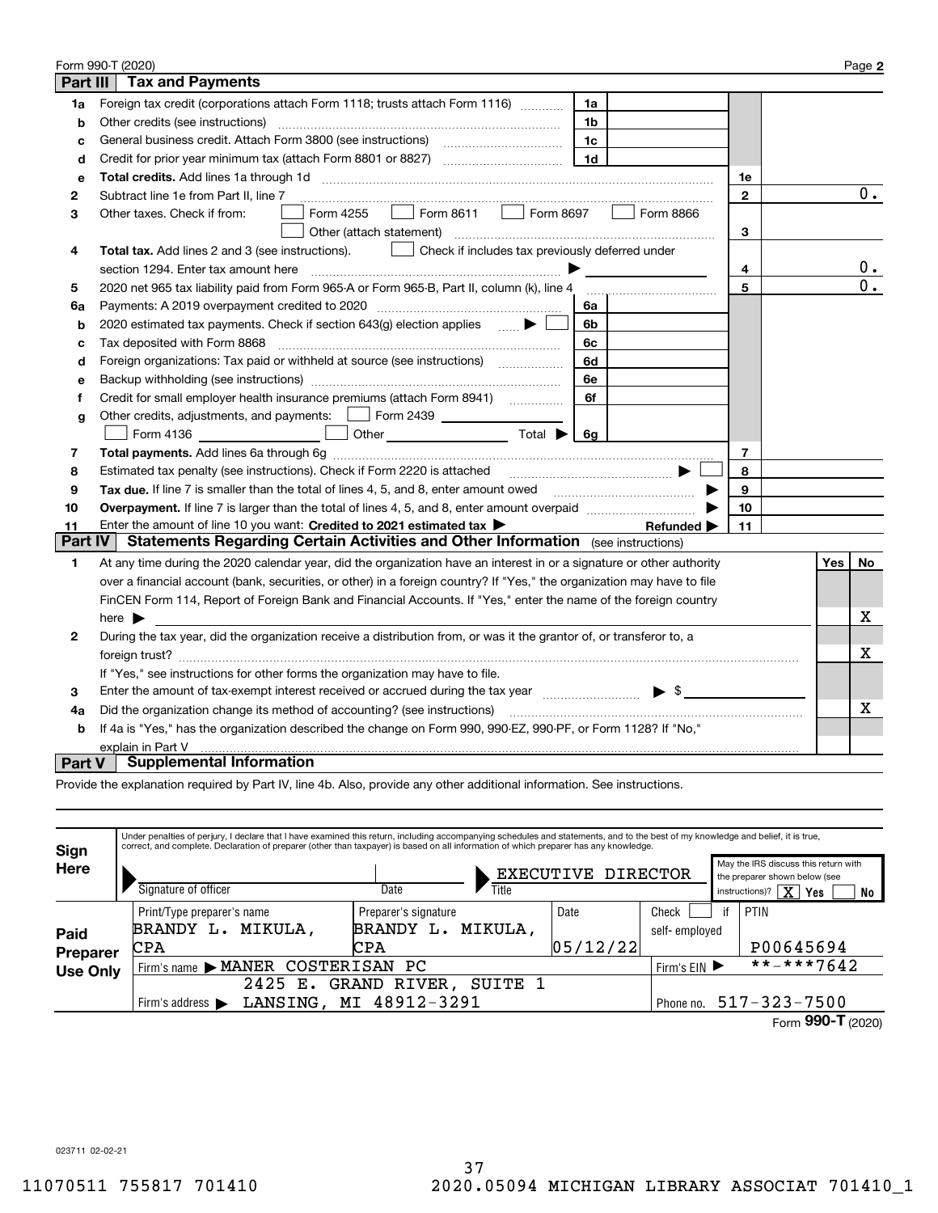Form 990-T (2020) Page **2**

## Part III Tax and Payments

| Line | Description | | | | |
|---|---|---|---|---|---|
| 1a | Foreign tax credit (corporations attach Form 1118; trusts attach Form 1116) | 1a | | | |
| b | Other credits (see instructions) | 1b | | | |
| c | General business credit. Attach Form 3800 (see instructions) | 1c | | | |
| d | Credit for prior year minimum tax (attach Form 8801 or 8827) | 1d | | | |
| e | **Total credits.** Add lines 1a through 1d | | | 1e | |
| 2 | Subtract line 1e from Part II, line 7 | | | 2 | 0. |
| 3 | Other taxes. Check if from: ☐ Form 4255 ☐ Form 8611 ☐ Form 8697 ☐ Form 8866 ☐ Other (attach statement) | | | 3 | |
| 4 | **Total tax.** Add lines 2 and 3 (see instructions). ☐ Check if includes tax previously deferred under section 1294. Enter tax amount here | | | 4 | 0. |
| 5 | 2020 net 965 tax liability paid from Form 965-A or Form 965-B, Part II, column (k), line 4 | | | 5 | 0. |
| 6a | Payments: A 2019 overpayment credited to 2020 | 6a | | | |
| b | 2020 estimated tax payments. Check if section 643(g) election applies ☐ | 6b | | | |
| c | Tax deposited with Form 8868 | 6c | | | |
| d | Foreign organizations: Tax paid or withheld at source (see instructions) | 6d | | | |
| e | Backup withholding (see instructions) | 6e | | | |
| f | Credit for small employer health insurance premiums (attach Form 8941) | 6f | | | |
| g | Other credits, adjustments, and payments: ☐ Form 2439 ☐ Form 4136 ☐ Other Total ▶ | 6g | | | |
| 7 | **Total payments.** Add lines 6a through 6g | | | 7 | |
| 8 | Estimated tax penalty (see instructions). Check if Form 2220 is attached ☐ | | | 8 | |
| 9 | **Tax due.** If line 7 is smaller than the total of lines 4, 5, and 8, enter amount owed | | | 9 | |
| 10 | **Overpayment.** If line 7 is larger than the total of lines 4, 5, and 8, enter amount overpaid | | | 10 | |
| 11 | Enter the amount of line 10 you want: **Credited to 2021 estimated tax** ▶ **Refunded** ▶ | | | 11 | |

## Part IV Statements Regarding Certain Activities and Other Information (see instructions)

| | | Yes | No |
|---|---|---|---|
| 1 | At any time during the 2020 calendar year, did the organization have an interest in or a signature or other authority over a financial account (bank, securities, or other) in a foreign country? If "Yes," the organization may have to file FinCEN Form 114, Report of Foreign Bank and Financial Accounts. If "Yes," enter the name of the foreign country here ▶ | | X |
| 2 | During the tax year, did the organization receive a distribution from, or was it the grantor of, or transferor to, a foreign trust? If "Yes," see instructions for other forms the organization may have to file. | | X |
| 3 | Enter the amount of tax-exempt interest received or accrued during the tax year ▶ $ | | |
| 4a | Did the organization change its method of accounting? (see instructions) | | X |
| b | If 4a is "Yes," has the organization described the change on Form 990, 990-EZ, 990-PF, or Form 1128? If "No," explain in Part V | | |

## Part V Supplemental Information

Provide the explanation required by Part IV, line 4b. Also, provide any other additional information. See instructions.

**Sign Here**

Under penalties of perjury, I declare that I have examined this return, including accompanying schedules and statements, and to the best of my knowledge and belief, it is true, correct, and complete. Declaration of preparer (other than taxpayer) is based on all information of which preparer has any knowledge.

Signature of officer | Date | Title: EXECUTIVE DIRECTOR

May the IRS discuss this return with the preparer shown below (see instructions)? [X] Yes ☐ No

**Paid Preparer Use Only**

| Print/Type preparer's name | Preparer's signature | Date | Check ☐ if self-employed | PTIN |
|---|---|---|---|---|
| BRANDY L. MIKULA, CPA | BRANDY L. MIKULA, CPA | 05/12/22 | | P00645694 |

Firm's name ▶ MANER COSTERISAN PC — Firm's EIN ▶ **-***7642

Firm's address ▶ 2425 E. GRAND RIVER, SUITE 1, LANSING, MI 48912-3291 — Phone no. 517-323-7500

Form **990-T** (2020)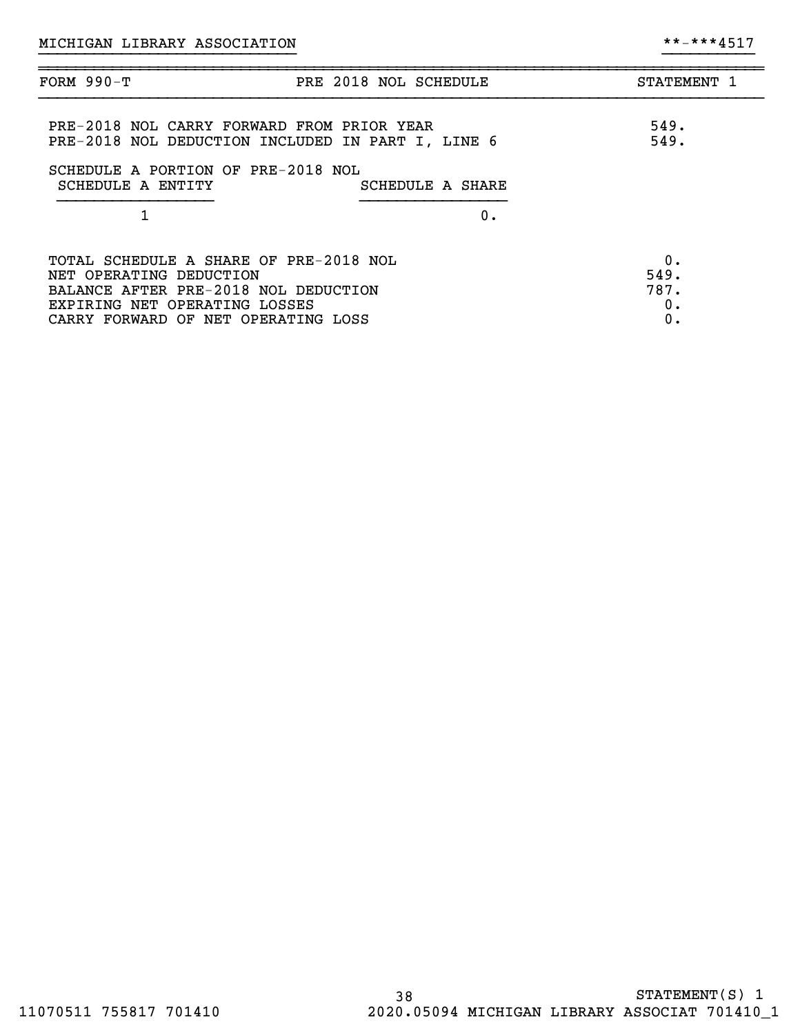MICHIGAN LIBRARY ASSOCIATION **-***4517

| FORM 990-T | PRE 2018 NOL SCHEDULE | STATEMENT 1 |
|---|---|---|

| | |
|---|---|
| PRE-2018 NOL CARRY FORWARD FROM PRIOR YEAR | 549. |
| PRE-2018 NOL DEDUCTION INCLUDED IN PART I, LINE 6 | 549. |

SCHEDULE A PORTION OF PRE-2018 NOL

| SCHEDULE A ENTITY | SCHEDULE A SHARE |
|---|---|
| 1 | 0. |

| | |
|---|---|
| TOTAL SCHEDULE A SHARE OF PRE-2018 NOL | 0. |
| NET OPERATING DEDUCTION | 549. |
| BALANCE AFTER PRE-2018 NOL DEDUCTION | 787. |
| EXPIRING NET OPERATING LOSSES | 0. |
| CARRY FORWARD OF NET OPERATING LOSS | 0. |

STATEMENT(S) 1

11070511 755817 701410 2020.05094 MICHIGAN LIBRARY ASSOCIAT 701410_1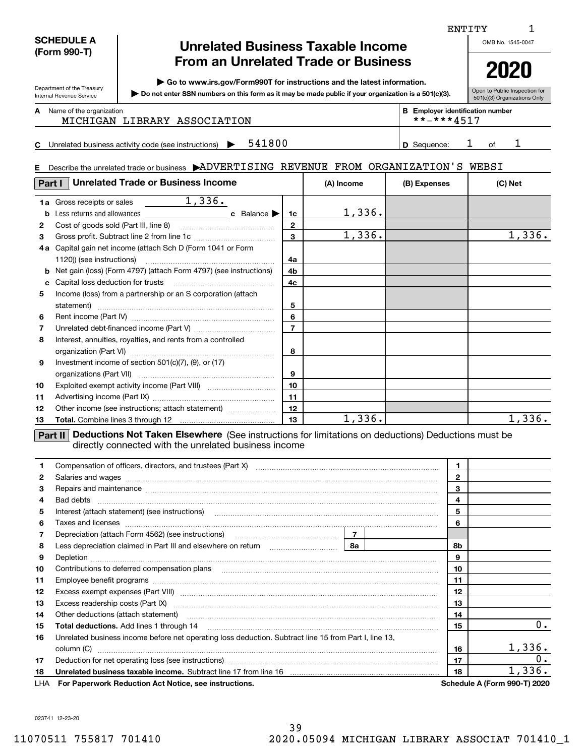ENTITY 1

**SCHEDULE A (Form 990-T)**

Department of the Treasury
Internal Revenue Service

# Unrelated Business Taxable Income From an Unrelated Trade or Business

▶ Go to www.irs.gov/Form990T for instructions and the latest information.

▶ Do not enter SSN numbers on this form as it may be made public if your organization is a 501(c)(3).

OMB No. 1545-0047

**2020**

Open to Public Inspection for 501(c)(3) Organizations Only

**A** Name of the organization: MICHIGAN LIBRARY ASSOCIATION

**B** Employer identification number: **-***4517

**C** Unrelated business activity code (see instructions) ▶ 541800

**D** Sequence: 1 of 1

**E** Describe the unrelated trade or business ▶ADVERTISING REVENUE FROM ORGANIZATION'S WEBSI

## Part I Unrelated Trade or Business Income

| | | Line | (A) Income | (B) Expenses | (C) Net |
|---|---|---|---|---|---|
| 1a | Gross receipts or sales 1,336. | | | | |
| b | Less returns and allowances ______ c Balance ▶ | 1c | 1,336. | | |
| 2 | Cost of goods sold (Part III, line 8) | 2 | | | |
| 3 | Gross profit. Subtract line 2 from line 1c | 3 | 1,336. | | 1,336. |
| 4a | Capital gain net income (attach Sch D (Form 1041 or Form 1120)) (see instructions) | 4a | | | |
| b | Net gain (loss) (Form 4797) (attach Form 4797) (see instructions) | 4b | | | |
| c | Capital loss deduction for trusts | 4c | | | |
| 5 | Income (loss) from a partnership or an S corporation (attach statement) | 5 | | | |
| 6 | Rent income (Part IV) | 6 | | | |
| 7 | Unrelated debt-financed income (Part V) | 7 | | | |
| 8 | Interest, annuities, royalties, and rents from a controlled organization (Part VI) | 8 | | | |
| 9 | Investment income of section 501(c)(7), (9), or (17) organizations (Part VII) | 9 | | | |
| 10 | Exploited exempt activity income (Part VIII) | 10 | | | |
| 11 | Advertising income (Part IX) | 11 | | | |
| 12 | Other income (see instructions; attach statement) | 12 | | | |
| 13 | **Total.** Combine lines 3 through 12 | 13 | 1,336. | | 1,336. |

## Part II Deductions Not Taken Elsewhere (See instructions for limitations on deductions) Deductions must be directly connected with the unrelated business income

| | | Line | Amount |
|---|---|---|---|
| 1 | Compensation of officers, directors, and trustees (Part X) | 1 | |
| 2 | Salaries and wages | 2 | |
| 3 | Repairs and maintenance | 3 | |
| 4 | Bad debts | 4 | |
| 5 | Interest (attach statement) (see instructions) | 5 | |
| 6 | Taxes and licenses | 6 | |
| 7 | Depreciation (attach Form 4562) (see instructions) 7 | | |
| 8 | Less depreciation claimed in Part III and elsewhere on return 8a | 8b | |
| 9 | Depletion | 9 | |
| 10 | Contributions to deferred compensation plans | 10 | |
| 11 | Employee benefit programs | 11 | |
| 12 | Excess exempt expenses (Part VIII) | 12 | |
| 13 | Excess readership costs (Part IX) | 13 | |
| 14 | Other deductions (attach statement) | 14 | |
| 15 | **Total deductions.** Add lines 1 through 14 | 15 | 0. |
| 16 | Unrelated business income before net operating loss deduction. Subtract line 15 from Part I, line 13, column (C) | 16 | 1,336. |
| 17 | Deduction for net operating loss (see instructions) | 17 | 0. |
| 18 | **Unrelated business taxable income.** Subtract line 17 from line 16 | 18 | 1,336. |

LHA **For Paperwork Reduction Act Notice, see instructions.** **Schedule A (Form 990-T) 2020**

023741 12-23-20

11070511 755817 701410 2020.05094 MICHIGAN LIBRARY ASSOCIAT 701410_1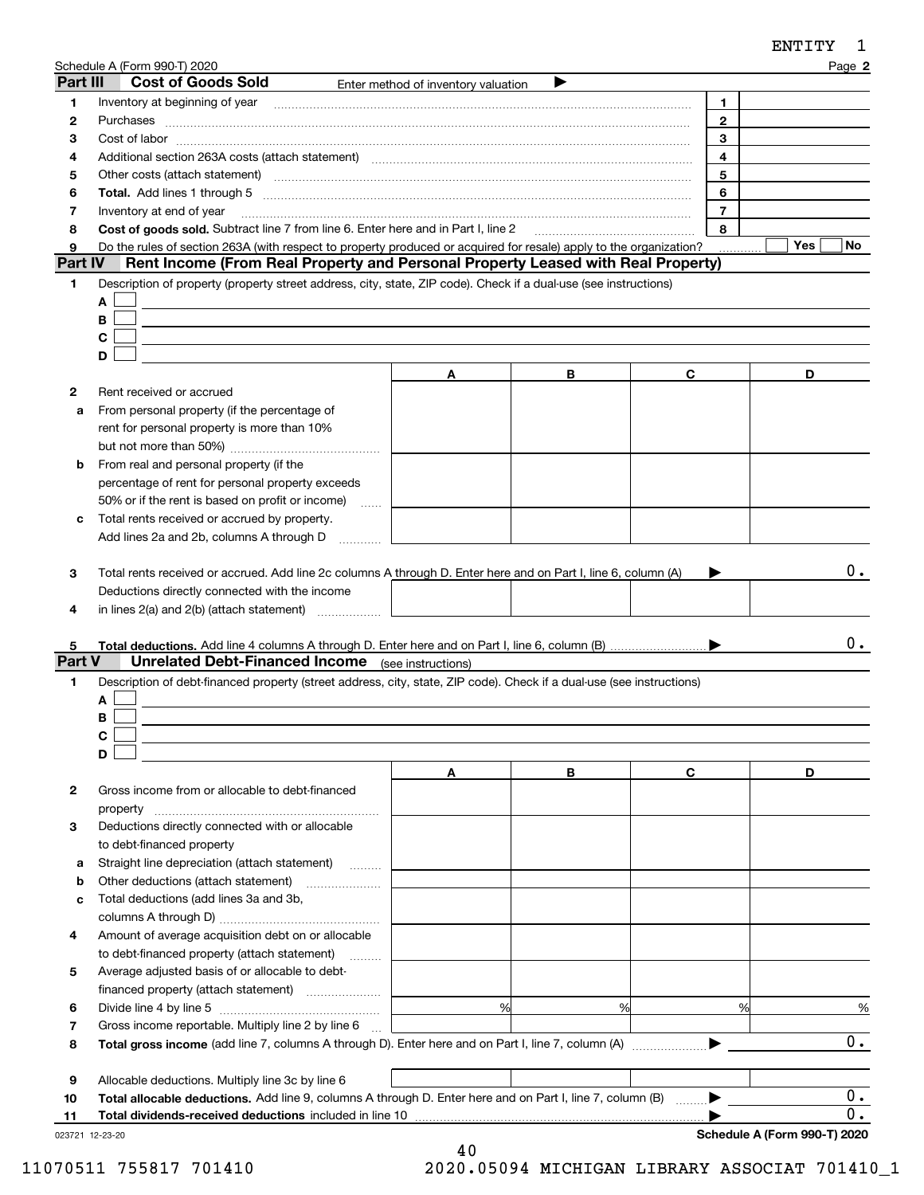Schedule A (Form 990-T) 2020

## Part III Cost of Goods Sold

Enter method of inventory valuation ▶

| | | | |
|---|---|---|---|
| 1 | Inventory at beginning of year | 1 | |
| 2 | Purchases | 2 | |
| 3 | Cost of labor | 3 | |
| 4 | Additional section 263A costs (attach statement) | 4 | |
| 5 | Other costs (attach statement) | 5 | |
| 6 | **Total.** Add lines 1 through 5 | 6 | |
| 7 | Inventory at end of year | 7 | |
| 8 | **Cost of goods sold.** Subtract line 7 from line 6. Enter here and in Part I, line 2 | 8 | |
| 9 | Do the rules of section 263A (with respect to property produced or acquired for resale) apply to the organization? | | ☐ Yes ☐ No |

## Part IV Rent Income (From Real Property and Personal Property Leased with Real Property)

1 Description of property (property street address, city, state, ZIP code). Check if a dual-use (see instructions)

A ☐

B ☐

C ☐

D ☐

| | | A | B | C | D |
|---|---|---|---|---|---|
| 2 | Rent received or accrued | | | | |
| a | From personal property (if the percentage of rent for personal property is more than 10% but not more than 50%) | | | | |
| b | From real and personal property (if the percentage of rent for personal property exceeds 50% or if the rent is based on profit or income) | | | | |
| c | Total rents received or accrued by property. Add lines 2a and 2b, columns A through D | | | | |
| 3 | Total rents received or accrued. Add line 2c columns A through D. Enter here and on Part I, line 6, column (A) ▶ | | | | 0. |
| 4 | Deductions directly connected with the income in lines 2(a) and 2(b) (attach statement) | | | | |
| 5 | **Total deductions.** Add line 4 columns A through D. Enter here and on Part I, line 6, column (B) ▶ | | | | 0. |

## Part V Unrelated Debt-Financed Income (see instructions)

1 Description of debt-financed property (street address, city, state, ZIP code). Check if a dual-use (see instructions)

A ☐

B ☐

C ☐

D ☐

| | | A | B | C | D |
|---|---|---|---|---|---|
| 2 | Gross income from or allocable to debt-financed property | | | | |
| 3 | Deductions directly connected with or allocable to debt-financed property | | | | |
| a | Straight line depreciation (attach statement) | | | | |
| b | Other deductions (attach statement) | | | | |
| c | Total deductions (add lines 3a and 3b, columns A through D) | | | | |
| 4 | Amount of average acquisition debt on or allocable to debt-financed property (attach statement) | | | | |
| 5 | Average adjusted basis of or allocable to debt-financed property (attach statement) | | | | |
| 6 | Divide line 4 by line 5 | % | % | % | % |
| 7 | Gross income reportable. Multiply line 2 by line 6 | | | | |
| 8 | **Total gross income** (add line 7, columns A through D). Enter here and on Part I, line 7, column (A) ▶ | | | | 0. |
| 9 | Allocable deductions. Multiply line 3c by line 6 | | | | |
| 10 | **Total allocable deductions.** Add line 9, columns A through D. Enter here and on Part I, line 7, column (B) ▶ | | | | 0. |
| 11 | **Total dividends-received deductions** included in line 10 ▶ | | | | 0. |

Schedule A (Form 990-T) 2020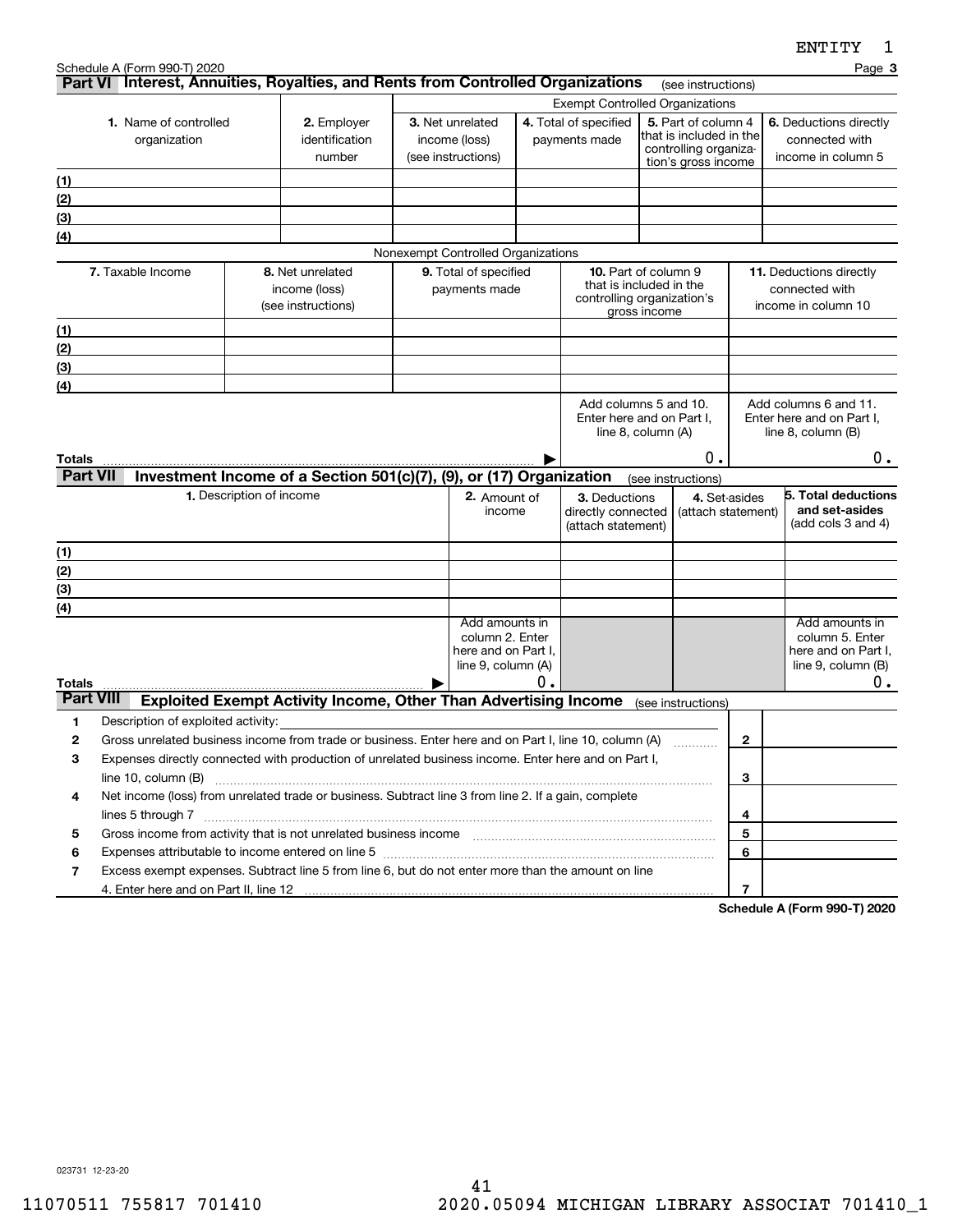ENTITY 1

Schedule A (Form 990-T) 2020 Page **3**

## Part VI Interest, Annuities, Royalties, and Rents from Controlled Organizations (see instructions)

| 1. Name of controlled organization | 2. Employer identification number | Exempt Controlled Organizations | | | |
|---|---|---|---|---|---|
| | | 3. Net unrelated income (loss) (see instructions) | 4. Total of specified payments made | 5. Part of column 4 that is included in the controlling organization's gross income | 6. Deductions directly connected with income in column 5 |
| (1) | | | | | |
| (2) | | | | | |
| (3) | | | | | |
| (4) | | | | | |

Nonexempt Controlled Organizations

| 7. Taxable Income | 8. Net unrelated income (loss) (see instructions) | 9. Total of specified payments made | 10. Part of column 9 that is included in the controlling organization's gross income | 11. Deductions directly connected with income in column 10 |
|---|---|---|---|---|
| (1) | | | | |
| (2) | | | | |
| (3) | | | | |
| (4) | | | | |
| | | | Add columns 5 and 10. Enter here and on Part I, line 8, column (A) | Add columns 6 and 11. Enter here and on Part I, line 8, column (B) |
| **Totals** ▶ | | | 0. | 0. |

## Part VII Investment Income of a Section 501(c)(7), (9), or (17) Organization (see instructions)

| 1. Description of income | 2. Amount of income | 3. Deductions directly connected (attach statement) | 4. Set-asides (attach statement) | 5. Total deductions and set-asides (add cols 3 and 4) |
|---|---|---|---|---|
| (1) | | | | |
| (2) | | | | |
| (3) | | | | |
| (4) | | | | |
| | Add amounts in column 2. Enter here and on Part I, line 9, column (A) | | | Add amounts in column 5. Enter here and on Part I, line 9, column (B) |
| **Totals** ▶ | 0. | | | 0. |

## Part VIII Exploited Exempt Activity Income, Other Than Advertising Income (see instructions)

| | | | |
|---|---|---|---|
| 1 | Description of exploited activity: | | |
| 2 | Gross unrelated business income from trade or business. Enter here and on Part I, line 10, column (A) | 2 | |
| 3 | Expenses directly connected with production of unrelated business income. Enter here and on Part I, line 10, column (B) | 3 | |
| 4 | Net income (loss) from unrelated trade or business. Subtract line 3 from line 2. If a gain, complete lines 5 through 7 | 4 | |
| 5 | Gross income from activity that is not unrelated business income | 5 | |
| 6 | Expenses attributable to income entered on line 5 | 6 | |
| 7 | Excess exempt expenses. Subtract line 5 from line 6, but do not enter more than the amount on line 4. Enter here and on Part II, line 12 | 7 | |

**Schedule A (Form 990-T) 2020**

023731 12-23-20

11070511 755817 701410 2020.05094 MICHIGAN LIBRARY ASSOCIAT 701410_1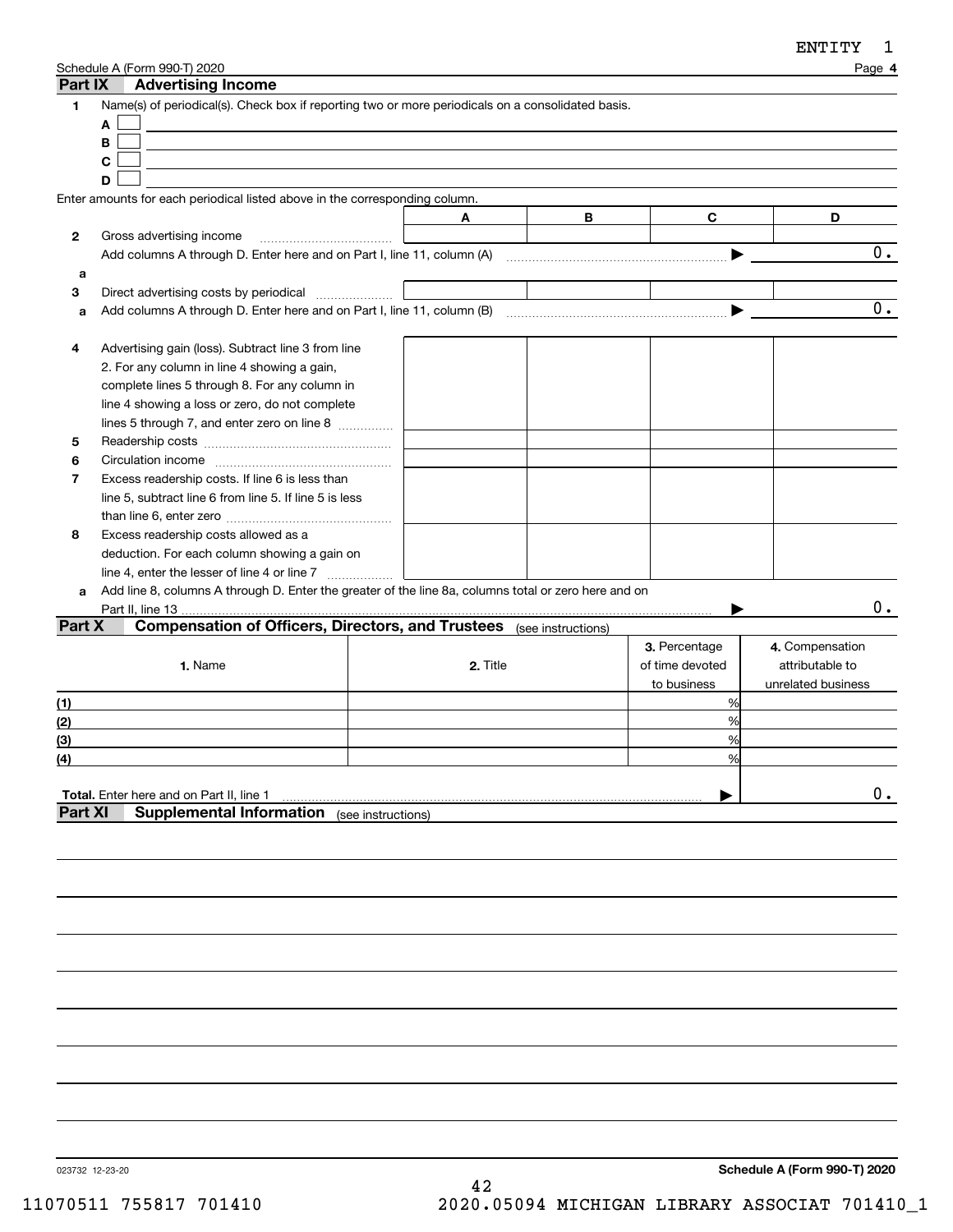ENTITY 1

Schedule A (Form 990-T) 2020 Page **4**

## Part IX Advertising Income

**1** Name(s) of periodical(s). Check box if reporting two or more periodicals on a consolidated basis.

- **A** ☐
- **B** ☐
- **C** ☐
- **D** ☐

Enter amounts for each periodical listed above in the corresponding column.

| | | A | B | C | D |
|---|---|---|---|---|---|
| **2** | Gross advertising income | | | | |
| | Add columns A through D. Enter here and on Part I, line 11, column (A) ▶ | | | | 0. |
| **a** | | | | | |
| **3** | Direct advertising costs by periodical | | | | |
| **a** | Add columns A through D. Enter here and on Part I, line 11, column (B) ▶ | | | | 0. |
| **4** | Advertising gain (loss). Subtract line 3 from line 2. For any column in line 4 showing a gain, complete lines 5 through 8. For any column in line 4 showing a loss or zero, do not complete lines 5 through 7, and enter zero on line 8 | | | | |
| **5** | Readership costs | | | | |
| **6** | Circulation income | | | | |
| **7** | Excess readership costs. If line 6 is less than line 5, subtract line 6 from line 5. If line 5 is less than line 6, enter zero | | | | |
| **8** | Excess readership costs allowed as a deduction. For each column showing a gain on line 4, enter the lesser of line 4 or line 7 | | | | |
| **a** | Add line 8, columns A through D. Enter the greater of the line 8a, columns total or zero here and on Part II, line 13 ▶ | | | | 0. |

## Part X Compensation of Officers, Directors, and Trustees (see instructions)

| 1. Name | 2. Title | 3. Percentage of time devoted to business | 4. Compensation attributable to unrelated business |
|---|---|---|---|
| (1) | | % | |
| (2) | | % | |
| (3) | | % | |
| (4) | | % | |
| **Total.** Enter here and on Part II, line 1 ▶ | | | 0. |

## Part XI Supplemental Information (see instructions)

023732 12-23-20 **Schedule A (Form 990-T) 2020**

11070511 755817 701410 2020.05094 MICHIGAN LIBRARY ASSOCIAT 701410_1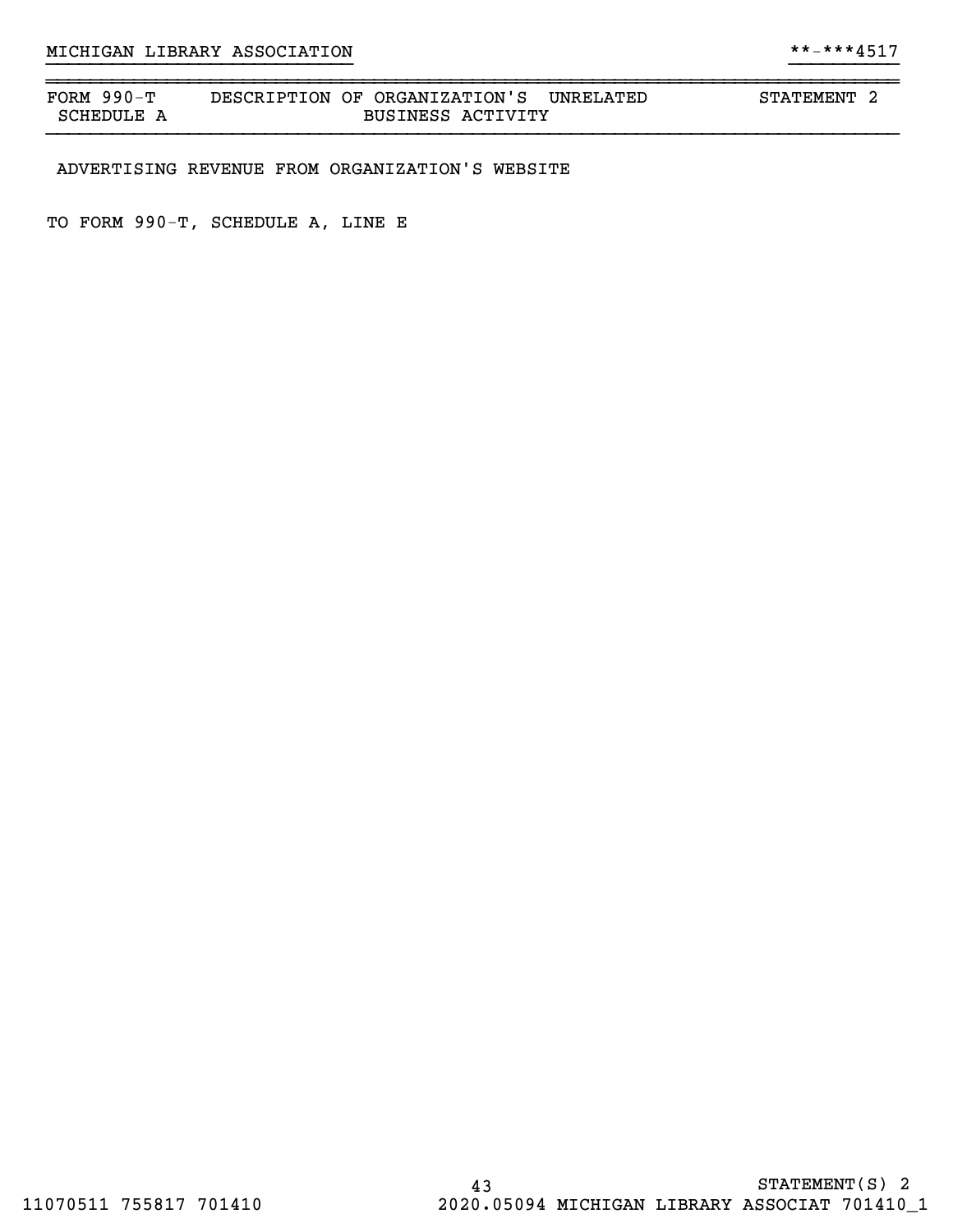| FORM 990-T SCHEDULE A | DESCRIPTION OF ORGANIZATION'S UNRELATED BUSINESS ACTIVITY | STATEMENT 2 |
|---|---|---|

ADVERTISING REVENUE FROM ORGANIZATION'S WEBSITE

TO FORM 990-T, SCHEDULE A, LINE E